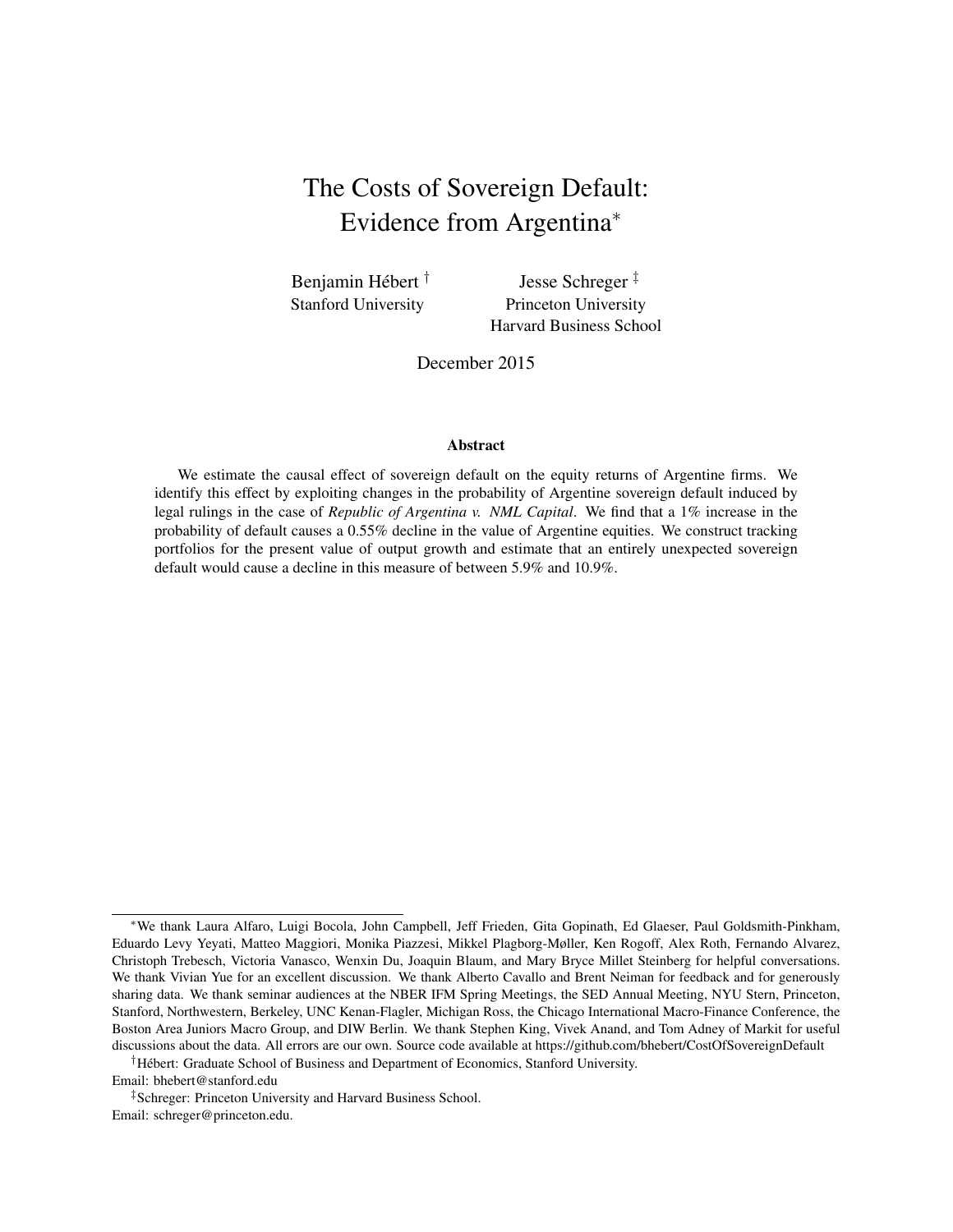# The Costs of Sovereign Default: Evidence from Argentina[*]

Benjamin Hébert [†]
Stanford University

Jesse Schreger [‡]
Princeton University
Harvard Business School

December 2015

## Abstract

We estimate the causal effect of sovereign default on the equity returns of Argentine firms. We identify this effect by exploiting changes in the probability of Argentine sovereign default induced by legal rulings in the case of ***Republic of Argentina v. NML Capital***. We find that a 1% increase in the probability of default causes a 0.55% decline in the value of Argentine equities. We construct tracking portfolios for the present value of output growth and estimate that an entirely unexpected sovereign default would cause a decline in this measure of between 5.9% and 10.9%.

---

[*]We thank Laura Alfaro, Luigi Bocola, John Campbell, Jeff Frieden, Gita Gopinath, Ed Glaeser, Paul Goldsmith-Pinkham, Eduardo Levy Yeyati, Matteo Maggiori, Monika Piazzesi, Mikkel Plagborg-Møller, Ken Rogoff, Alex Roth, Fernando Alvarez, Christoph Trebesch, Victoria Vanasco, Wenxin Du, Joaquin Blaum, and Mary Bryce Millet Steinberg for helpful conversations. We thank Vivian Yue for an excellent discussion. We thank Alberto Cavallo and Brent Neiman for feedback and for generously sharing data. We thank seminar audiences at the NBER IFM Spring Meetings, the SED Annual Meeting, NYU Stern, Princeton, Stanford, Northwestern, Berkeley, UNC Kenan-Flagler, Michigan Ross, the Chicago International Macro-Finance Conference, the Boston Area Juniors Macro Group, and DIW Berlin. We thank Stephen King, Vivek Anand, and Tom Adney of Markit for useful discussions about the data. All errors are our own. Source code available at https://github.com/bhebert/CostOfSovereignDefault

[†]Hébert: Graduate School of Business and Department of Economics, Stanford University.
Email: bhebert@stanford.edu

[‡]Schreger: Princeton University and Harvard Business School.
Email: schreger@princeton.edu.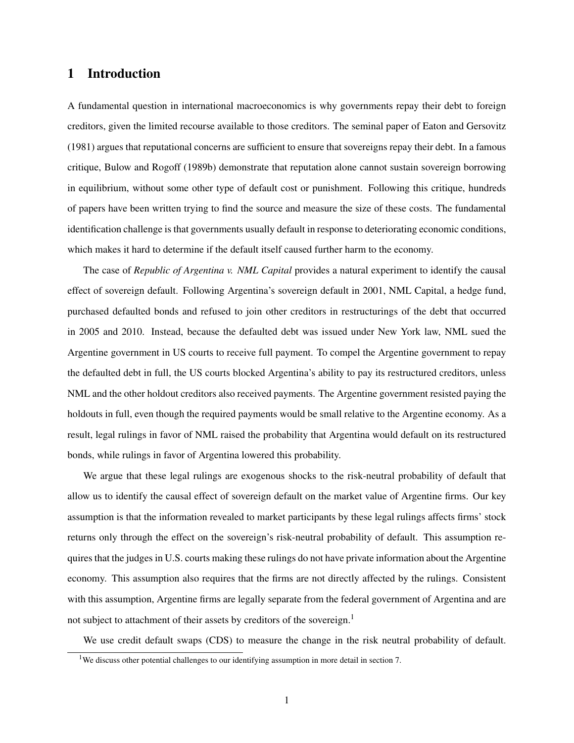# 1 Introduction

A fundamental question in international macroeconomics is why governments repay their debt to foreign creditors, given the limited recourse available to those creditors. The seminal paper of Eaton and Gersovitz (1981) argues that reputational concerns are sufficient to ensure that sovereigns repay their debt. In a famous critique, Bulow and Rogoff (1989b) demonstrate that reputation alone cannot sustain sovereign borrowing in equilibrium, without some other type of default cost or punishment. Following this critique, hundreds of papers have been written trying to find the source and measure the size of these costs. The fundamental identification challenge is that governments usually default in response to deteriorating economic conditions, which makes it hard to determine if the default itself caused further harm to the economy.

The case of *Republic of Argentina v. NML Capital* provides a natural experiment to identify the causal effect of sovereign default. Following Argentina's sovereign default in 2001, NML Capital, a hedge fund, purchased defaulted bonds and refused to join other creditors in restructurings of the debt that occurred in 2005 and 2010. Instead, because the defaulted debt was issued under New York law, NML sued the Argentine government in US courts to receive full payment. To compel the Argentine government to repay the defaulted debt in full, the US courts blocked Argentina's ability to pay its restructured creditors, unless NML and the other holdout creditors also received payments. The Argentine government resisted paying the holdouts in full, even though the required payments would be small relative to the Argentine economy. As a result, legal rulings in favor of NML raised the probability that Argentina would default on its restructured bonds, while rulings in favor of Argentina lowered this probability.

We argue that these legal rulings are exogenous shocks to the risk-neutral probability of default that allow us to identify the causal effect of sovereign default on the market value of Argentine firms. Our key assumption is that the information revealed to market participants by these legal rulings affects firms' stock returns only through the effect on the sovereign's risk-neutral probability of default. This assumption requires that the judges in U.S. courts making these rulings do not have private information about the Argentine economy. This assumption also requires that the firms are not directly affected by the rulings. Consistent with this assumption, Argentine firms are legally separate from the federal government of Argentina and are not subject to attachment of their assets by creditors of the sovereign.[1]

We use credit default swaps (CDS) to measure the change in the risk neutral probability of default.

[1]We discuss other potential challenges to our identifying assumption in more detail in section 7.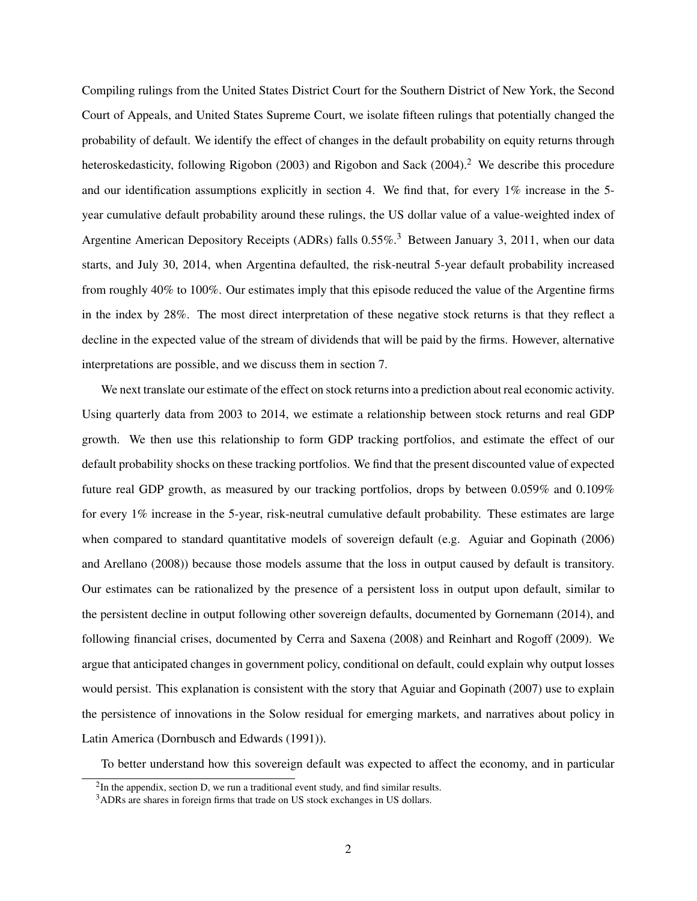Compiling rulings from the United States District Court for the Southern District of New York, the Second Court of Appeals, and United States Supreme Court, we isolate fifteen rulings that potentially changed the probability of default. We identify the effect of changes in the default probability on equity returns through heteroskedasticity, following Rigobon (2003) and Rigobon and Sack (2004).[2] We describe this procedure and our identification assumptions explicitly in section 4. We find that, for every 1% increase in the 5-year cumulative default probability around these rulings, the US dollar value of a value-weighted index of Argentine American Depository Receipts (ADRs) falls 0.55%.[3] Between January 3, 2011, when our data starts, and July 30, 2014, when Argentina defaulted, the risk-neutral 5-year default probability increased from roughly 40% to 100%. Our estimates imply that this episode reduced the value of the Argentine firms in the index by 28%. The most direct interpretation of these negative stock returns is that they reflect a decline in the expected value of the stream of dividends that will be paid by the firms. However, alternative interpretations are possible, and we discuss them in section 7.

We next translate our estimate of the effect on stock returns into a prediction about real economic activity. Using quarterly data from 2003 to 2014, we estimate a relationship between stock returns and real GDP growth. We then use this relationship to form GDP tracking portfolios, and estimate the effect of our default probability shocks on these tracking portfolios. We find that the present discounted value of expected future real GDP growth, as measured by our tracking portfolios, drops by between 0.059% and 0.109% for every 1% increase in the 5-year, risk-neutral cumulative default probability. These estimates are large when compared to standard quantitative models of sovereign default (e.g. Aguiar and Gopinath (2006) and Arellano (2008)) because those models assume that the loss in output caused by default is transitory. Our estimates can be rationalized by the presence of a persistent loss in output upon default, similar to the persistent decline in output following other sovereign defaults, documented by Gornemann (2014), and following financial crises, documented by Cerra and Saxena (2008) and Reinhart and Rogoff (2009). We argue that anticipated changes in government policy, conditional on default, could explain why output losses would persist. This explanation is consistent with the story that Aguiar and Gopinath (2007) use to explain the persistence of innovations in the Solow residual for emerging markets, and narratives about policy in Latin America (Dornbusch and Edwards (1991)).

To better understand how this sovereign default was expected to affect the economy, and in particular

[2] In the appendix, section D, we run a traditional event study, and find similar results.

[3] ADRs are shares in foreign firms that trade on US stock exchanges in US dollars.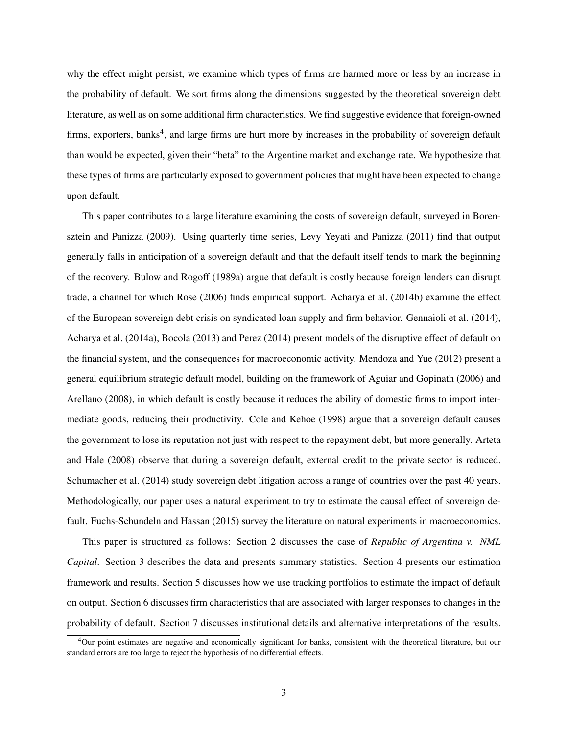why the effect might persist, we examine which types of firms are harmed more or less by an increase in the probability of default. We sort firms along the dimensions suggested by the theoretical sovereign debt literature, as well as on some additional firm characteristics. We find suggestive evidence that foreign-owned firms, exporters, banks[4], and large firms are hurt more by increases in the probability of sovereign default than would be expected, given their "beta" to the Argentine market and exchange rate. We hypothesize that these types of firms are particularly exposed to government policies that might have been expected to change upon default.

This paper contributes to a large literature examining the costs of sovereign default, surveyed in Borensztein and Panizza (2009). Using quarterly time series, Levy Yeyati and Panizza (2011) find that output generally falls in anticipation of a sovereign default and that the default itself tends to mark the beginning of the recovery. Bulow and Rogoff (1989a) argue that default is costly because foreign lenders can disrupt trade, a channel for which Rose (2006) finds empirical support. Acharya et al. (2014b) examine the effect of the European sovereign debt crisis on syndicated loan supply and firm behavior. Gennaioli et al. (2014), Acharya et al. (2014a), Bocola (2013) and Perez (2014) present models of the disruptive effect of default on the financial system, and the consequences for macroeconomic activity. Mendoza and Yue (2012) present a general equilibrium strategic default model, building on the framework of Aguiar and Gopinath (2006) and Arellano (2008), in which default is costly because it reduces the ability of domestic firms to import intermediate goods, reducing their productivity. Cole and Kehoe (1998) argue that a sovereign default causes the government to lose its reputation not just with respect to the repayment debt, but more generally. Arteta and Hale (2008) observe that during a sovereign default, external credit to the private sector is reduced. Schumacher et al. (2014) study sovereign debt litigation across a range of countries over the past 40 years. Methodologically, our paper uses a natural experiment to try to estimate the causal effect of sovereign default. Fuchs-Schundeln and Hassan (2015) survey the literature on natural experiments in macroeconomics.

This paper is structured as follows: Section 2 discusses the case of *Republic of Argentina v. NML Capital*. Section 3 describes the data and presents summary statistics. Section 4 presents our estimation framework and results. Section 5 discusses how we use tracking portfolios to estimate the impact of default on output. Section 6 discusses firm characteristics that are associated with larger responses to changes in the probability of default. Section 7 discusses institutional details and alternative interpretations of the results.

[4]Our point estimates are negative and economically significant for banks, consistent with the theoretical literature, but our standard errors are too large to reject the hypothesis of no differential effects.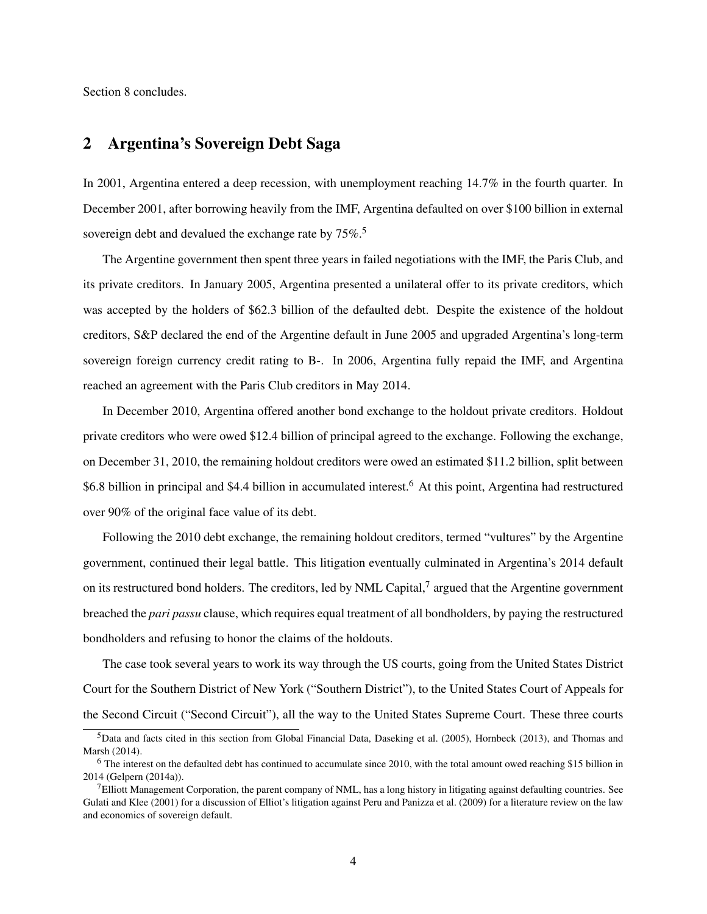Section 8 concludes.

## 2 Argentina's Sovereign Debt Saga

In 2001, Argentina entered a deep recession, with unemployment reaching 14.7% in the fourth quarter. In December 2001, after borrowing heavily from the IMF, Argentina defaulted on over $100 billion in external sovereign debt and devalued the exchange rate by 75%.[5]

The Argentine government then spent three years in failed negotiations with the IMF, the Paris Club, and its private creditors. In January 2005, Argentina presented a unilateral offer to its private creditors, which was accepted by the holders of $62.3 billion of the defaulted debt. Despite the existence of the holdout creditors, S&P declared the end of the Argentine default in June 2005 and upgraded Argentina's long-term sovereign foreign currency credit rating to B-. In 2006, Argentina fully repaid the IMF, and Argentina reached an agreement with the Paris Club creditors in May 2014.

In December 2010, Argentina offered another bond exchange to the holdout private creditors. Holdout private creditors who were owed $12.4 billion of principal agreed to the exchange. Following the exchange, on December 31, 2010, the remaining holdout creditors were owed an estimated $11.2 billion, split between $6.8 billion in principal and $4.4 billion in accumulated interest.[6] At this point, Argentina had restructured over 90% of the original face value of its debt.

Following the 2010 debt exchange, the remaining holdout creditors, termed "vultures" by the Argentine government, continued their legal battle. This litigation eventually culminated in Argentina's 2014 default on its restructured bond holders. The creditors, led by NML Capital,[7] argued that the Argentine government breached the *pari passu* clause, which requires equal treatment of all bondholders, by paying the restructured bondholders and refusing to honor the claims of the holdouts.

The case took several years to work its way through the US courts, going from the United States District Court for the Southern District of New York ("Southern District"), to the United States Court of Appeals for the Second Circuit ("Second Circuit"), all the way to the United States Supreme Court. These three courts

[5] Data and facts cited in this section from Global Financial Data, Daseking et al. (2005), Hornbeck (2013), and Thomas and Marsh (2014).

[6] The interest on the defaulted debt has continued to accumulate since 2010, with the total amount owed reaching $15 billion in 2014 (Gelpern (2014a)).

[7] Elliott Management Corporation, the parent company of NML, has a long history in litigating against defaulting countries. See Gulati and Klee (2001) for a discussion of Elliot's litigation against Peru and Panizza et al. (2009) for a literature review on the law and economics of sovereign default.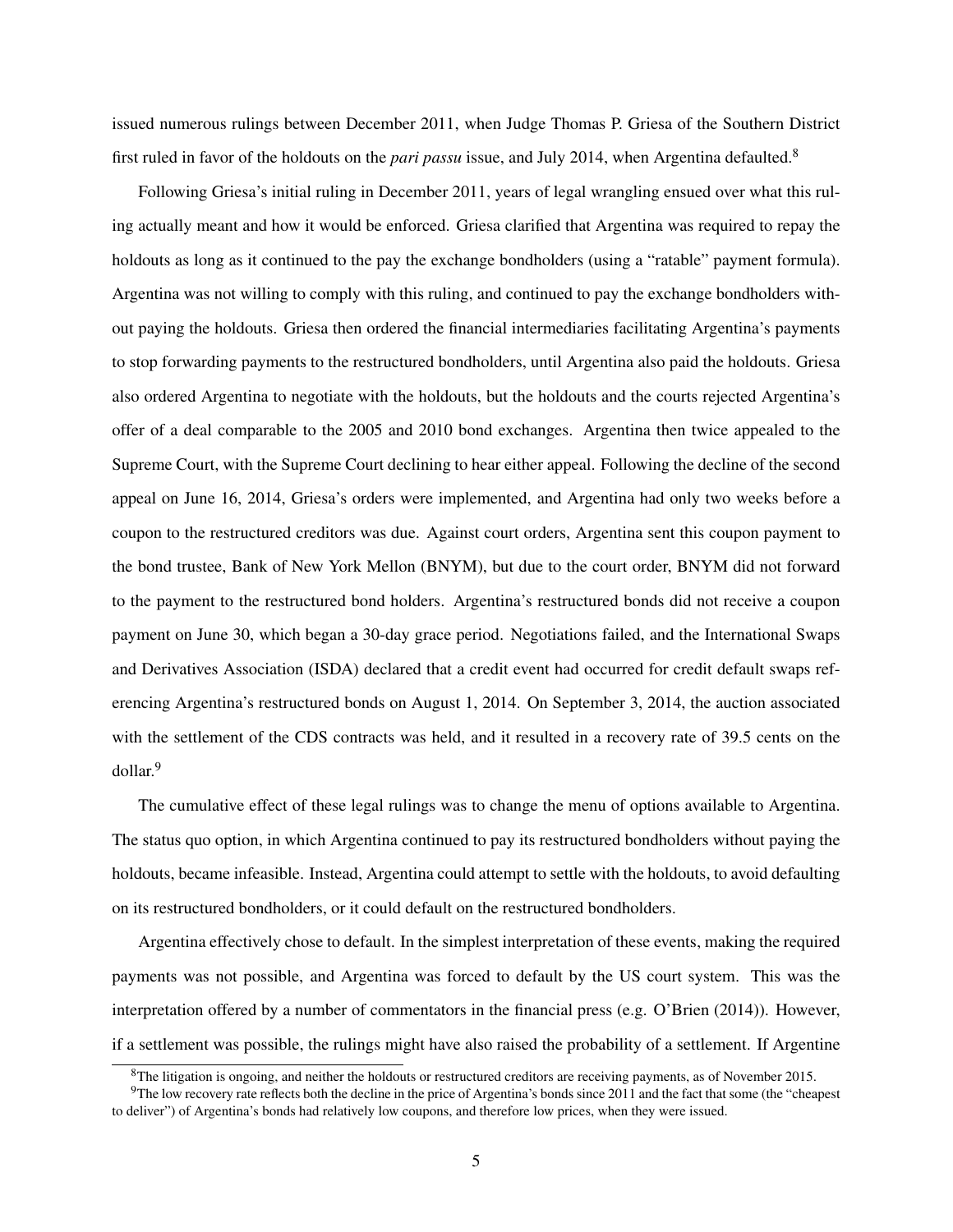issued numerous rulings between December 2011, when Judge Thomas P. Griesa of the Southern District first ruled in favor of the holdouts on the *pari passu* issue, and July 2014, when Argentina defaulted.[8]

Following Griesa's initial ruling in December 2011, years of legal wrangling ensued over what this ruling actually meant and how it would be enforced. Griesa clarified that Argentina was required to repay the holdouts as long as it continued to the pay the exchange bondholders (using a "ratable" payment formula). Argentina was not willing to comply with this ruling, and continued to pay the exchange bondholders without paying the holdouts. Griesa then ordered the financial intermediaries facilitating Argentina's payments to stop forwarding payments to the restructured bondholders, until Argentina also paid the holdouts. Griesa also ordered Argentina to negotiate with the holdouts, but the holdouts and the courts rejected Argentina's offer of a deal comparable to the 2005 and 2010 bond exchanges. Argentina then twice appealed to the Supreme Court, with the Supreme Court declining to hear either appeal. Following the decline of the second appeal on June 16, 2014, Griesa's orders were implemented, and Argentina had only two weeks before a coupon to the restructured creditors was due. Against court orders, Argentina sent this coupon payment to the bond trustee, Bank of New York Mellon (BNYM), but due to the court order, BNYM did not forward to the payment to the restructured bond holders. Argentina's restructured bonds did not receive a coupon payment on June 30, which began a 30-day grace period. Negotiations failed, and the International Swaps and Derivatives Association (ISDA) declared that a credit event had occurred for credit default swaps referencing Argentina's restructured bonds on August 1, 2014. On September 3, 2014, the auction associated with the settlement of the CDS contracts was held, and it resulted in a recovery rate of 39.5 cents on the dollar.[9]

The cumulative effect of these legal rulings was to change the menu of options available to Argentina. The status quo option, in which Argentina continued to pay its restructured bondholders without paying the holdouts, became infeasible. Instead, Argentina could attempt to settle with the holdouts, to avoid defaulting on its restructured bondholders, or it could default on the restructured bondholders.

Argentina effectively chose to default. In the simplest interpretation of these events, making the required payments was not possible, and Argentina was forced to default by the US court system. This was the interpretation offered by a number of commentators in the financial press (e.g. O'Brien (2014)). However, if a settlement was possible, the rulings might have also raised the probability of a settlement. If Argentine

---

[8] The litigation is ongoing, and neither the holdouts or restructured creditors are receiving payments, as of November 2015.

[9] The low recovery rate reflects both the decline in the price of Argentina's bonds since 2011 and the fact that some (the "cheapest to deliver") of Argentina's bonds had relatively low coupons, and therefore low prices, when they were issued.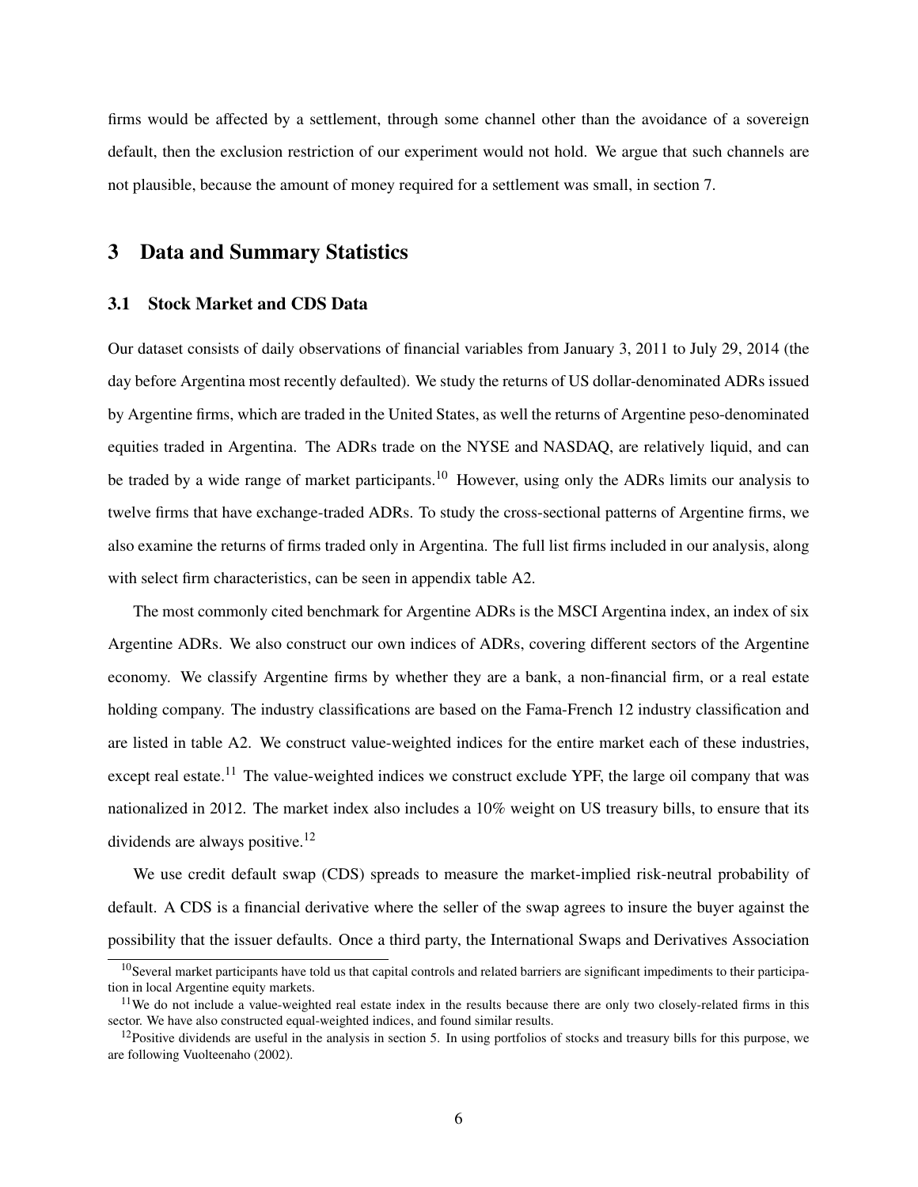firms would be affected by a settlement, through some channel other than the avoidance of a sovereign default, then the exclusion restriction of our experiment would not hold. We argue that such channels are not plausible, because the amount of money required for a settlement was small, in section 7.

## 3 Data and Summary Statistics

### 3.1 Stock Market and CDS Data

Our dataset consists of daily observations of financial variables from January 3, 2011 to July 29, 2014 (the day before Argentina most recently defaulted). We study the returns of US dollar-denominated ADRs issued by Argentine firms, which are traded in the United States, as well the returns of Argentine peso-denominated equities traded in Argentina. The ADRs trade on the NYSE and NASDAQ, are relatively liquid, and can be traded by a wide range of market participants.[10] However, using only the ADRs limits our analysis to twelve firms that have exchange-traded ADRs. To study the cross-sectional patterns of Argentine firms, we also examine the returns of firms traded only in Argentina. The full list firms included in our analysis, along with select firm characteristics, can be seen in appendix table A2.

The most commonly cited benchmark for Argentine ADRs is the MSCI Argentina index, an index of six Argentine ADRs. We also construct our own indices of ADRs, covering different sectors of the Argentine economy. We classify Argentine firms by whether they are a bank, a non-financial firm, or a real estate holding company. The industry classifications are based on the Fama-French 12 industry classification and are listed in table A2. We construct value-weighted indices for the entire market each of these industries, except real estate.[11] The value-weighted indices we construct exclude YPF, the large oil company that was nationalized in 2012. The market index also includes a 10% weight on US treasury bills, to ensure that its dividends are always positive.[12]

We use credit default swap (CDS) spreads to measure the market-implied risk-neutral probability of default. A CDS is a financial derivative where the seller of the swap agrees to insure the buyer against the possibility that the issuer defaults. Once a third party, the International Swaps and Derivatives Association

[10] Several market participants have told us that capital controls and related barriers are significant impediments to their participation in local Argentine equity markets.

[11] We do not include a value-weighted real estate index in the results because there are only two closely-related firms in this sector. We have also constructed equal-weighted indices, and found similar results.

[12] Positive dividends are useful in the analysis in section 5. In using portfolios of stocks and treasury bills for this purpose, we are following Vuolteenaho (2002).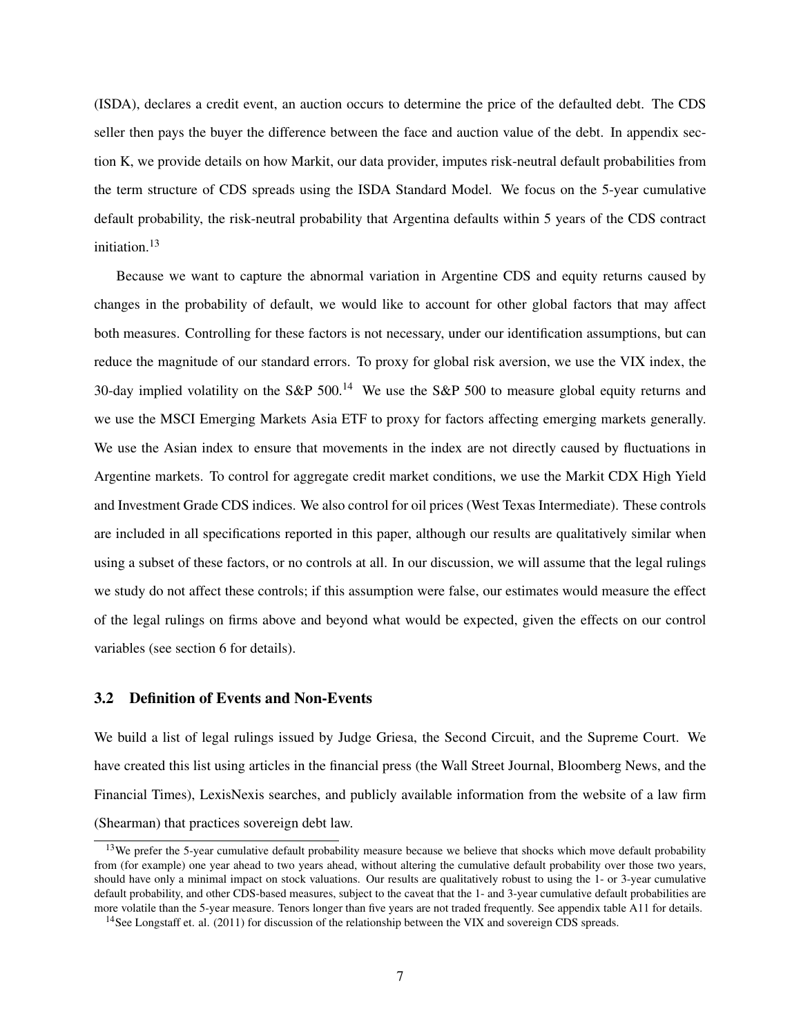(ISDA), declares a credit event, an auction occurs to determine the price of the defaulted debt. The CDS seller then pays the buyer the difference between the face and auction value of the debt. In appendix section K, we provide details on how Markit, our data provider, imputes risk-neutral default probabilities from the term structure of CDS spreads using the ISDA Standard Model. We focus on the 5-year cumulative default probability, the risk-neutral probability that Argentina defaults within 5 years of the CDS contract initiation.[13]

Because we want to capture the abnormal variation in Argentine CDS and equity returns caused by changes in the probability of default, we would like to account for other global factors that may affect both measures. Controlling for these factors is not necessary, under our identification assumptions, but can reduce the magnitude of our standard errors. To proxy for global risk aversion, we use the VIX index, the 30-day implied volatility on the S&P 500.[14] We use the S&P 500 to measure global equity returns and we use the MSCI Emerging Markets Asia ETF to proxy for factors affecting emerging markets generally. We use the Asian index to ensure that movements in the index are not directly caused by fluctuations in Argentine markets. To control for aggregate credit market conditions, we use the Markit CDX High Yield and Investment Grade CDS indices. We also control for oil prices (West Texas Intermediate). These controls are included in all specifications reported in this paper, although our results are qualitatively similar when using a subset of these factors, or no controls at all. In our discussion, we will assume that the legal rulings we study do not affect these controls; if this assumption were false, our estimates would measure the effect of the legal rulings on firms above and beyond what would be expected, given the effects on our control variables (see section 6 for details).

### 3.2 Definition of Events and Non-Events

We build a list of legal rulings issued by Judge Griesa, the Second Circuit, and the Supreme Court. We have created this list using articles in the financial press (the Wall Street Journal, Bloomberg News, and the Financial Times), LexisNexis searches, and publicly available information from the website of a law firm (Shearman) that practices sovereign debt law.

[13] We prefer the 5-year cumulative default probability measure because we believe that shocks which move default probability from (for example) one year ahead to two years ahead, without altering the cumulative default probability over those two years, should have only a minimal impact on stock valuations. Our results are qualitatively robust to using the 1- or 3-year cumulative default probability, and other CDS-based measures, subject to the caveat that the 1- and 3-year cumulative default probabilities are more volatile than the 5-year measure. Tenors longer than five years are not traded frequently. See appendix table A11 for details.

[14] See Longstaff et. al. (2011) for discussion of the relationship between the VIX and sovereign CDS spreads.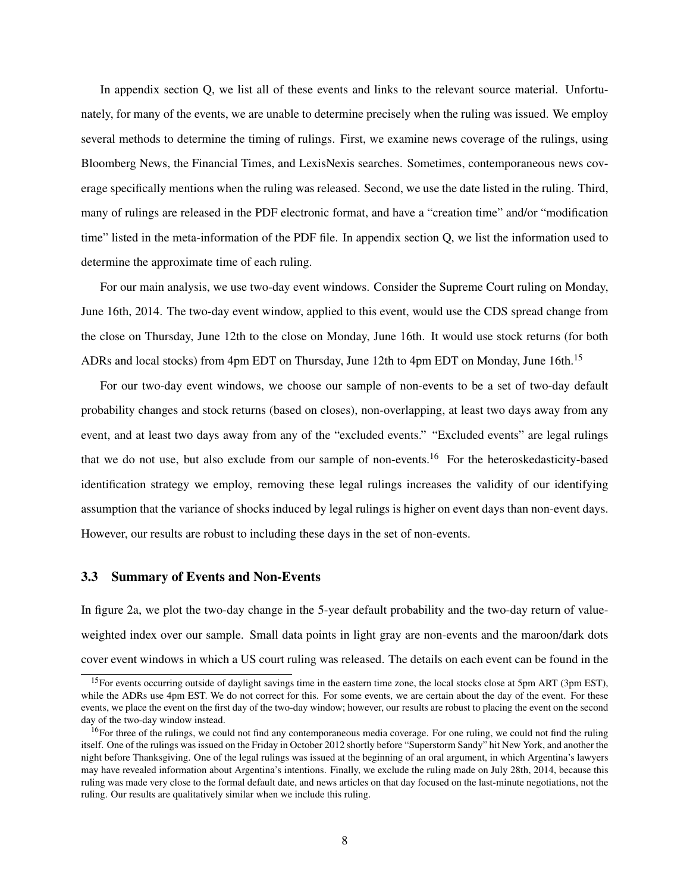In appendix section Q, we list all of these events and links to the relevant source material. Unfortunately, for many of the events, we are unable to determine precisely when the ruling was issued. We employ several methods to determine the timing of rulings. First, we examine news coverage of the rulings, using Bloomberg News, the Financial Times, and LexisNexis searches. Sometimes, contemporaneous news coverage specifically mentions when the ruling was released. Second, we use the date listed in the ruling. Third, many of rulings are released in the PDF electronic format, and have a "creation time" and/or "modification time" listed in the meta-information of the PDF file. In appendix section Q, we list the information used to determine the approximate time of each ruling.

For our main analysis, we use two-day event windows. Consider the Supreme Court ruling on Monday, June 16th, 2014. The two-day event window, applied to this event, would use the CDS spread change from the close on Thursday, June 12th to the close on Monday, June 16th. It would use stock returns (for both ADRs and local stocks) from 4pm EDT on Thursday, June 12th to 4pm EDT on Monday, June 16th.[15]

For our two-day event windows, we choose our sample of non-events to be a set of two-day default probability changes and stock returns (based on closes), non-overlapping, at least two days away from any event, and at least two days away from any of the "excluded events." "Excluded events" are legal rulings that we do not use, but also exclude from our sample of non-events.[16] For the heteroskedasticity-based identification strategy we employ, removing these legal rulings increases the validity of our identifying assumption that the variance of shocks induced by legal rulings is higher on event days than non-event days. However, our results are robust to including these days in the set of non-events.

### 3.3 Summary of Events and Non-Events

In figure 2a, we plot the two-day change in the 5-year default probability and the two-day return of value-weighted index over our sample. Small data points in light gray are non-events and the maroon/dark dots cover event windows in which a US court ruling was released. The details on each event can be found in the

[15] For events occurring outside of daylight savings time in the eastern time zone, the local stocks close at 5pm ART (3pm EST), while the ADRs use 4pm EST. We do not correct for this. For some events, we are certain about the day of the event. For these events, we place the event on the first day of the two-day window; however, our results are robust to placing the event on the second day of the two-day window instead.

[16] For three of the rulings, we could not find any contemporaneous media coverage. For one ruling, we could not find the ruling itself. One of the rulings was issued on the Friday in October 2012 shortly before "Superstorm Sandy" hit New York, and another the night before Thanksgiving. One of the legal rulings was issued at the beginning of an oral argument, in which Argentina's lawyers may have revealed information about Argentina's intentions. Finally, we exclude the ruling made on July 28th, 2014, because this ruling was made very close to the formal default date, and news articles on that day focused on the last-minute negotiations, not the ruling. Our results are qualitatively similar when we include this ruling.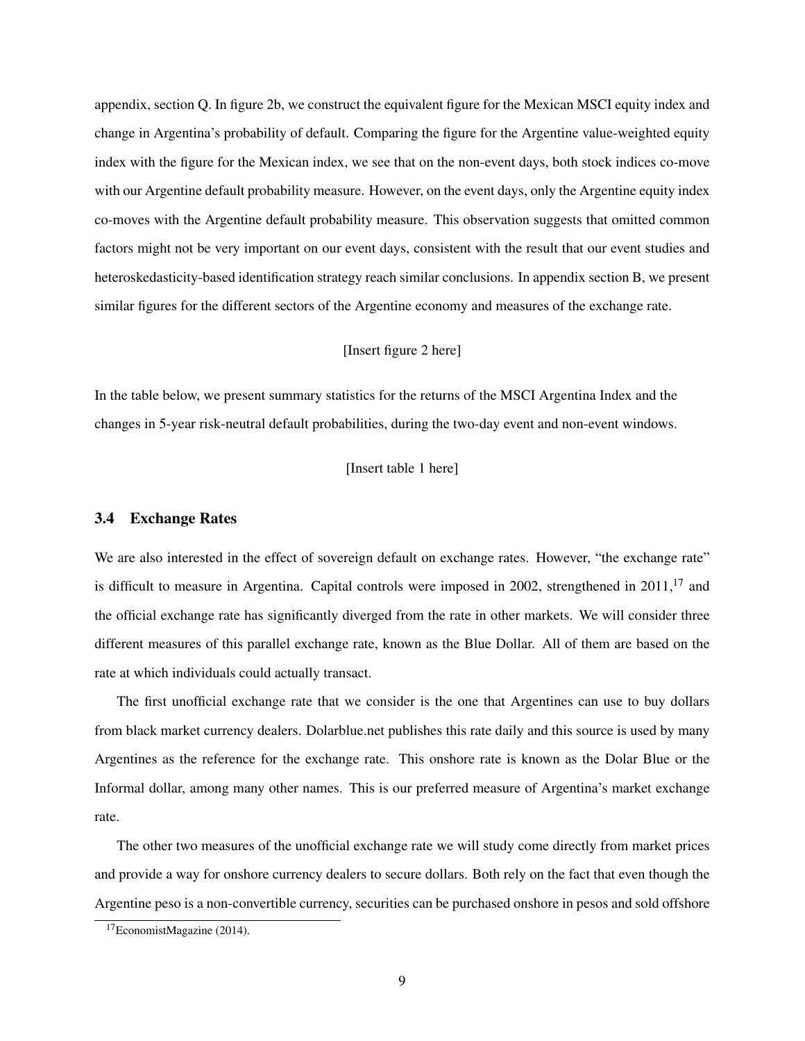appendix, section Q. In figure 2b, we construct the equivalent figure for the Mexican MSCI equity index and change in Argentina's probability of default. Comparing the figure for the Argentine value-weighted equity index with the figure for the Mexican index, we see that on the non-event days, both stock indices co-move with our Argentine default probability measure. However, on the event days, only the Argentine equity index co-moves with the Argentine default probability measure. This observation suggests that omitted common factors might not be very important on our event days, consistent with the result that our event studies and heteroskedasticity-based identification strategy reach similar conclusions. In appendix section B, we present similar figures for the different sectors of the Argentine economy and measures of the exchange rate.

[Insert figure 2 here]

In the table below, we present summary statistics for the returns of the MSCI Argentina Index and the changes in 5-year risk-neutral default probabilities, during the two-day event and non-event windows.

[Insert table 1 here]

### 3.4 Exchange Rates

We are also interested in the effect of sovereign default on exchange rates. However, "the exchange rate" is difficult to measure in Argentina. Capital controls were imposed in 2002, strengthened in 2011,[17] and the official exchange rate has significantly diverged from the rate in other markets. We will consider three different measures of this parallel exchange rate, known as the Blue Dollar. All of them are based on the rate at which individuals could actually transact.

The first unofficial exchange rate that we consider is the one that Argentines can use to buy dollars from black market currency dealers. Dolarblue.net publishes this rate daily and this source is used by many Argentines as the reference for the exchange rate. This onshore rate is known as the Dolar Blue or the Informal dollar, among many other names. This is our preferred measure of Argentina's market exchange rate.

The other two measures of the unofficial exchange rate we will study come directly from market prices and provide a way for onshore currency dealers to secure dollars. Both rely on the fact that even though the Argentine peso is a non-convertible currency, securities can be purchased onshore in pesos and sold offshore

[17] EconomistMagazine (2014).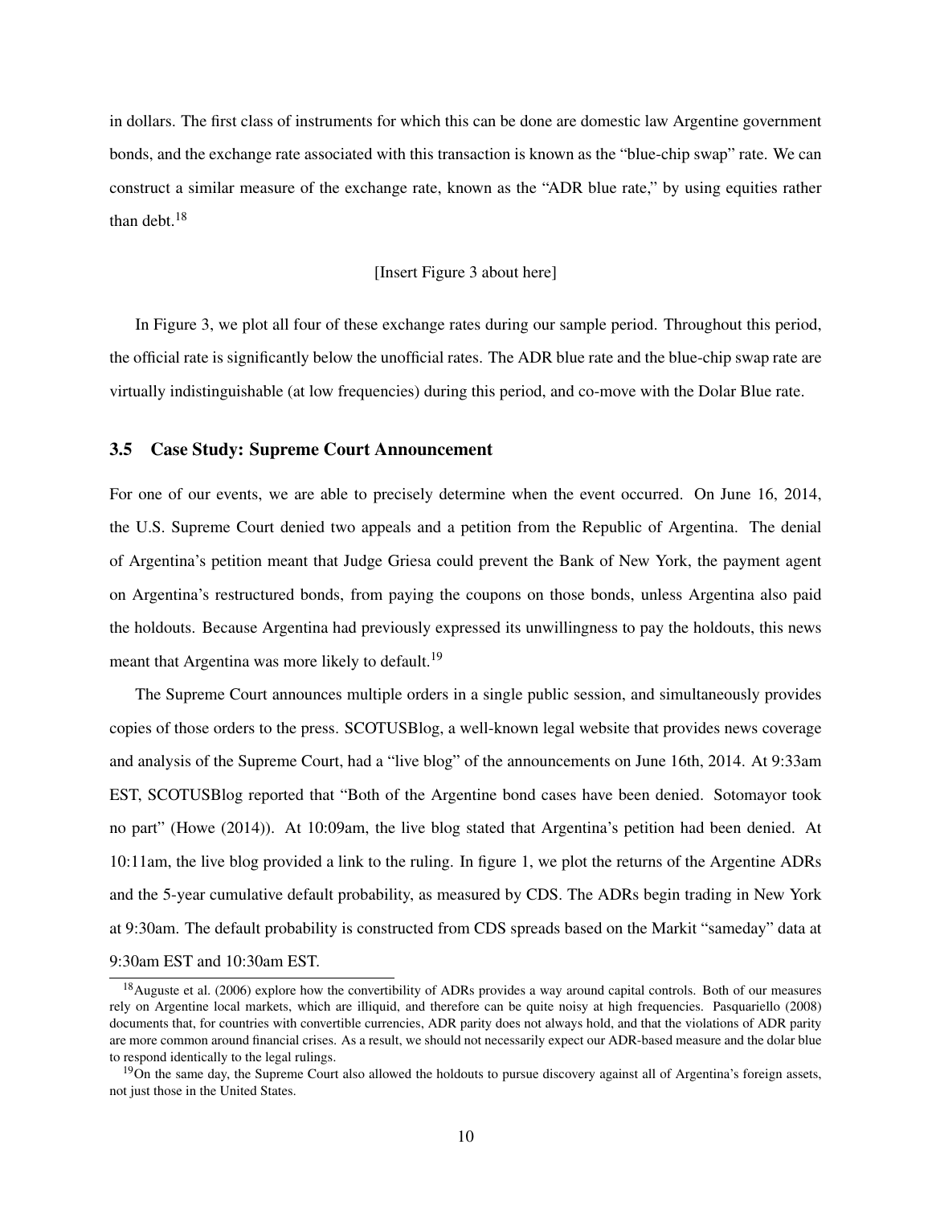in dollars. The first class of instruments for which this can be done are domestic law Argentine government bonds, and the exchange rate associated with this transaction is known as the "blue-chip swap" rate. We can construct a similar measure of the exchange rate, known as the "ADR blue rate," by using equities rather than debt.[18]

[Insert Figure 3 about here]

In Figure 3, we plot all four of these exchange rates during our sample period. Throughout this period, the official rate is significantly below the unofficial rates. The ADR blue rate and the blue-chip swap rate are virtually indistinguishable (at low frequencies) during this period, and co-move with the Dolar Blue rate.

### 3.5 Case Study: Supreme Court Announcement

For one of our events, we are able to precisely determine when the event occurred. On June 16, 2014, the U.S. Supreme Court denied two appeals and a petition from the Republic of Argentina. The denial of Argentina's petition meant that Judge Griesa could prevent the Bank of New York, the payment agent on Argentina's restructured bonds, from paying the coupons on those bonds, unless Argentina also paid the holdouts. Because Argentina had previously expressed its unwillingness to pay the holdouts, this news meant that Argentina was more likely to default.[19]

The Supreme Court announces multiple orders in a single public session, and simultaneously provides copies of those orders to the press. SCOTUSBlog, a well-known legal website that provides news coverage and analysis of the Supreme Court, had a "live blog" of the announcements on June 16th, 2014. At 9:33am EST, SCOTUSBlog reported that "Both of the Argentine bond cases have been denied. Sotomayor took no part" (Howe (2014)). At 10:09am, the live blog stated that Argentina's petition had been denied. At 10:11am, the live blog provided a link to the ruling. In figure 1, we plot the returns of the Argentine ADRs and the 5-year cumulative default probability, as measured by CDS. The ADRs begin trading in New York at 9:30am. The default probability is constructed from CDS spreads based on the Markit "sameday" data at 9:30am EST and 10:30am EST.

[18] Auguste et al. (2006) explore how the convertibility of ADRs provides a way around capital controls. Both of our measures rely on Argentine local markets, which are illiquid, and therefore can be quite noisy at high frequencies. Pasquariello (2008) documents that, for countries with convertible currencies, ADR parity does not always hold, and that the violations of ADR parity are more common around financial crises. As a result, we should not necessarily expect our ADR-based measure and the dolar blue to respond identically to the legal rulings.

[19] On the same day, the Supreme Court also allowed the holdouts to pursue discovery against all of Argentina's foreign assets, not just those in the United States.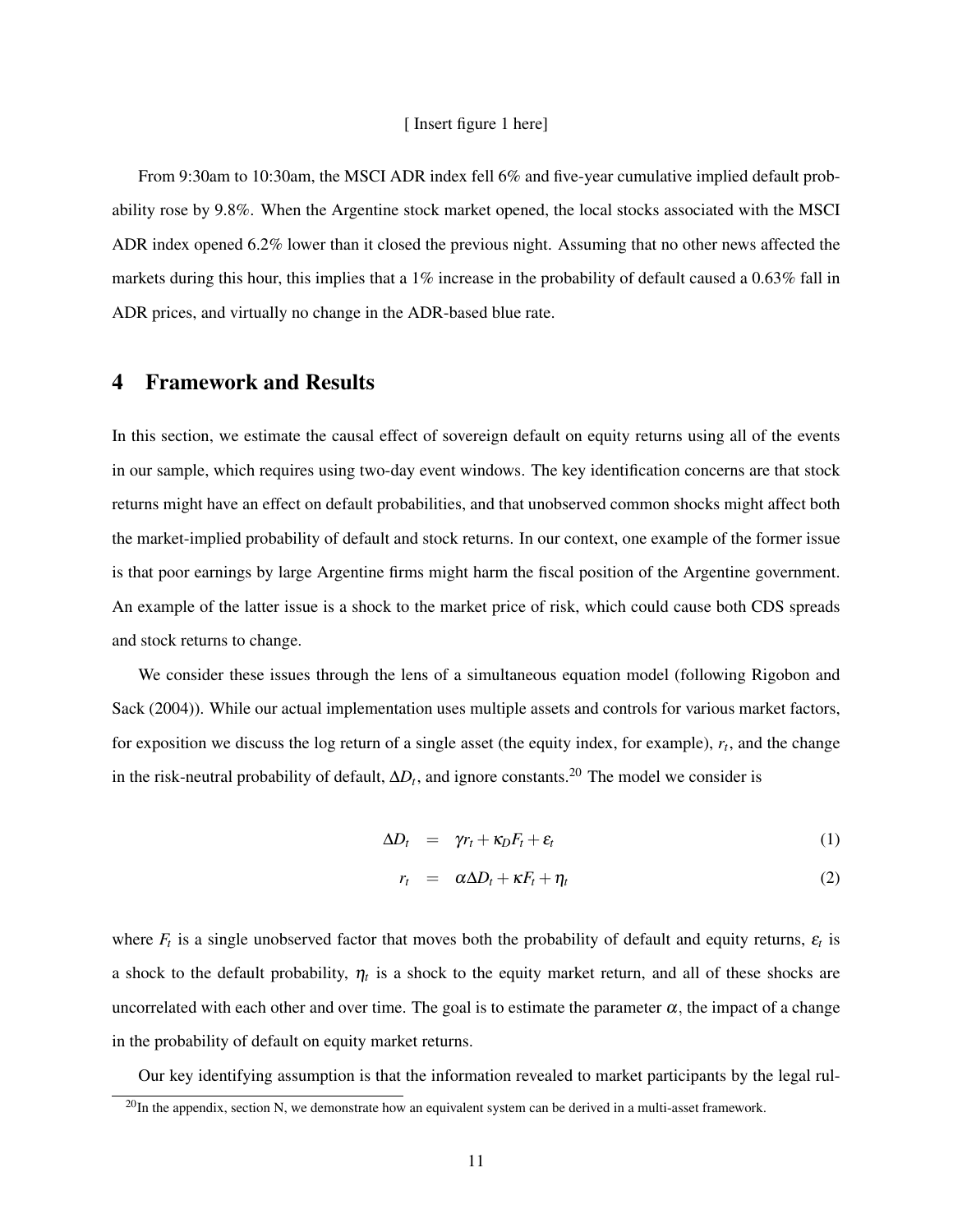[ Insert figure 1 here]

From 9:30am to 10:30am, the MSCI ADR index fell 6% and five-year cumulative implied default probability rose by 9.8%. When the Argentine stock market opened, the local stocks associated with the MSCI ADR index opened 6.2% lower than it closed the previous night. Assuming that no other news affected the markets during this hour, this implies that a 1% increase in the probability of default caused a 0.63% fall in ADR prices, and virtually no change in the ADR-based blue rate.

# 4 Framework and Results

In this section, we estimate the causal effect of sovereign default on equity returns using all of the events in our sample, which requires using two-day event windows. The key identification concerns are that stock returns might have an effect on default probabilities, and that unobserved common shocks might affect both the market-implied probability of default and stock returns. In our context, one example of the former issue is that poor earnings by large Argentine firms might harm the fiscal position of the Argentine government. An example of the latter issue is a shock to the market price of risk, which could cause both CDS spreads and stock returns to change.

We consider these issues through the lens of a simultaneous equation model (following Rigobon and Sack (2004)). While our actual implementation uses multiple assets and controls for various market factors, for exposition we discuss the log return of a single asset (the equity index, for example), $r_t$, and the change in the risk-neutral probability of default, $\Delta D_t$, and ignore constants.[20] The model we consider is

$$\Delta D_t = \gamma r_t + \kappa_D F_t + \varepsilon_t \tag{1}$$

$$r_t = \alpha \Delta D_t + \kappa F_t + \eta_t \tag{2}$$

where $F_t$ is a single unobserved factor that moves both the probability of default and equity returns, $\varepsilon_t$ is a shock to the default probability, $\eta_t$ is a shock to the equity market return, and all of these shocks are uncorrelated with each other and over time. The goal is to estimate the parameter $\alpha$, the impact of a change in the probability of default on equity market returns.

Our key identifying assumption is that the information revealed to market participants by the legal rul-

[20] In the appendix, section N, we demonstrate how an equivalent system can be derived in a multi-asset framework.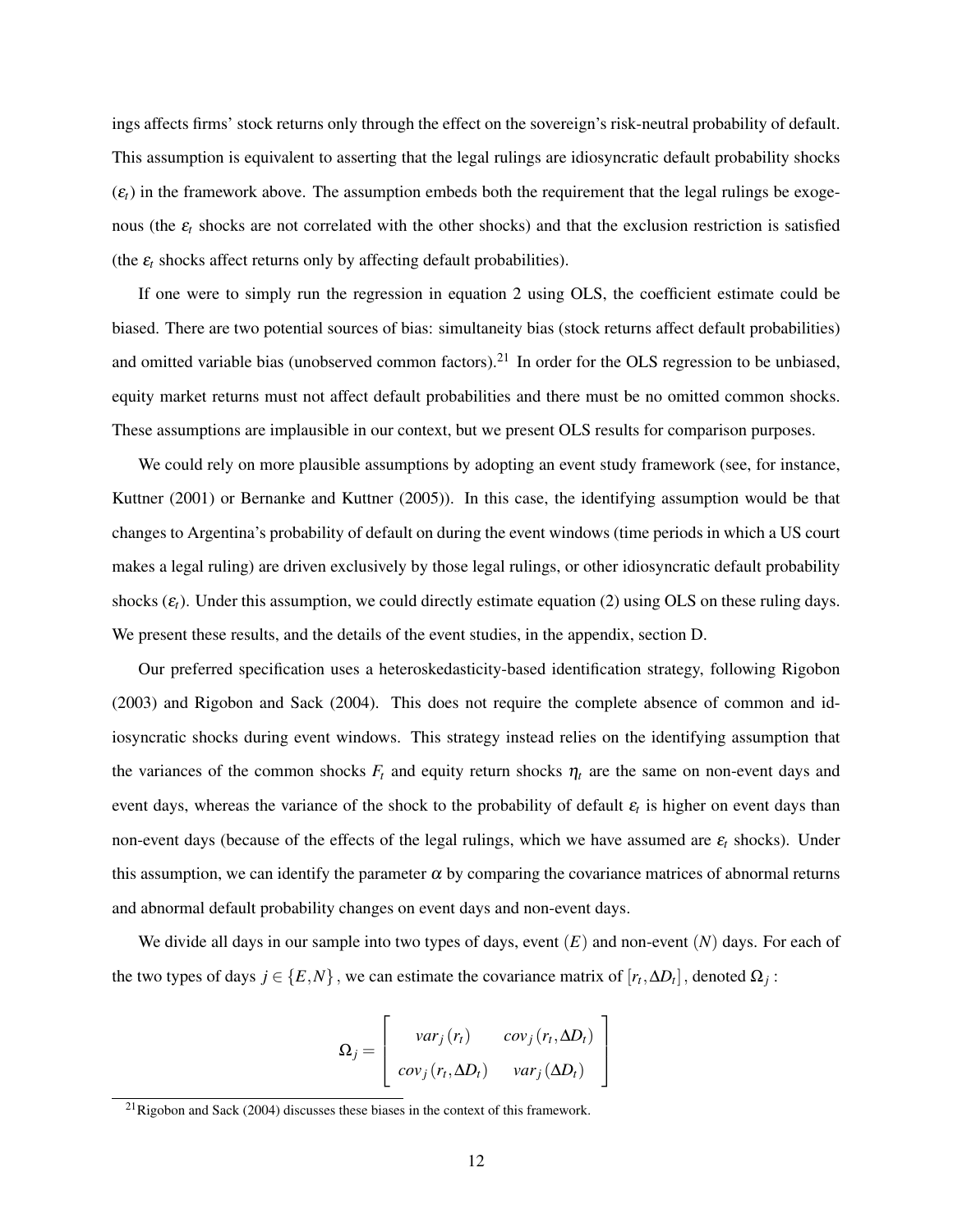ings affects firms' stock returns only through the effect on the sovereign's risk-neutral probability of default. This assumption is equivalent to asserting that the legal rulings are idiosyncratic default probability shocks ($\varepsilon_t$) in the framework above. The assumption embeds both the requirement that the legal rulings be exogenous (the $\varepsilon_t$ shocks are not correlated with the other shocks) and that the exclusion restriction is satisfied (the $\varepsilon_t$ shocks affect returns only by affecting default probabilities).

If one were to simply run the regression in equation 2 using OLS, the coefficient estimate could be biased. There are two potential sources of bias: simultaneity bias (stock returns affect default probabilities) and omitted variable bias (unobserved common factors).[21] In order for the OLS regression to be unbiased, equity market returns must not affect default probabilities and there must be no omitted common shocks. These assumptions are implausible in our context, but we present OLS results for comparison purposes.

We could rely on more plausible assumptions by adopting an event study framework (see, for instance, Kuttner (2001) or Bernanke and Kuttner (2005)). In this case, the identifying assumption would be that changes to Argentina's probability of default on during the event windows (time periods in which a US court makes a legal ruling) are driven exclusively by those legal rulings, or other idiosyncratic default probability shocks ($\varepsilon_t$). Under this assumption, we could directly estimate equation (2) using OLS on these ruling days. We present these results, and the details of the event studies, in the appendix, section D.

Our preferred specification uses a heteroskedasticity-based identification strategy, following Rigobon (2003) and Rigobon and Sack (2004). This does not require the complete absence of common and idiosyncratic shocks during event windows. This strategy instead relies on the identifying assumption that the variances of the common shocks $F_t$ and equity return shocks $\eta_t$ are the same on non-event days and event days, whereas the variance of the shock to the probability of default $\varepsilon_t$ is higher on event days than non-event days (because of the effects of the legal rulings, which we have assumed are $\varepsilon_t$ shocks). Under this assumption, we can identify the parameter $\alpha$ by comparing the covariance matrices of abnormal returns and abnormal default probability changes on event days and non-event days.

We divide all days in our sample into two types of days, event ($E$) and non-event ($N$) days. For each of the two types of days $j \in \{E, N\}$, we can estimate the covariance matrix of $[r_t, \Delta D_t]$, denoted $\Omega_j$ :

$$\Omega_j = \begin{bmatrix} var_j(r_t) & cov_j(r_t, \Delta D_t) \\ cov_j(r_t, \Delta D_t) & var_j(\Delta D_t) \end{bmatrix}$$

[21] Rigobon and Sack (2004) discusses these biases in the context of this framework.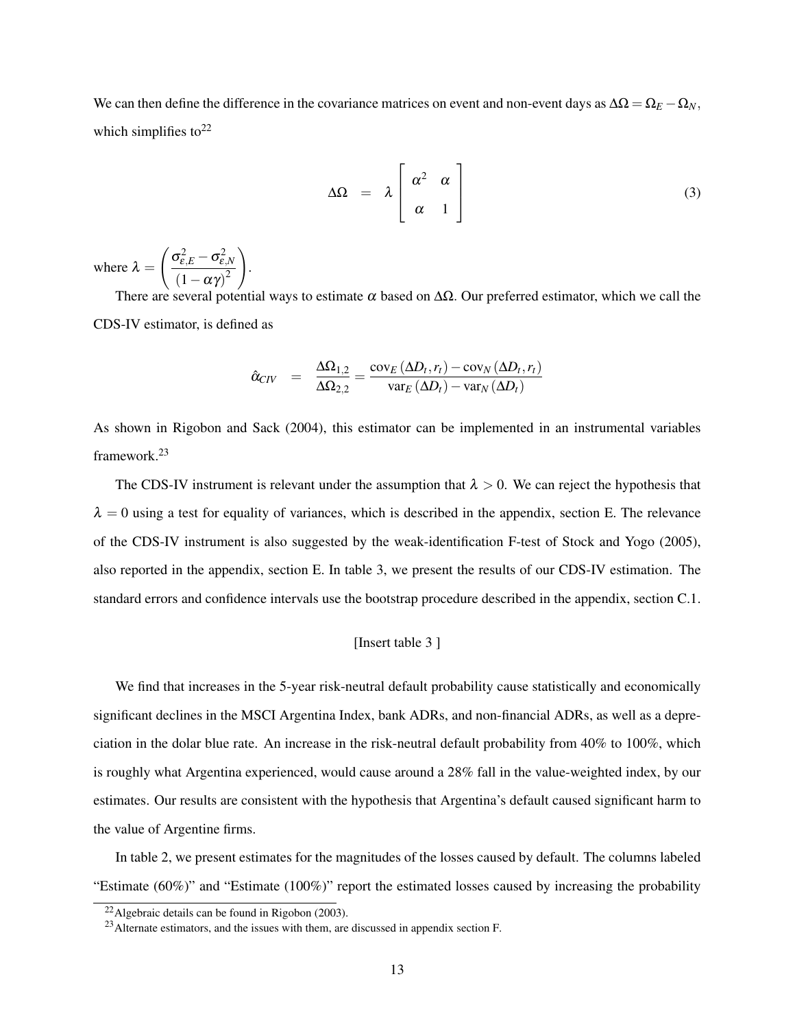We can then define the difference in the covariance matrices on event and non-event days as $\Delta\Omega = \Omega_E - \Omega_N$, which simplifies to[22]

$$\Delta\Omega = \lambda \begin{bmatrix} \alpha^2 & \alpha \\ \alpha & 1 \end{bmatrix} \tag{3}$$

where $\lambda = \left( \frac{\sigma^2_{\varepsilon,E} - \sigma^2_{\varepsilon,N}}{(1-\alpha\gamma)^2} \right)$.

There are several potential ways to estimate $\alpha$ based on $\Delta\Omega$. Our preferred estimator, which we call the CDS-IV estimator, is defined as

$$\hat{\alpha}_{CIV} = \frac{\Delta\Omega_{1,2}}{\Delta\Omega_{2,2}} = \frac{\text{cov}_E(\Delta D_t, r_t) - \text{cov}_N(\Delta D_t, r_t)}{\text{var}_E(\Delta D_t) - \text{var}_N(\Delta D_t)}$$

As shown in Rigobon and Sack (2004), this estimator can be implemented in an instrumental variables framework.[23]

The CDS-IV instrument is relevant under the assumption that $\lambda > 0$. We can reject the hypothesis that $\lambda = 0$ using a test for equality of variances, which is described in the appendix, section E. The relevance of the CDS-IV instrument is also suggested by the weak-identification F-test of Stock and Yogo (2005), also reported in the appendix, section E. In table 3, we present the results of our CDS-IV estimation. The standard errors and confidence intervals use the bootstrap procedure described in the appendix, section C.1.

[Insert table 3 ]

We find that increases in the 5-year risk-neutral default probability cause statistically and economically significant declines in the MSCI Argentina Index, bank ADRs, and non-financial ADRs, as well as a depreciation in the dolar blue rate. An increase in the risk-neutral default probability from 40% to 100%, which is roughly what Argentina experienced, would cause around a 28% fall in the value-weighted index, by our estimates. Our results are consistent with the hypothesis that Argentina's default caused significant harm to the value of Argentine firms.

In table 2, we present estimates for the magnitudes of the losses caused by default. The columns labeled "Estimate (60%)" and "Estimate (100%)" report the estimated losses caused by increasing the probability

[22] Algebraic details can be found in Rigobon (2003).

[23] Alternate estimators, and the issues with them, are discussed in appendix section F.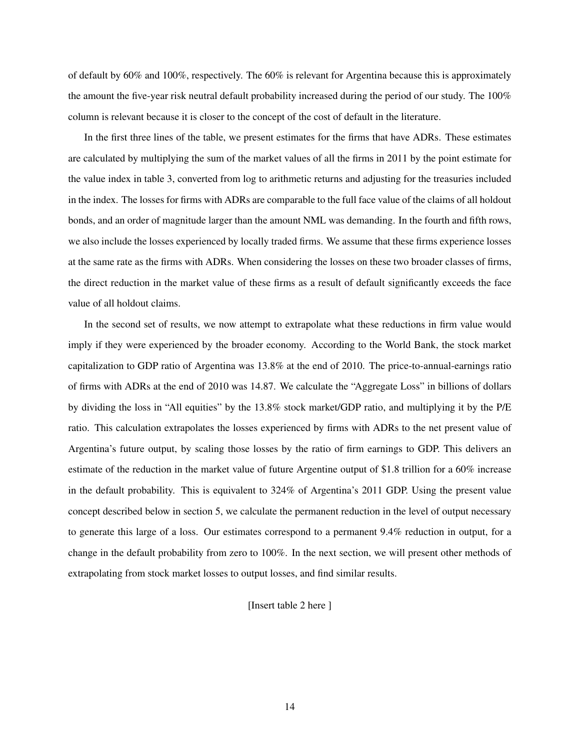of default by 60% and 100%, respectively. The 60% is relevant for Argentina because this is approximately the amount the five-year risk neutral default probability increased during the period of our study. The 100% column is relevant because it is closer to the concept of the cost of default in the literature.

In the first three lines of the table, we present estimates for the firms that have ADRs. These estimates are calculated by multiplying the sum of the market values of all the firms in 2011 by the point estimate for the value index in table 3, converted from log to arithmetic returns and adjusting for the treasuries included in the index. The losses for firms with ADRs are comparable to the full face value of the claims of all holdout bonds, and an order of magnitude larger than the amount NML was demanding. In the fourth and fifth rows, we also include the losses experienced by locally traded firms. We assume that these firms experience losses at the same rate as the firms with ADRs. When considering the losses on these two broader classes of firms, the direct reduction in the market value of these firms as a result of default significantly exceeds the face value of all holdout claims.

In the second set of results, we now attempt to extrapolate what these reductions in firm value would imply if they were experienced by the broader economy. According to the World Bank, the stock market capitalization to GDP ratio of Argentina was 13.8% at the end of 2010. The price-to-annual-earnings ratio of firms with ADRs at the end of 2010 was 14.87. We calculate the "Aggregate Loss" in billions of dollars by dividing the loss in "All equities" by the 13.8% stock market/GDP ratio, and multiplying it by the P/E ratio. This calculation extrapolates the losses experienced by firms with ADRs to the net present value of Argentina's future output, by scaling those losses by the ratio of firm earnings to GDP. This delivers an estimate of the reduction in the market value of future Argentine output of $1.8 trillion for a 60% increase in the default probability. This is equivalent to 324% of Argentina's 2011 GDP. Using the present value concept described below in section 5, we calculate the permanent reduction in the level of output necessary to generate this large of a loss. Our estimates correspond to a permanent 9.4% reduction in output, for a change in the default probability from zero to 100%. In the next section, we will present other methods of extrapolating from stock market losses to output losses, and find similar results.

[Insert table 2 here ]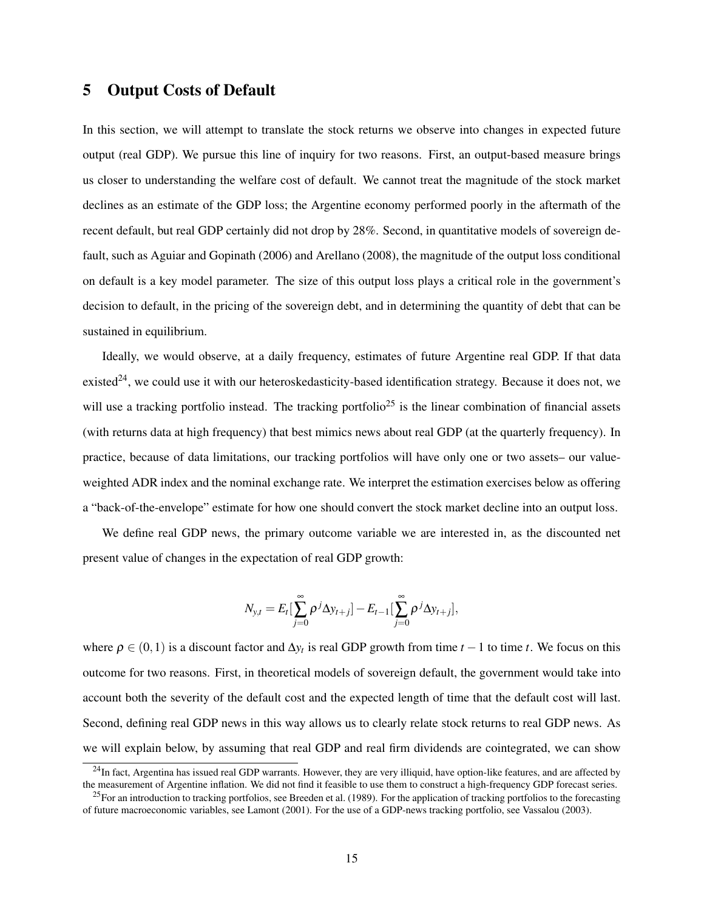## 5 Output Costs of Default

In this section, we will attempt to translate the stock returns we observe into changes in expected future output (real GDP). We pursue this line of inquiry for two reasons. First, an output-based measure brings us closer to understanding the welfare cost of default. We cannot treat the magnitude of the stock market declines as an estimate of the GDP loss; the Argentine economy performed poorly in the aftermath of the recent default, but real GDP certainly did not drop by 28%. Second, in quantitative models of sovereign default, such as Aguiar and Gopinath (2006) and Arellano (2008), the magnitude of the output loss conditional on default is a key model parameter. The size of this output loss plays a critical role in the government's decision to default, in the pricing of the sovereign debt, and in determining the quantity of debt that can be sustained in equilibrium.

Ideally, we would observe, at a daily frequency, estimates of future Argentine real GDP. If that data existed[24], we could use it with our heteroskedasticity-based identification strategy. Because it does not, we will use a tracking portfolio instead. The tracking portfolio[25] is the linear combination of financial assets (with returns data at high frequency) that best mimics news about real GDP (at the quarterly frequency). In practice, because of data limitations, our tracking portfolios will have only one or two assets– our value-weighted ADR index and the nominal exchange rate. We interpret the estimation exercises below as offering a "back-of-the-envelope" estimate for how one should convert the stock market decline into an output loss.

We define real GDP news, the primary outcome variable we are interested in, as the discounted net present value of changes in the expectation of real GDP growth:

$$N_{y,t} = E_t[\sum_{j=0}^{\infty} \rho^j \Delta y_{t+j}] - E_{t-1}[\sum_{j=0}^{\infty} \rho^j \Delta y_{t+j}],$$

where $\rho \in (0,1)$ is a discount factor and $\Delta y_t$ is real GDP growth from time $t-1$ to time $t$. We focus on this outcome for two reasons. First, in theoretical models of sovereign default, the government would take into account both the severity of the default cost and the expected length of time that the default cost will last. Second, defining real GDP news in this way allows us to clearly relate stock returns to real GDP news. As we will explain below, by assuming that real GDP and real firm dividends are cointegrated, we can show

[24] In fact, Argentina has issued real GDP warrants. However, they are very illiquid, have option-like features, and are affected by the measurement of Argentine inflation. We did not find it feasible to use them to construct a high-frequency GDP forecast series.

[25] For an introduction to tracking portfolios, see Breeden et al. (1989). For the application of tracking portfolios to the forecasting of future macroeconomic variables, see Lamont (2001). For the use of a GDP-news tracking portfolio, see Vassalou (2003).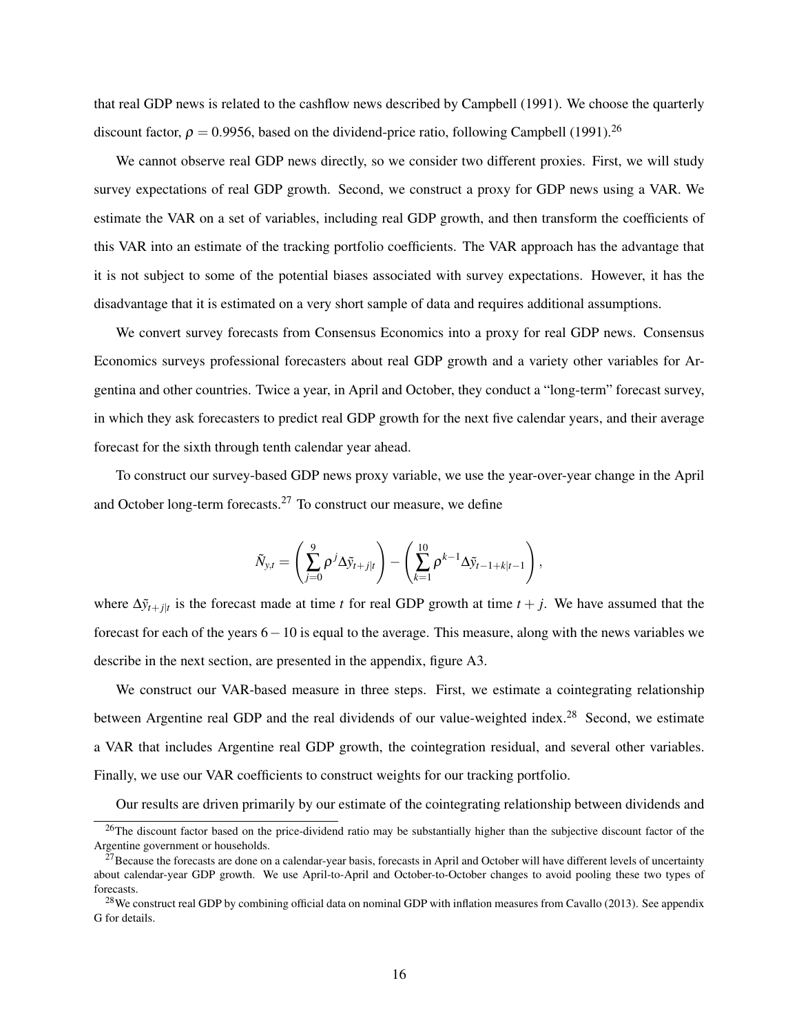that real GDP news is related to the cashflow news described by Campbell (1991). We choose the quarterly discount factor, $\rho = 0.9956$, based on the dividend-price ratio, following Campbell (1991).[26]

We cannot observe real GDP news directly, so we consider two different proxies. First, we will study survey expectations of real GDP growth. Second, we construct a proxy for GDP news using a VAR. We estimate the VAR on a set of variables, including real GDP growth, and then transform the coefficients of this VAR into an estimate of the tracking portfolio coefficients. The VAR approach has the advantage that it is not subject to some of the potential biases associated with survey expectations. However, it has the disadvantage that it is estimated on a very short sample of data and requires additional assumptions.

We convert survey forecasts from Consensus Economics into a proxy for real GDP news. Consensus Economics surveys professional forecasters about real GDP growth and a variety other variables for Argentina and other countries. Twice a year, in April and October, they conduct a "long-term" forecast survey, in which they ask forecasters to predict real GDP growth for the next five calendar years, and their average forecast for the sixth through tenth calendar year ahead.

To construct our survey-based GDP news proxy variable, we use the year-over-year change in the April and October long-term forecasts.[27] To construct our measure, we define

$$\tilde{N}_{y,t} = \left( \sum_{j=0}^{9} \rho^{j} \Delta \tilde{y}_{t+j|t} \right) - \left( \sum_{k=1}^{10} \rho^{k-1} \Delta \tilde{y}_{t-1+k|t-1} \right),$$

where $\Delta \tilde{y}_{t+j|t}$ is the forecast made at time $t$ for real GDP growth at time $t+j$. We have assumed that the forecast for each of the years $6-10$ is equal to the average. This measure, along with the news variables we describe in the next section, are presented in the appendix, figure A3.

We construct our VAR-based measure in three steps. First, we estimate a cointegrating relationship between Argentine real GDP and the real dividends of our value-weighted index.[28] Second, we estimate a VAR that includes Argentine real GDP growth, the cointegration residual, and several other variables. Finally, we use our VAR coefficients to construct weights for our tracking portfolio.

Our results are driven primarily by our estimate of the cointegrating relationship between dividends and

[26] The discount factor based on the price-dividend ratio may be substantially higher than the subjective discount factor of the Argentine government or households.

[27] Because the forecasts are done on a calendar-year basis, forecasts in April and October will have different levels of uncertainty about calendar-year GDP growth. We use April-to-April and October-to-October changes to avoid pooling these two types of forecasts.

[28] We construct real GDP by combining official data on nominal GDP with inflation measures from Cavallo (2013). See appendix G for details.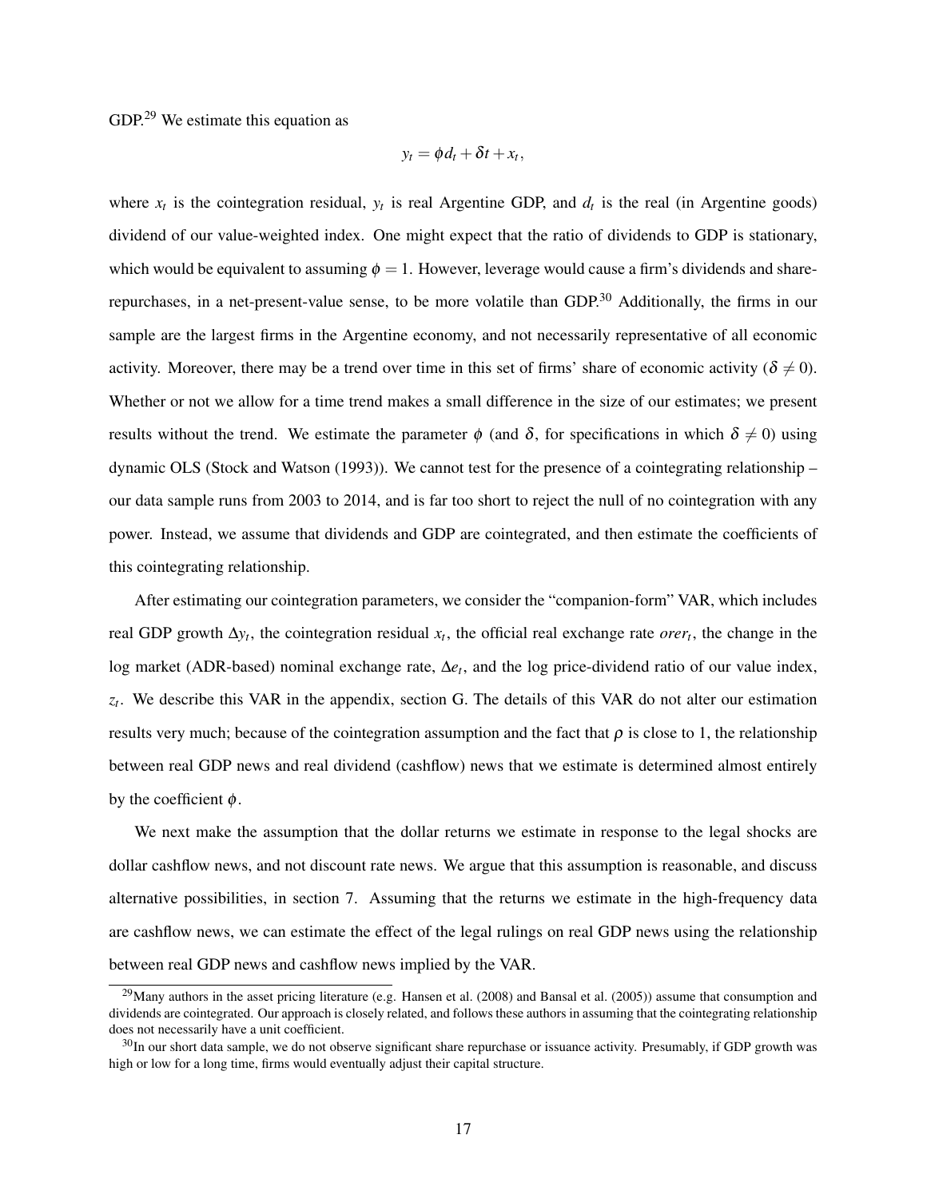GDP.[29] We estimate this equation as

$$y_t = \phi d_t + \delta t + x_t,$$

where $x_t$ is the cointegration residual, $y_t$ is real Argentine GDP, and $d_t$ is the real (in Argentine goods) dividend of our value-weighted index. One might expect that the ratio of dividends to GDP is stationary, which would be equivalent to assuming $\phi = 1$. However, leverage would cause a firm's dividends and share-repurchases, in a net-present-value sense, to be more volatile than GDP.[30] Additionally, the firms in our sample are the largest firms in the Argentine economy, and not necessarily representative of all economic activity. Moreover, there may be a trend over time in this set of firms' share of economic activity ($\delta \neq 0$). Whether or not we allow for a time trend makes a small difference in the size of our estimates; we present results without the trend. We estimate the parameter $\phi$ (and $\delta$, for specifications in which $\delta \neq 0$) using dynamic OLS (Stock and Watson (1993)). We cannot test for the presence of a cointegrating relationship – our data sample runs from 2003 to 2014, and is far too short to reject the null of no cointegration with any power. Instead, we assume that dividends and GDP are cointegrated, and then estimate the coefficients of this cointegrating relationship.

After estimating our cointegration parameters, we consider the "companion-form" VAR, which includes real GDP growth $\Delta y_t$, the cointegration residual $x_t$, the official real exchange rate $orer_t$, the change in the log market (ADR-based) nominal exchange rate, $\Delta e_t$, and the log price-dividend ratio of our value index, $z_t$. We describe this VAR in the appendix, section G. The details of this VAR do not alter our estimation results very much; because of the cointegration assumption and the fact that $\rho$ is close to 1, the relationship between real GDP news and real dividend (cashflow) news that we estimate is determined almost entirely by the coefficient $\phi$.

We next make the assumption that the dollar returns we estimate in response to the legal shocks are dollar cashflow news, and not discount rate news. We argue that this assumption is reasonable, and discuss alternative possibilities, in section 7. Assuming that the returns we estimate in the high-frequency data are cashflow news, we can estimate the effect of the legal rulings on real GDP news using the relationship between real GDP news and cashflow news implied by the VAR.

[29] Many authors in the asset pricing literature (e.g. Hansen et al. (2008) and Bansal et al. (2005)) assume that consumption and dividends are cointegrated. Our approach is closely related, and follows these authors in assuming that the cointegrating relationship does not necessarily have a unit coefficient.

[30] In our short data sample, we do not observe significant share repurchase or issuance activity. Presumably, if GDP growth was high or low for a long time, firms would eventually adjust their capital structure.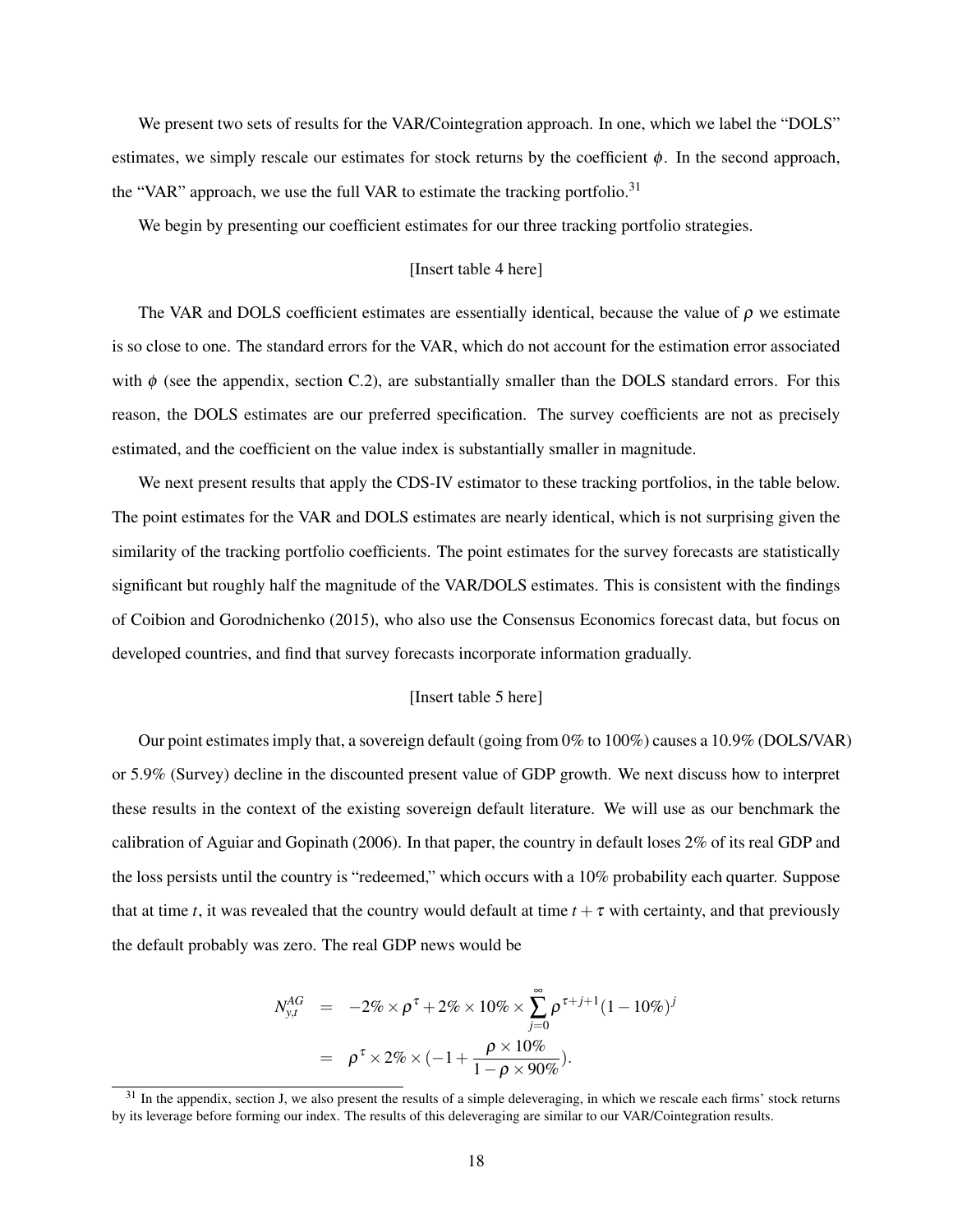We present two sets of results for the VAR/Cointegration approach. In one, which we label the "DOLS" estimates, we simply rescale our estimates for stock returns by the coefficient $\phi$. In the second approach, the "VAR" approach, we use the full VAR to estimate the tracking portfolio.[31]

We begin by presenting our coefficient estimates for our three tracking portfolio strategies.

[Insert table 4 here]

The VAR and DOLS coefficient estimates are essentially identical, because the value of $\rho$ we estimate is so close to one. The standard errors for the VAR, which do not account for the estimation error associated with $\phi$ (see the appendix, section C.2), are substantially smaller than the DOLS standard errors. For this reason, the DOLS estimates are our preferred specification. The survey coefficients are not as precisely estimated, and the coefficient on the value index is substantially smaller in magnitude.

We next present results that apply the CDS-IV estimator to these tracking portfolios, in the table below. The point estimates for the VAR and DOLS estimates are nearly identical, which is not surprising given the similarity of the tracking portfolio coefficients. The point estimates for the survey forecasts are statistically significant but roughly half the magnitude of the VAR/DOLS estimates. This is consistent with the findings of Coibion and Gorodnichenko (2015), who also use the Consensus Economics forecast data, but focus on developed countries, and find that survey forecasts incorporate information gradually.

[Insert table 5 here]

Our point estimates imply that, a sovereign default (going from 0% to 100%) causes a 10.9% (DOLS/VAR) or 5.9% (Survey) decline in the discounted present value of GDP growth. We next discuss how to interpret these results in the context of the existing sovereign default literature. We will use as our benchmark the calibration of Aguiar and Gopinath (2006). In that paper, the country in default loses 2% of its real GDP and the loss persists until the country is "redeemed," which occurs with a 10% probability each quarter. Suppose that at time $t$, it was revealed that the country would default at time $t+\tau$ with certainty, and that previously the default probably was zero. The real GDP news would be

$$
\begin{aligned}
N_{y,t}^{AG} &= -2\% \times \rho^{\tau} + 2\% \times 10\% \times \sum_{j=0}^{\infty} \rho^{\tau+j+1} (1-10\%)^{j} \\
&= \rho^{\tau} \times 2\% \times \left(-1 + \frac{\rho \times 10\%}{1-\rho \times 90\%}\right).
\end{aligned}
$$

[31] In the appendix, section J, we also present the results of a simple deleveraging, in which we rescale each firms' stock returns by its leverage before forming our index. The results of this deleveraging are similar to our VAR/Cointegration results.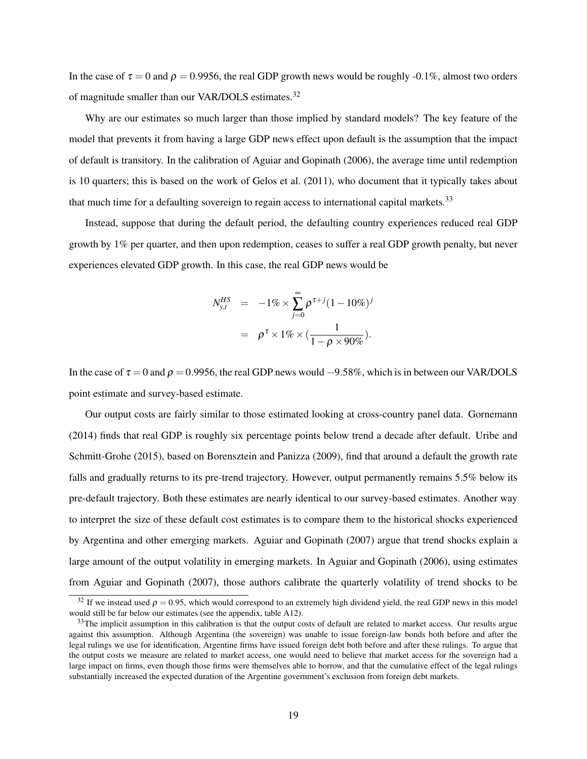In the case of $\tau = 0$ and $\rho = 0.9956$, the real GDP growth news would be roughly -0.1%, almost two orders of magnitude smaller than our VAR/DOLS estimates.[32]

Why are our estimates so much larger than those implied by standard models? The key feature of the model that prevents it from having a large GDP news effect upon default is the assumption that the impact of default is transitory. In the calibration of Aguiar and Gopinath (2006), the average time until redemption is 10 quarters; this is based on the work of Gelos et al. (2011), who document that it typically takes about that much time for a defaulting sovereign to regain access to international capital markets.[33]

Instead, suppose that during the default period, the defaulting country experiences reduced real GDP growth by 1% per quarter, and then upon redemption, ceases to suffer a real GDP growth penalty, but never experiences elevated GDP growth. In this case, the real GDP news would be

$$
\begin{aligned}
N_{y,t}^{HS} &= -1\% \times \sum_{j=0}^{\infty} \rho^{\tau+j}(1-10\%)^{j} \\
&= \rho^{\tau} \times 1\% \times \left(\frac{1}{1-\rho \times 90\%}\right).
\end{aligned}
$$

In the case of $\tau = 0$ and $\rho = 0.9956$, the real GDP news would $-9.58\%$, which is in between our VAR/DOLS point estimate and survey-based estimate.

Our output costs are fairly similar to those estimated looking at cross-country panel data. Gornemann (2014) finds that real GDP is roughly six percentage points below trend a decade after default. Uribe and Schmitt-Grohe (2015), based on Borensztein and Panizza (2009), find that around a default the growth rate falls and gradually returns to its pre-trend trajectory. However, output permanently remains 5.5% below its pre-default trajectory. Both these estimates are nearly identical to our survey-based estimates. Another way to interpret the size of these default cost estimates is to compare them to the historical shocks experienced by Argentina and other emerging markets. Aguiar and Gopinath (2007) argue that trend shocks explain a large amount of the output volatility in emerging markets. In Aguiar and Gopinath (2006), using estimates from Aguiar and Gopinath (2007), those authors calibrate the quarterly volatility of trend shocks to be

---

[32] If we instead used $\rho = 0.95$, which would correspond to an extremely high dividend yield, the real GDP news in this model would still be far below our estimates (see the appendix, table A12).

[33] The implicit assumption in this calibration is that the output costs of default are related to market access. Our results argue against this assumption. Although Argentina (the sovereign) was unable to issue foreign-law bonds both before and after the legal rulings we use for identification, Argentine firms have issued foreign debt both before and after these rulings. To argue that the output costs we measure are related to market access, one would need to believe that market access for the sovereign had a large impact on firms, even though those firms were themselves able to borrow, and that the cumulative effect of the legal rulings substantially increased the expected duration of the Argentine government's exclusion from foreign debt markets.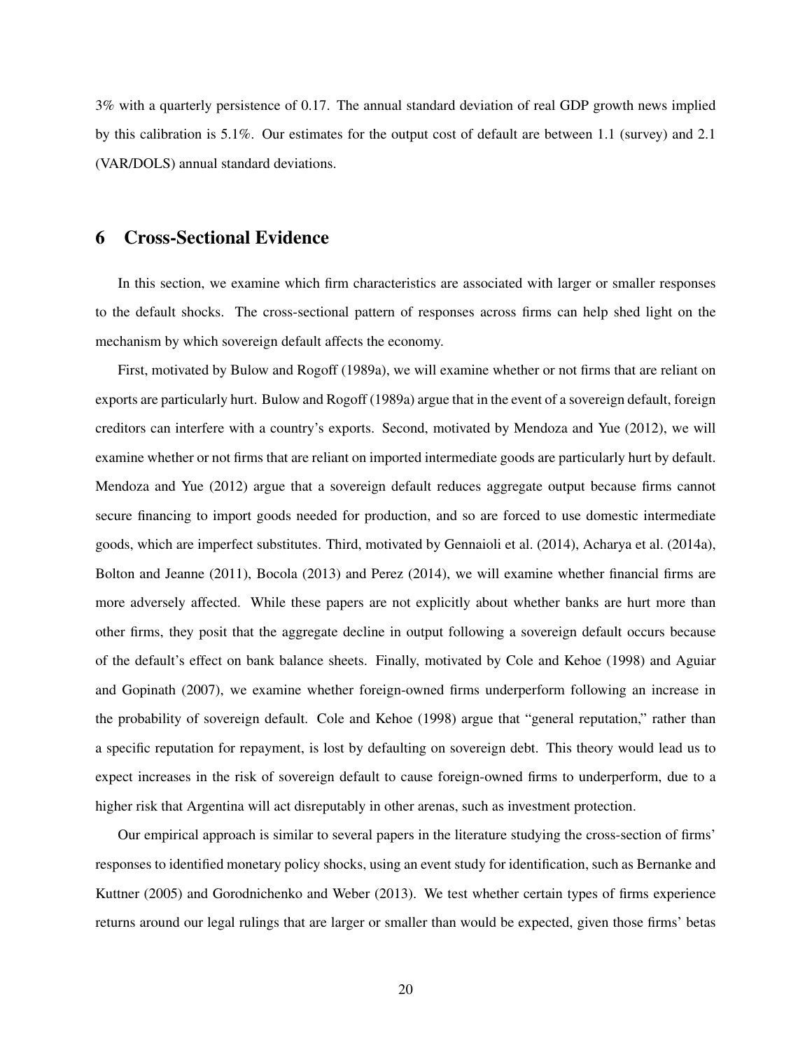3% with a quarterly persistence of 0.17. The annual standard deviation of real GDP growth news implied by this calibration is 5.1%. Our estimates for the output cost of default are between 1.1 (survey) and 2.1 (VAR/DOLS) annual standard deviations.

# 6 Cross-Sectional Evidence

In this section, we examine which firm characteristics are associated with larger or smaller responses to the default shocks. The cross-sectional pattern of responses across firms can help shed light on the mechanism by which sovereign default affects the economy.

First, motivated by Bulow and Rogoff (1989a), we will examine whether or not firms that are reliant on exports are particularly hurt. Bulow and Rogoff (1989a) argue that in the event of a sovereign default, foreign creditors can interfere with a country's exports. Second, motivated by Mendoza and Yue (2012), we will examine whether or not firms that are reliant on imported intermediate goods are particularly hurt by default. Mendoza and Yue (2012) argue that a sovereign default reduces aggregate output because firms cannot secure financing to import goods needed for production, and so are forced to use domestic intermediate goods, which are imperfect substitutes. Third, motivated by Gennaioli et al. (2014), Acharya et al. (2014a), Bolton and Jeanne (2011), Bocola (2013) and Perez (2014), we will examine whether financial firms are more adversely affected. While these papers are not explicitly about whether banks are hurt more than other firms, they posit that the aggregate decline in output following a sovereign default occurs because of the default's effect on bank balance sheets. Finally, motivated by Cole and Kehoe (1998) and Aguiar and Gopinath (2007), we examine whether foreign-owned firms underperform following an increase in the probability of sovereign default. Cole and Kehoe (1998) argue that "general reputation," rather than a specific reputation for repayment, is lost by defaulting on sovereign debt. This theory would lead us to expect increases in the risk of sovereign default to cause foreign-owned firms to underperform, due to a higher risk that Argentina will act disreputably in other arenas, such as investment protection.

Our empirical approach is similar to several papers in the literature studying the cross-section of firms' responses to identified monetary policy shocks, using an event study for identification, such as Bernanke and Kuttner (2005) and Gorodnichenko and Weber (2013). We test whether certain types of firms experience returns around our legal rulings that are larger or smaller than would be expected, given those firms' betas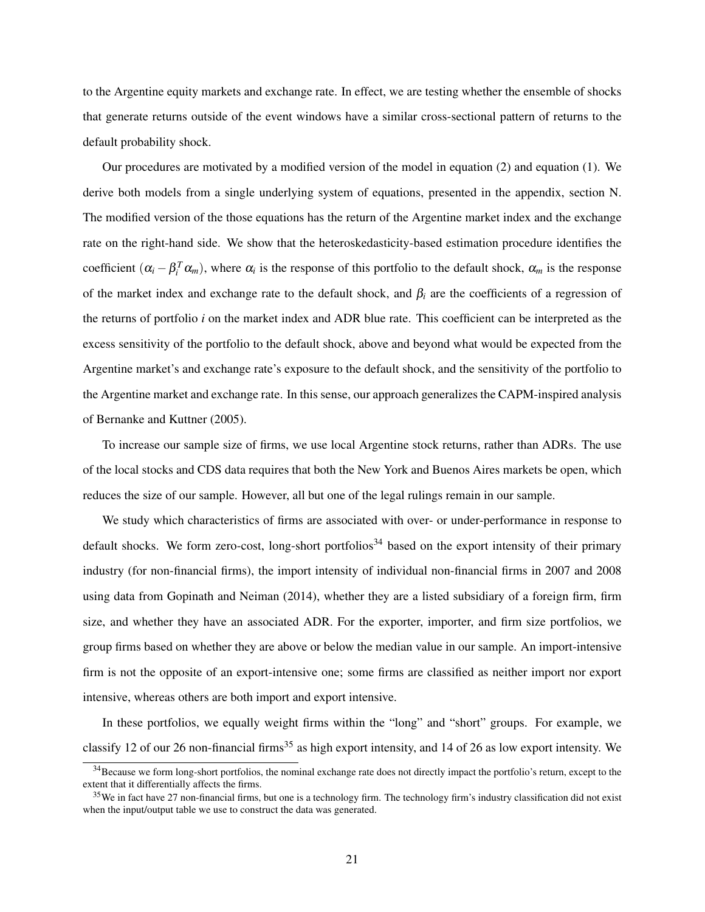to the Argentine equity markets and exchange rate. In effect, we are testing whether the ensemble of shocks that generate returns outside of the event windows have a similar cross-sectional pattern of returns to the default probability shock.

Our procedures are motivated by a modified version of the model in equation (2) and equation (1). We derive both models from a single underlying system of equations, presented in the appendix, section N. The modified version of the those equations has the return of the Argentine market index and the exchange rate on the right-hand side. We show that the heteroskedasticity-based estimation procedure identifies the coefficient $(\alpha_i - \beta_i^T \alpha_m)$, where $\alpha_i$ is the response of this portfolio to the default shock, $\alpha_m$ is the response of the market index and exchange rate to the default shock, and $\beta_i$ are the coefficients of a regression of the returns of portfolio $i$ on the market index and ADR blue rate. This coefficient can be interpreted as the excess sensitivity of the portfolio to the default shock, above and beyond what would be expected from the Argentine market's and exchange rate's exposure to the default shock, and the sensitivity of the portfolio to the Argentine market and exchange rate. In this sense, our approach generalizes the CAPM-inspired analysis of Bernanke and Kuttner (2005).

To increase our sample size of firms, we use local Argentine stock returns, rather than ADRs. The use of the local stocks and CDS data requires that both the New York and Buenos Aires markets be open, which reduces the size of our sample. However, all but one of the legal rulings remain in our sample.

We study which characteristics of firms are associated with over- or under-performance in response to default shocks. We form zero-cost, long-short portfolios[34] based on the export intensity of their primary industry (for non-financial firms), the import intensity of individual non-financial firms in 2007 and 2008 using data from Gopinath and Neiman (2014), whether they are a listed subsidiary of a foreign firm, firm size, and whether they have an associated ADR. For the exporter, importer, and firm size portfolios, we group firms based on whether they are above or below the median value in our sample. An import-intensive firm is not the opposite of an export-intensive one; some firms are classified as neither import nor export intensive, whereas others are both import and export intensive.

In these portfolios, we equally weight firms within the "long" and "short" groups. For example, we classify 12 of our 26 non-financial firms[35] as high export intensity, and 14 of 26 as low export intensity. We

[34] Because we form long-short portfolios, the nominal exchange rate does not directly impact the portfolio's return, except to the extent that it differentially affects the firms.

[35] We in fact have 27 non-financial firms, but one is a technology firm. The technology firm's industry classification did not exist when the input/output table we use to construct the data was generated.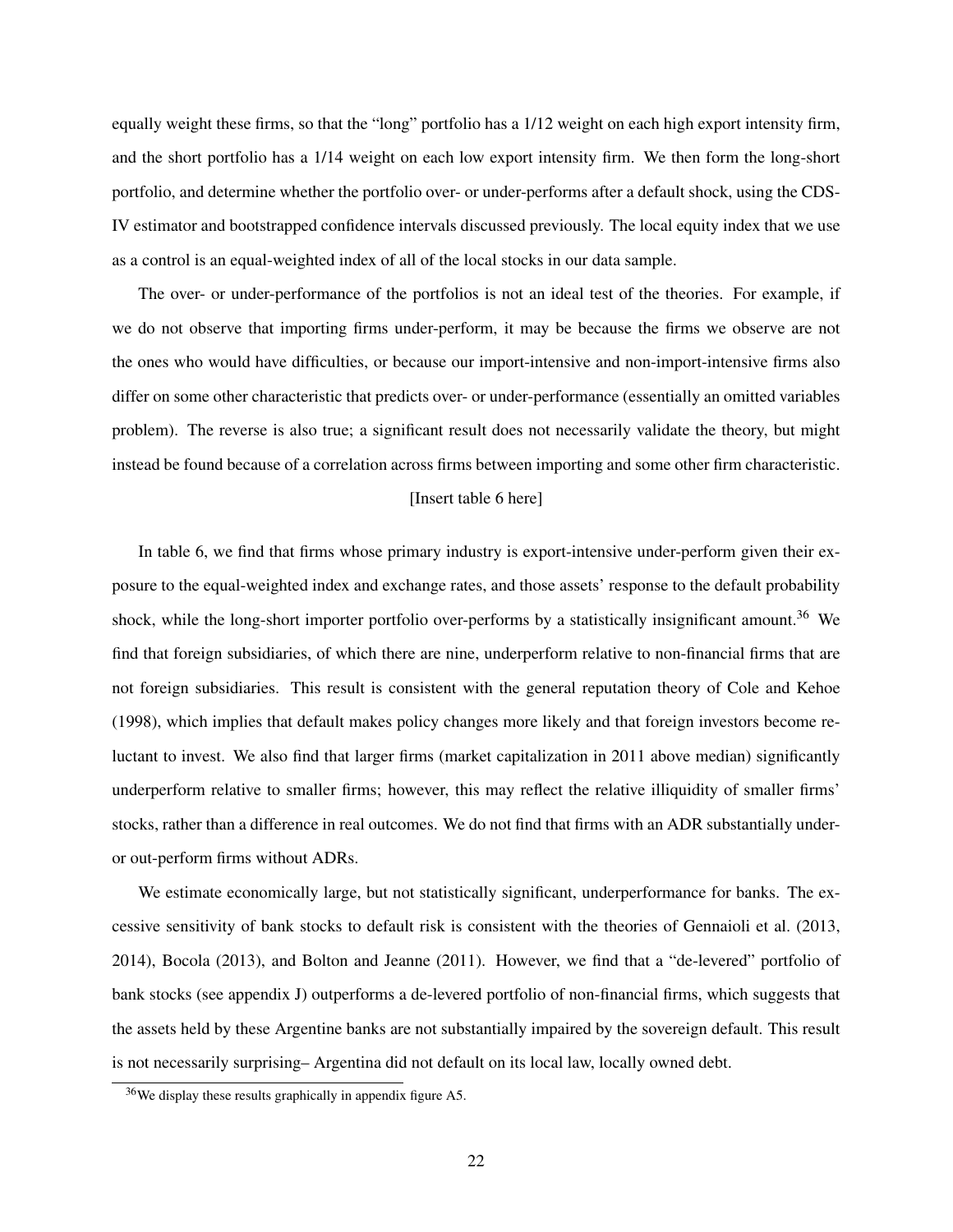equally weight these firms, so that the "long" portfolio has a 1/12 weight on each high export intensity firm, and the short portfolio has a 1/14 weight on each low export intensity firm. We then form the long-short portfolio, and determine whether the portfolio over- or under-performs after a default shock, using the CDS-IV estimator and bootstrapped confidence intervals discussed previously. The local equity index that we use as a control is an equal-weighted index of all of the local stocks in our data sample.

The over- or under-performance of the portfolios is not an ideal test of the theories. For example, if we do not observe that importing firms under-perform, it may be because the firms we observe are not the ones who would have difficulties, or because our import-intensive and non-import-intensive firms also differ on some other characteristic that predicts over- or under-performance (essentially an omitted variables problem). The reverse is also true; a significant result does not necessarily validate the theory, but might instead be found because of a correlation across firms between importing and some other firm characteristic.

[Insert table 6 here]

In table 6, we find that firms whose primary industry is export-intensive under-perform given their exposure to the equal-weighted index and exchange rates, and those assets' response to the default probability shock, while the long-short importer portfolio over-performs by a statistically insignificant amount.[36] We find that foreign subsidiaries, of which there are nine, underperform relative to non-financial firms that are not foreign subsidiaries. This result is consistent with the general reputation theory of Cole and Kehoe (1998), which implies that default makes policy changes more likely and that foreign investors become reluctant to invest. We also find that larger firms (market capitalization in 2011 above median) significantly underperform relative to smaller firms; however, this may reflect the relative illiquidity of smaller firms' stocks, rather than a difference in real outcomes. We do not find that firms with an ADR substantially under- or out-perform firms without ADRs.

We estimate economically large, but not statistically significant, underperformance for banks. The excessive sensitivity of bank stocks to default risk is consistent with the theories of Gennaioli et al. (2013, 2014), Bocola (2013), and Bolton and Jeanne (2011). However, we find that a "de-levered" portfolio of bank stocks (see appendix J) outperforms a de-levered portfolio of non-financial firms, which suggests that the assets held by these Argentine banks are not substantially impaired by the sovereign default. This result is not necessarily surprising– Argentina did not default on its local law, locally owned debt.

[36] We display these results graphically in appendix figure A5.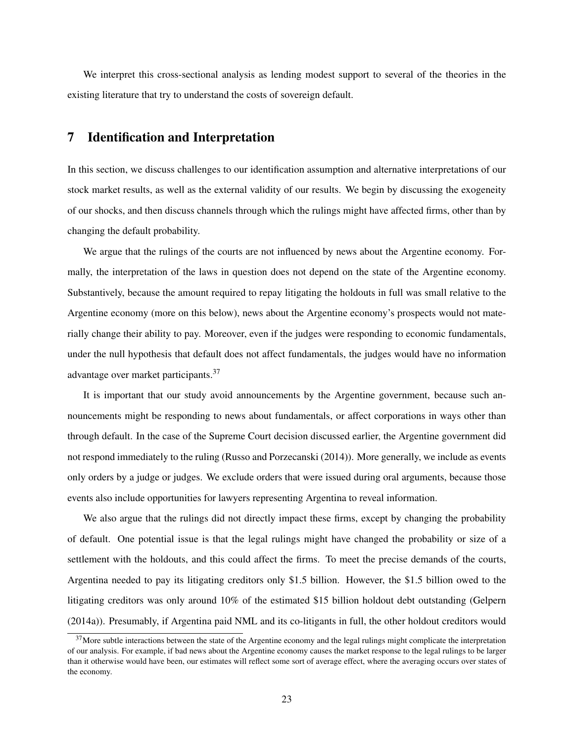We interpret this cross-sectional analysis as lending modest support to several of the theories in the existing literature that try to understand the costs of sovereign default.

## 7 Identification and Interpretation

In this section, we discuss challenges to our identification assumption and alternative interpretations of our stock market results, as well as the external validity of our results. We begin by discussing the exogeneity of our shocks, and then discuss channels through which the rulings might have affected firms, other than by changing the default probability.

We argue that the rulings of the courts are not influenced by news about the Argentine economy. Formally, the interpretation of the laws in question does not depend on the state of the Argentine economy. Substantively, because the amount required to repay litigating the holdouts in full was small relative to the Argentine economy (more on this below), news about the Argentine economy's prospects would not materially change their ability to pay. Moreover, even if the judges were responding to economic fundamentals, under the null hypothesis that default does not affect fundamentals, the judges would have no information advantage over market participants.[37]

It is important that our study avoid announcements by the Argentine government, because such announcements might be responding to news about fundamentals, or affect corporations in ways other than through default. In the case of the Supreme Court decision discussed earlier, the Argentine government did not respond immediately to the ruling (Russo and Porzecanski (2014)). More generally, we include as events only orders by a judge or judges. We exclude orders that were issued during oral arguments, because those events also include opportunities for lawyers representing Argentina to reveal information.

We also argue that the rulings did not directly impact these firms, except by changing the probability of default. One potential issue is that the legal rulings might have changed the probability or size of a settlement with the holdouts, and this could affect the firms. To meet the precise demands of the courts, Argentina needed to pay its litigating creditors only \$1.5 billion. However, the \$1.5 billion owed to the litigating creditors was only around 10% of the estimated \$15 billion holdout debt outstanding (Gelpern (2014a)). Presumably, if Argentina paid NML and its co-litigants in full, the other holdout creditors would

[37] More subtle interactions between the state of the Argentine economy and the legal rulings might complicate the interpretation of our analysis. For example, if bad news about the Argentine economy causes the market response to the legal rulings to be larger than it otherwise would have been, our estimates will reflect some sort of average effect, where the averaging occurs over states of the economy.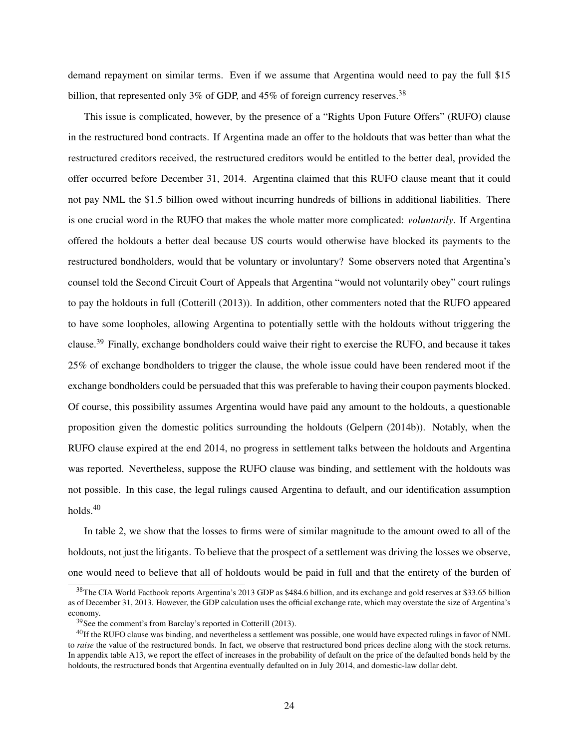demand repayment on similar terms. Even if we assume that Argentina would need to pay the full $15 billion, that represented only 3% of GDP, and 45% of foreign currency reserves.[38]

This issue is complicated, however, by the presence of a "Rights Upon Future Offers" (RUFO) clause in the restructured bond contracts. If Argentina made an offer to the holdouts that was better than what the restructured creditors received, the restructured creditors would be entitled to the better deal, provided the offer occurred before December 31, 2014. Argentina claimed that this RUFO clause meant that it could not pay NML the $1.5 billion owed without incurring hundreds of billions in additional liabilities. There is one crucial word in the RUFO that makes the whole matter more complicated: *voluntarily*. If Argentina offered the holdouts a better deal because US courts would otherwise have blocked its payments to the restructured bondholders, would that be voluntary or involuntary? Some observers noted that Argentina's counsel told the Second Circuit Court of Appeals that Argentina "would not voluntarily obey" court rulings to pay the holdouts in full (Cotterill (2013)). In addition, other commenters noted that the RUFO appeared to have some loopholes, allowing Argentina to potentially settle with the holdouts without triggering the clause.[39] Finally, exchange bondholders could waive their right to exercise the RUFO, and because it takes 25% of exchange bondholders to trigger the clause, the whole issue could have been rendered moot if the exchange bondholders could be persuaded that this was preferable to having their coupon payments blocked. Of course, this possibility assumes Argentina would have paid any amount to the holdouts, a questionable proposition given the domestic politics surrounding the holdouts (Gelpern (2014b)). Notably, when the RUFO clause expired at the end 2014, no progress in settlement talks between the holdouts and Argentina was reported. Nevertheless, suppose the RUFO clause was binding, and settlement with the holdouts was not possible. In this case, the legal rulings caused Argentina to default, and our identification assumption holds.[40]

In table 2, we show that the losses to firms were of similar magnitude to the amount owed to all of the holdouts, not just the litigants. To believe that the prospect of a settlement was driving the losses we observe, one would need to believe that all of holdouts would be paid in full and that the entirety of the burden of

---

[38] The CIA World Factbook reports Argentina's 2013 GDP as $484.6 billion, and its exchange and gold reserves at $33.65 billion as of December 31, 2013. However, the GDP calculation uses the official exchange rate, which may overstate the size of Argentina's economy.

[39] See the comment's from Barclay's reported in Cotterill (2013).

[40] If the RUFO clause was binding, and nevertheless a settlement was possible, one would have expected rulings in favor of NML to *raise* the value of the restructured bonds. In fact, we observe that restructured bond prices decline along with the stock returns. In appendix table A13, we report the effect of increases in the probability of default on the price of the defaulted bonds held by the holdouts, the restructured bonds that Argentina eventually defaulted on in July 2014, and domestic-law dollar debt.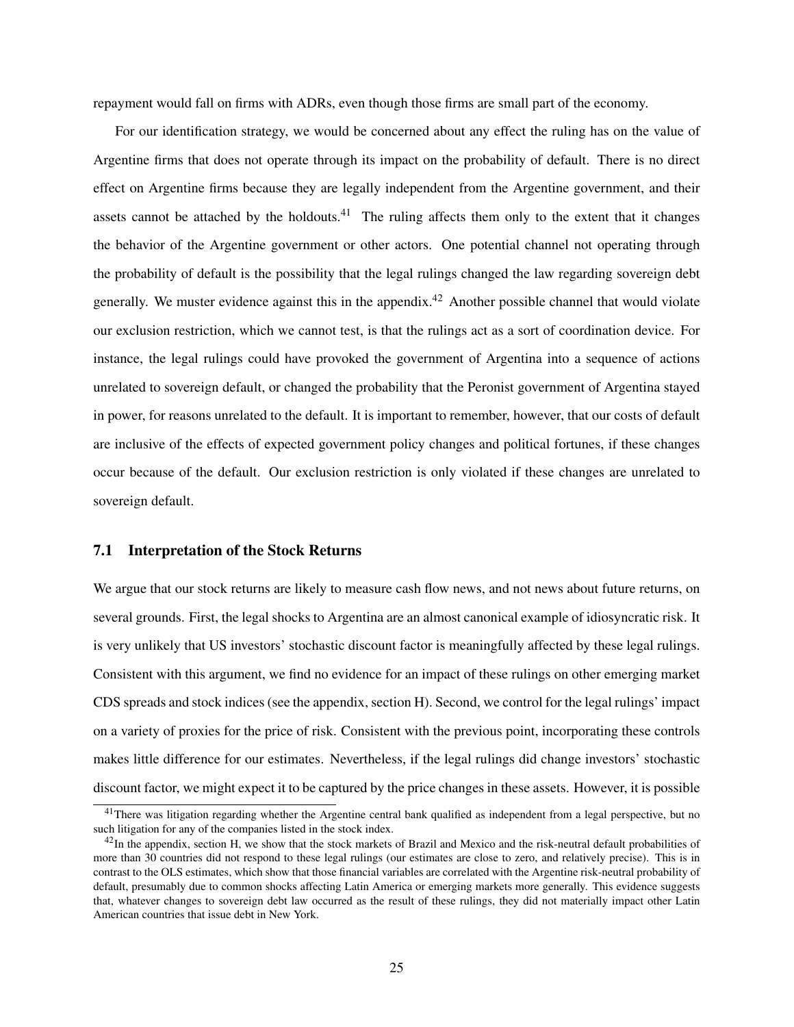repayment would fall on firms with ADRs, even though those firms are small part of the economy.

For our identification strategy, we would be concerned about any effect the ruling has on the value of Argentine firms that does not operate through its impact on the probability of default. There is no direct effect on Argentine firms because they are legally independent from the Argentine government, and their assets cannot be attached by the holdouts.[41] The ruling affects them only to the extent that it changes the behavior of the Argentine government or other actors. One potential channel not operating through the probability of default is the possibility that the legal rulings changed the law regarding sovereign debt generally. We muster evidence against this in the appendix.[42] Another possible channel that would violate our exclusion restriction, which we cannot test, is that the rulings act as a sort of coordination device. For instance, the legal rulings could have provoked the government of Argentina into a sequence of actions unrelated to sovereign default, or changed the probability that the Peronist government of Argentina stayed in power, for reasons unrelated to the default. It is important to remember, however, that our costs of default are inclusive of the effects of expected government policy changes and political fortunes, if these changes occur because of the default. Our exclusion restriction is only violated if these changes are unrelated to sovereign default.

## 7.1 Interpretation of the Stock Returns

We argue that our stock returns are likely to measure cash flow news, and not news about future returns, on several grounds. First, the legal shocks to Argentina are an almost canonical example of idiosyncratic risk. It is very unlikely that US investors' stochastic discount factor is meaningfully affected by these legal rulings. Consistent with this argument, we find no evidence for an impact of these rulings on other emerging market CDS spreads and stock indices (see the appendix, section H). Second, we control for the legal rulings' impact on a variety of proxies for the price of risk. Consistent with the previous point, incorporating these controls makes little difference for our estimates. Nevertheless, if the legal rulings did change investors' stochastic discount factor, we might expect it to be captured by the price changes in these assets. However, it is possible

[41] There was litigation regarding whether the Argentine central bank qualified as independent from a legal perspective, but no such litigation for any of the companies listed in the stock index.

[42] In the appendix, section H, we show that the stock markets of Brazil and Mexico and the risk-neutral default probabilities of more than 30 countries did not respond to these legal rulings (our estimates are close to zero, and relatively precise). This is in contrast to the OLS estimates, which show that those financial variables are correlated with the Argentine risk-neutral probability of default, presumably due to common shocks affecting Latin America or emerging markets more generally. This evidence suggests that, whatever changes to sovereign debt law occurred as the result of these rulings, they did not materially impact other Latin American countries that issue debt in New York.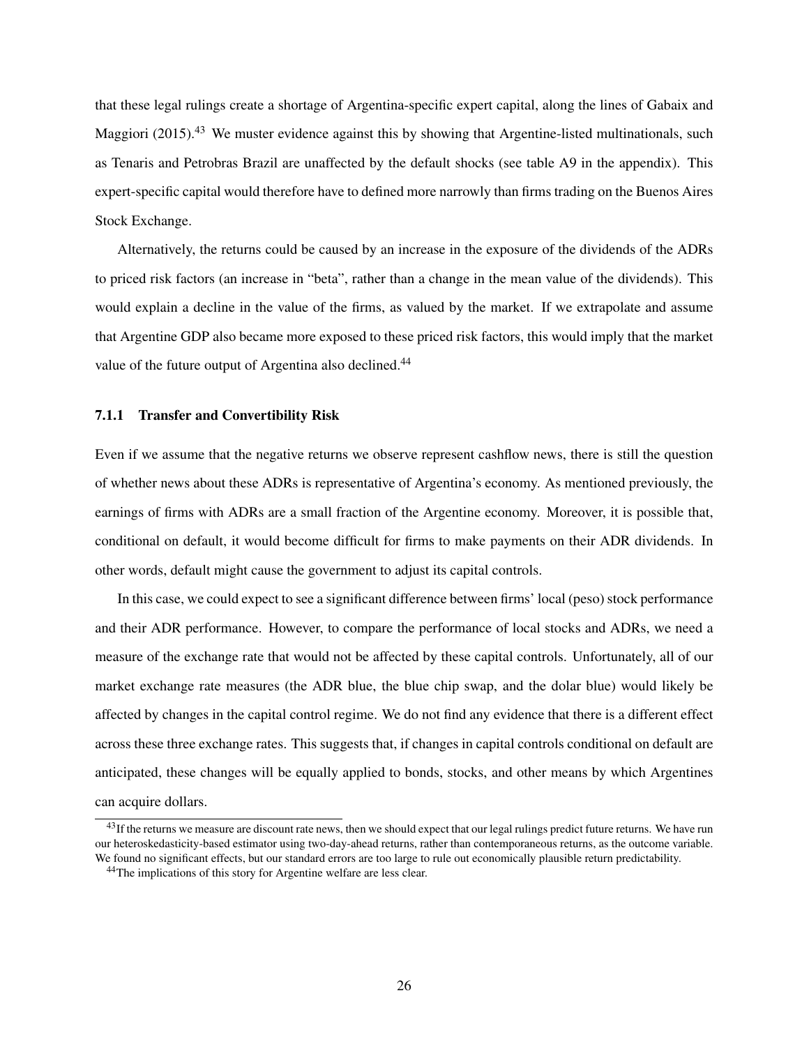that these legal rulings create a shortage of Argentina-specific expert capital, along the lines of Gabaix and Maggiori (2015).[43] We muster evidence against this by showing that Argentine-listed multinationals, such as Tenaris and Petrobras Brazil are unaffected by the default shocks (see table A9 in the appendix). This expert-specific capital would therefore have to defined more narrowly than firms trading on the Buenos Aires Stock Exchange.

Alternatively, the returns could be caused by an increase in the exposure of the dividends of the ADRs to priced risk factors (an increase in "beta", rather than a change in the mean value of the dividends). This would explain a decline in the value of the firms, as valued by the market. If we extrapolate and assume that Argentine GDP also became more exposed to these priced risk factors, this would imply that the market value of the future output of Argentina also declined.[44]

### 7.1.1 Transfer and Convertibility Risk

Even if we assume that the negative returns we observe represent cashflow news, there is still the question of whether news about these ADRs is representative of Argentina's economy. As mentioned previously, the earnings of firms with ADRs are a small fraction of the Argentine economy. Moreover, it is possible that, conditional on default, it would become difficult for firms to make payments on their ADR dividends. In other words, default might cause the government to adjust its capital controls.

In this case, we could expect to see a significant difference between firms' local (peso) stock performance and their ADR performance. However, to compare the performance of local stocks and ADRs, we need a measure of the exchange rate that would not be affected by these capital controls. Unfortunately, all of our market exchange rate measures (the ADR blue, the blue chip swap, and the dolar blue) would likely be affected by changes in the capital control regime. We do not find any evidence that there is a different effect across these three exchange rates. This suggests that, if changes in capital controls conditional on default are anticipated, these changes will be equally applied to bonds, stocks, and other means by which Argentines can acquire dollars.

[43] If the returns we measure are discount rate news, then we should expect that our legal rulings predict future returns. We have run our heteroskedasticity-based estimator using two-day-ahead returns, rather than contemporaneous returns, as the outcome variable. We found no significant effects, but our standard errors are too large to rule out economically plausible return predictability.

[44] The implications of this story for Argentine welfare are less clear.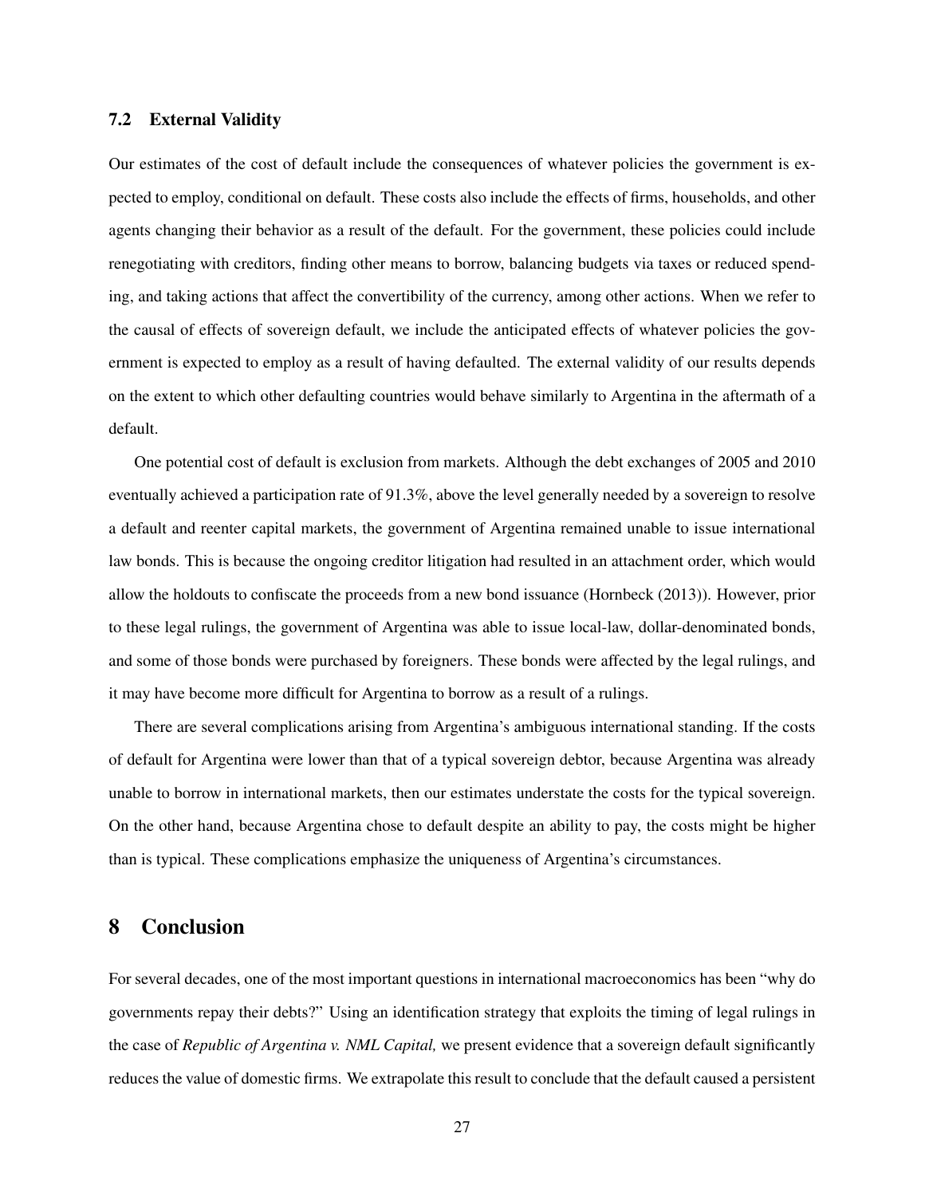### 7.2 External Validity

Our estimates of the cost of default include the consequences of whatever policies the government is expected to employ, conditional on default. These costs also include the effects of firms, households, and other agents changing their behavior as a result of the default. For the government, these policies could include renegotiating with creditors, finding other means to borrow, balancing budgets via taxes or reduced spending, and taking actions that affect the convertibility of the currency, among other actions. When we refer to the causal of effects of sovereign default, we include the anticipated effects of whatever policies the government is expected to employ as a result of having defaulted. The external validity of our results depends on the extent to which other defaulting countries would behave similarly to Argentina in the aftermath of a default.

One potential cost of default is exclusion from markets. Although the debt exchanges of 2005 and 2010 eventually achieved a participation rate of 91.3%, above the level generally needed by a sovereign to resolve a default and reenter capital markets, the government of Argentina remained unable to issue international law bonds. This is because the ongoing creditor litigation had resulted in an attachment order, which would allow the holdouts to confiscate the proceeds from a new bond issuance (Hornbeck (2013)). However, prior to these legal rulings, the government of Argentina was able to issue local-law, dollar-denominated bonds, and some of those bonds were purchased by foreigners. These bonds were affected by the legal rulings, and it may have become more difficult for Argentina to borrow as a result of a rulings.

There are several complications arising from Argentina's ambiguous international standing. If the costs of default for Argentina were lower than that of a typical sovereign debtor, because Argentina was already unable to borrow in international markets, then our estimates understate the costs for the typical sovereign. On the other hand, because Argentina chose to default despite an ability to pay, the costs might be higher than is typical. These complications emphasize the uniqueness of Argentina's circumstances.

## 8 Conclusion

For several decades, one of the most important questions in international macroeconomics has been "why do governments repay their debts?" Using an identification strategy that exploits the timing of legal rulings in the case of *Republic of Argentina v. NML Capital,* we present evidence that a sovereign default significantly reduces the value of domestic firms. We extrapolate this result to conclude that the default caused a persistent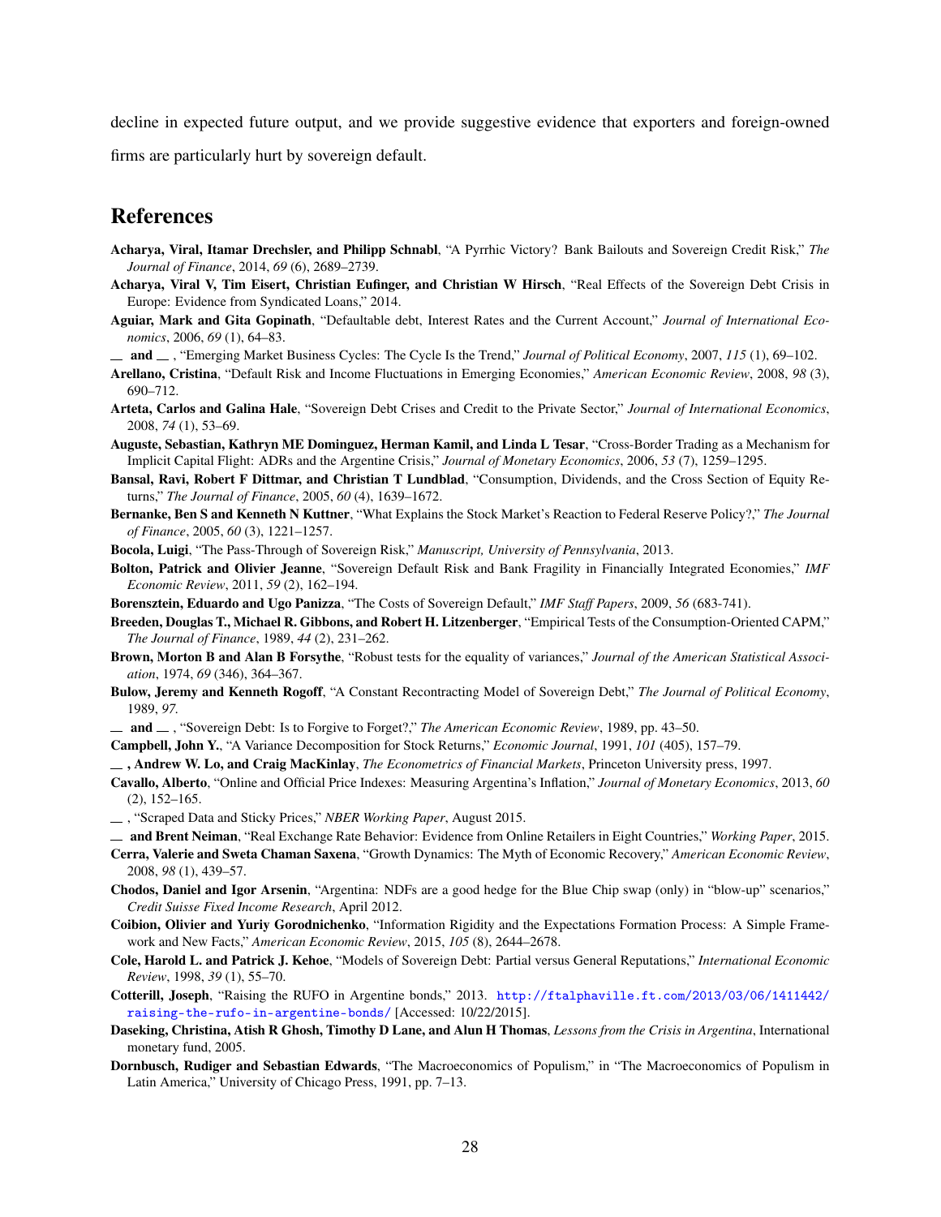decline in expected future output, and we provide suggestive evidence that exporters and foreign-owned firms are particularly hurt by sovereign default.

## References

**Acharya, Viral, Itamar Drechsler, and Philipp Schnabl**, "A Pyrrhic Victory? Bank Bailouts and Sovereign Credit Risk," *The Journal of Finance*, 2014, *69* (6), 2689–2739.

**Acharya, Viral V, Tim Eisert, Christian Eufinger, and Christian W Hirsch**, "Real Effects of the Sovereign Debt Crisis in Europe: Evidence from Syndicated Loans," 2014.

**Aguiar, Mark and Gita Gopinath**, "Defaultable debt, Interest Rates and the Current Account," *Journal of International Economics*, 2006, *69* (1), 64–83.

**— and —**, "Emerging Market Business Cycles: The Cycle Is the Trend," *Journal of Political Economy*, 2007, *115* (1), 69–102.

**Arellano, Cristina**, "Default Risk and Income Fluctuations in Emerging Economies," *American Economic Review*, 2008, *98* (3), 690–712.

**Arteta, Carlos and Galina Hale**, "Sovereign Debt Crises and Credit to the Private Sector," *Journal of International Economics*, 2008, *74* (1), 53–69.

**Auguste, Sebastian, Kathryn ME Dominguez, Herman Kamil, and Linda L Tesar**, "Cross-Border Trading as a Mechanism for Implicit Capital Flight: ADRs and the Argentine Crisis," *Journal of Monetary Economics*, 2006, *53* (7), 1259–1295.

**Bansal, Ravi, Robert F Dittmar, and Christian T Lundblad**, "Consumption, Dividends, and the Cross Section of Equity Returns," *The Journal of Finance*, 2005, *60* (4), 1639–1672.

**Bernanke, Ben S and Kenneth N Kuttner**, "What Explains the Stock Market's Reaction to Federal Reserve Policy?," *The Journal of Finance*, 2005, *60* (3), 1221–1257.

**Bocola, Luigi**, "The Pass-Through of Sovereign Risk," *Manuscript, University of Pennsylvania*, 2013.

**Bolton, Patrick and Olivier Jeanne**, "Sovereign Default Risk and Bank Fragility in Financially Integrated Economies," *IMF Economic Review*, 2011, *59* (2), 162–194.

**Borensztein, Eduardo and Ugo Panizza**, "The Costs of Sovereign Default," *IMF Staff Papers*, 2009, *56* (683-741).

**Breeden, Douglas T., Michael R. Gibbons, and Robert H. Litzenberger**, "Empirical Tests of the Consumption-Oriented CAPM," *The Journal of Finance*, 1989, *44* (2), 231–262.

**Brown, Morton B and Alan B Forsythe**, "Robust tests for the equality of variances," *Journal of the American Statistical Association*, 1974, *69* (346), 364–367.

**Bulow, Jeremy and Kenneth Rogoff**, "A Constant Recontracting Model of Sovereign Debt," *The Journal of Political Economy*, 1989, *97.*

**— and —**, "Sovereign Debt: Is to Forgive to Forget?," *The American Economic Review*, 1989, pp. 43–50.

**Campbell, John Y.**, "A Variance Decomposition for Stock Returns," *Economic Journal*, 1991, *101* (405), 157–79.

**—, Andrew W. Lo, and Craig MacKinlay**, *The Econometrics of Financial Markets*, Princeton University press, 1997.

**Cavallo, Alberto**, "Online and Official Price Indexes: Measuring Argentina's Inflation," *Journal of Monetary Economics*, 2013, *60* (2), 152–165.

**—**, "Scraped Data and Sticky Prices," *NBER Working Paper*, August 2015.

**— and Brent Neiman**, "Real Exchange Rate Behavior: Evidence from Online Retailers in Eight Countries," *Working Paper*, 2015.

**Cerra, Valerie and Sweta Chaman Saxena**, "Growth Dynamics: The Myth of Economic Recovery," *American Economic Review*, 2008, *98* (1), 439–57.

**Chodos, Daniel and Igor Arsenin**, "Argentina: NDFs are a good hedge for the Blue Chip swap (only) in "blow-up" scenarios," *Credit Suisse Fixed Income Research*, April 2012.

**Coibion, Olivier and Yuriy Gorodnichenko**, "Information Rigidity and the Expectations Formation Process: A Simple Framework and New Facts," *American Economic Review*, 2015, *105* (8), 2644–2678.

**Cole, Harold L. and Patrick J. Kehoe**, "Models of Sovereign Debt: Partial versus General Reputations," *International Economic Review*, 1998, *39* (1), 55–70.

**Cotterill, Joseph**, "Raising the RUFO in Argentine bonds," 2013. http://ftalphaville.ft.com/2013/03/06/1411442/raising-the-rufo-in-argentine-bonds/ [Accessed: 10/22/2015].

**Daseking, Christina, Atish R Ghosh, Timothy D Lane, and Alun H Thomas**, *Lessons from the Crisis in Argentina*, International monetary fund, 2005.

**Dornbusch, Rudiger and Sebastian Edwards**, "The Macroeconomics of Populism," in "The Macroeconomics of Populism in Latin America," University of Chicago Press, 1991, pp. 7–13.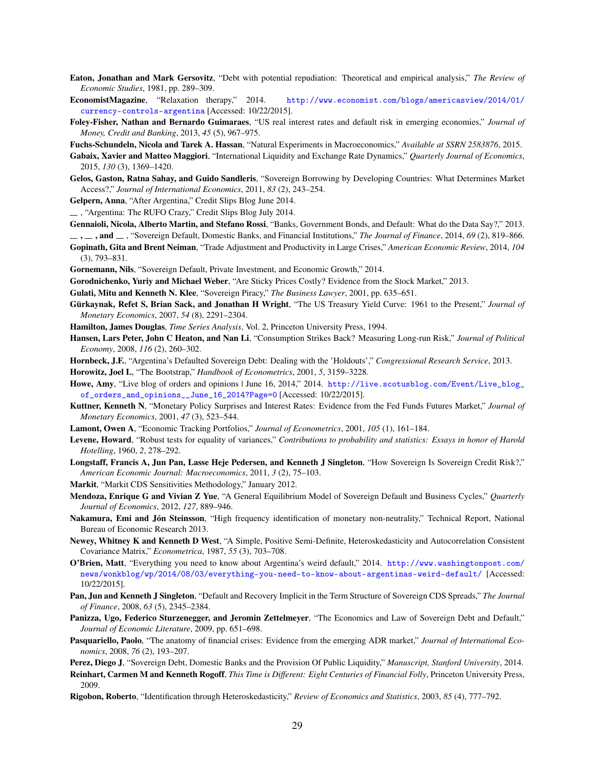**Eaton, Jonathan and Mark Gersovitz**, "Debt with potential repudiation: Theoretical and empirical analysis," *The Review of Economic Studies*, 1981, pp. 289–309.

**EconomistMagazine**, "Relaxation therapy," 2014. http://www.economist.com/blogs/americasview/2014/01/currency-controls-argentina [Accessed: 10/22/2015].

**Foley-Fisher, Nathan and Bernardo Guimaraes**, "US real interest rates and default risk in emerging economies," *Journal of Money, Credit and Banking*, 2013, *45* (5), 967–975.

**Fuchs-Schundeln, Nicola and Tarek A. Hassan**, "Natural Experiments in Macroeconomics," *Available at SSRN 2583876*, 2015.

**Gabaix, Xavier and Matteo Maggiori**, "International Liquidity and Exchange Rate Dynamics," *Quarterly Journal of Economics*, 2015, *130* (3), 1369–1420.

**Gelos, Gaston, Ratna Sahay, and Guido Sandleris**, "Sovereign Borrowing by Developing Countries: What Determines Market Access?," *Journal of International Economics*, 2011, *83* (2), 243–254.

**Gelpern, Anna**, "After Argentina," Credit Slips Blog June 2014.

—, "Argentina: The RUFO Crazy," Credit Slips Blog July 2014.

**Gennaioli, Nicola, Alberto Martin, and Stefano Rossi**, "Banks, Government Bonds, and Default: What do the Data Say?," 2013.

**—, —, and —**, "Sovereign Default, Domestic Banks, and Financial Institutions," *The Journal of Finance*, 2014, *69* (2), 819–866.

**Gopinath, Gita and Brent Neiman**, "Trade Adjustment and Productivity in Large Crises," *American Economic Review*, 2014, *104* (3), 793–831.

**Gornemann, Nils**, "Sovereign Default, Private Investment, and Economic Growth," 2014.

**Gorodnichenko, Yuriy and Michael Weber**, "Are Sticky Prices Costly? Evidence from the Stock Market," 2013.

**Gulati, Mitu and Kenneth N. Klee**, "Sovereign Piracy," *The Business Lawyer*, 2001, pp. 635–651.

**Gürkaynak, Refet S, Brian Sack, and Jonathan H Wright**, "The US Treasury Yield Curve: 1961 to the Present," *Journal of Monetary Economics*, 2007, *54* (8), 2291–2304.

**Hamilton, James Douglas**, *Time Series Analysis*, Vol. 2, Princeton University Press, 1994.

**Hansen, Lars Peter, John C Heaton, and Nan Li**, "Consumption Strikes Back? Measuring Long-run Risk," *Journal of Political Economy*, 2008, *116* (2), 260–302.

**Hornbeck, J.F.**, "Argentina's Defaulted Sovereign Debt: Dealing with the 'Holdouts'," *Congressional Research Service*, 2013.

**Horowitz, Joel L**, "The Bootstrap," *Handbook of Econometrics*, 2001, *5*, 3159–3228.

**Howe, Amy**, "Live blog of orders and opinions | June 16, 2014," 2014. http://live.scotusblog.com/Event/Live_blog_of_orders_and_opinions__June_16_2014?Page=0 [Accessed: 10/22/2015].

**Kuttner, Kenneth N**, "Monetary Policy Surprises and Interest Rates: Evidence from the Fed Funds Futures Market," *Journal of Monetary Economics*, 2001, *47* (3), 523–544.

**Lamont, Owen A**, "Economic Tracking Portfolios," *Journal of Econometrics*, 2001, *105* (1), 161–184.

**Levene, Howard**, "Robust tests for equality of variances," *Contributions to probability and statistics: Essays in honor of Harold Hotelling*, 1960, *2*, 278–292.

**Longstaff, Francis A, Jun Pan, Lasse Heje Pedersen, and Kenneth J Singleton**, "How Sovereign Is Sovereign Credit Risk?," *American Economic Journal: Macroeconomics*, 2011, *3* (2), 75–103.

**Markit**, "Markit CDS Sensitivities Methodology," January 2012.

**Mendoza, Enrique G and Vivian Z Yue**, "A General Equilibrium Model of Sovereign Default and Business Cycles," *Quarterly Journal of Economics*, 2012, *127*, 889–946.

**Nakamura, Emi and Jón Steinsson**, "High frequency identification of monetary non-neutrality," Technical Report, National Bureau of Economic Research 2013.

**Newey, Whitney K and Kenneth D West**, "A Simple, Positive Semi-Definite, Heteroskedasticity and Autocorrelation Consistent Covariance Matrix," *Econometrica*, 1987, *55* (3), 703–708.

**O'Brien, Matt**, "Everything you need to know about Argentina's weird default," 2014. http://www.washingtonpost.com/news/wonkblog/wp/2014/08/03/everything-you-need-to-know-about-argentinas-weird-default/ [Accessed: 10/22/2015].

**Pan, Jun and Kenneth J Singleton**, "Default and Recovery Implicit in the Term Structure of Sovereign CDS Spreads," *The Journal of Finance*, 2008, *63* (5), 2345–2384.

**Panizza, Ugo, Federico Sturzenegger, and Jeromin Zettelmeyer**, "The Economics and Law of Sovereign Debt and Default," *Journal of Economic Literature*, 2009, pp. 651–698.

**Pasquariello, Paolo**, "The anatomy of financial crises: Evidence from the emerging ADR market," *Journal of International Economics*, 2008, *76* (2), 193–207.

**Perez, Diego J**, "Sovereign Debt, Domestic Banks and the Provision Of Public Liquidity," *Manuscript, Stanford University*, 2014.

**Reinhart, Carmen M and Kenneth Rogoff**, *This Time is Different: Eight Centuries of Financial Folly*, Princeton University Press, 2009.

**Rigobon, Roberto**, "Identification through Heteroskedasticity," *Review of Economics and Statistics*, 2003, *85* (4), 777–792.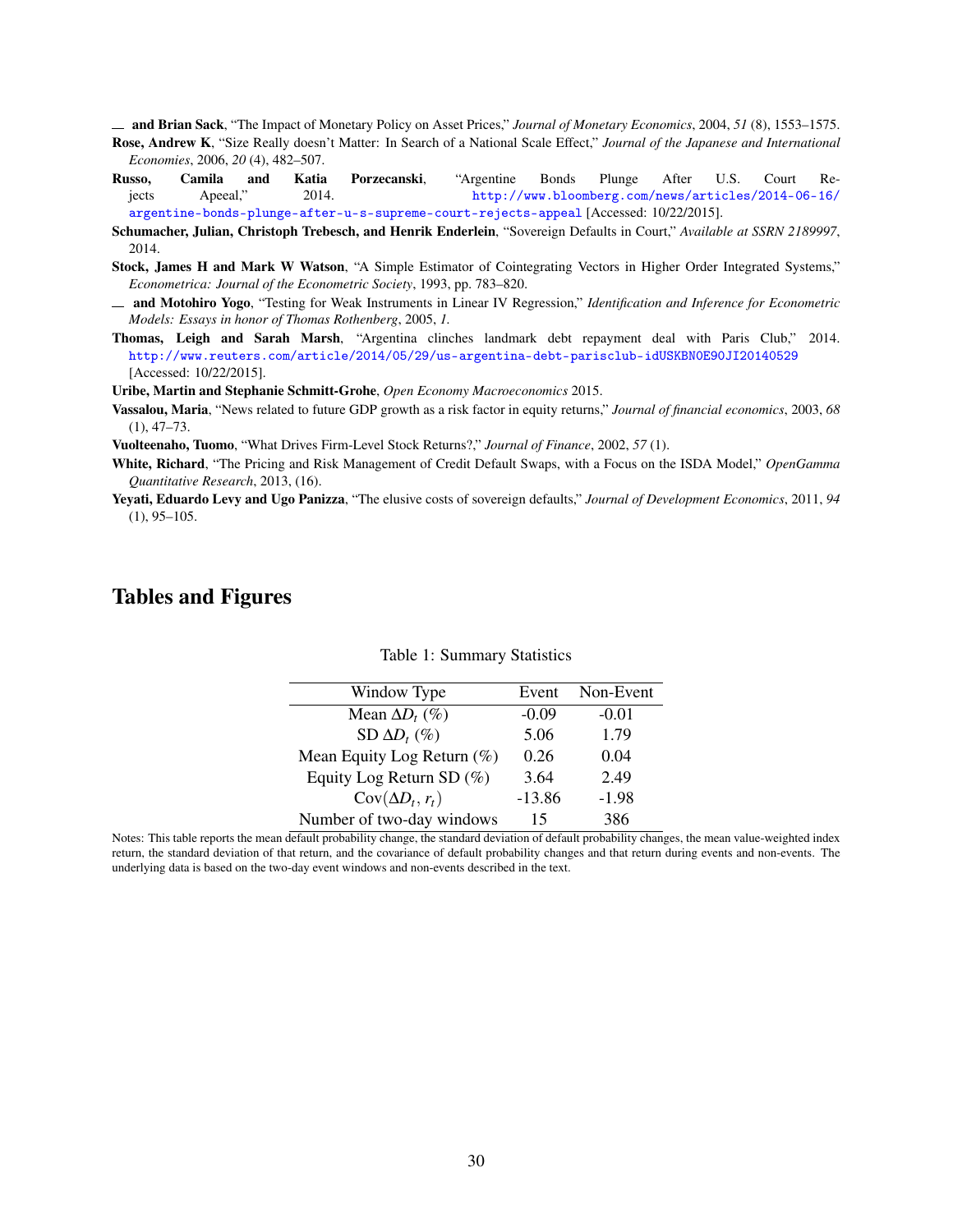— and Brian Sack, "The Impact of Monetary Policy on Asset Prices," *Journal of Monetary Economics*, 2004, *51* (8), 1553–1575.

**Rose, Andrew K**, "Size Really doesn't Matter: In Search of a National Scale Effect," *Journal of the Japanese and International Economies*, 2006, *20* (4), 482–507.

**Russo, Camila and Katia Porzecanski**, "Argentine Bonds Plunge After U.S. Court Rejects Apeeal," 2014. http://www.bloomberg.com/news/articles/2014-06-16/argentine-bonds-plunge-after-u-s-supreme-court-rejects-appeal [Accessed: 10/22/2015].

**Schumacher, Julian, Christoph Trebesch, and Henrik Enderlein**, "Sovereign Defaults in Court," *Available at SSRN 2189997*, 2014.

**Stock, James H and Mark W Watson**, "A Simple Estimator of Cointegrating Vectors in Higher Order Integrated Systems," *Econometrica: Journal of the Econometric Society*, 1993, pp. 783–820.

— and Motohiro Yogo, "Testing for Weak Instruments in Linear IV Regression," *Identification and Inference for Econometric Models: Essays in honor of Thomas Rothenberg*, 2005, *1.*

**Thomas, Leigh and Sarah Marsh**, "Argentina clinches landmark debt repayment deal with Paris Club," 2014. http://www.reuters.com/article/2014/05/29/us-argentina-debt-parisclub-idUSKBN0E90JI20140529 [Accessed: 10/22/2015].

**Uribe, Martin and Stephanie Schmitt-Grohe**, *Open Economy Macroeconomics* 2015.

**Vassalou, Maria**, "News related to future GDP growth as a risk factor in equity returns," *Journal of financial economics*, 2003, *68* (1), 47–73.

**Vuolteenaho, Tuomo**, "What Drives Firm-Level Stock Returns?," *Journal of Finance*, 2002, *57* (1).

**White, Richard**, "The Pricing and Risk Management of Credit Default Swaps, with a Focus on the ISDA Model," *OpenGamma Quantitative Research*, 2013, (16).

**Yeyati, Eduardo Levy and Ugo Panizza**, "The elusive costs of sovereign defaults," *Journal of Development Economics*, 2011, *94* (1), 95–105.

# Tables and Figures

Table 1: Summary Statistics

| Window Type | Event | Non-Event |
|---|---|---|
| Mean $\Delta D_t$ (%) | -0.09 | -0.01 |
| SD $\Delta D_t$ (%) | 5.06 | 1.79 |
| Mean Equity Log Return (%) | 0.26 | 0.04 |
| Equity Log Return SD (%) | 3.64 | 2.49 |
| Cov($\Delta D_t$, $r_t$) | -13.86 | -1.98 |
| Number of two-day windows | 15 | 386 |

Notes: This table reports the mean default probability change, the standard deviation of default probability changes, the mean value-weighted index return, the standard deviation of that return, and the covariance of default probability changes and that return during events and non-events. The underlying data is based on the two-day event windows and non-events described in the text.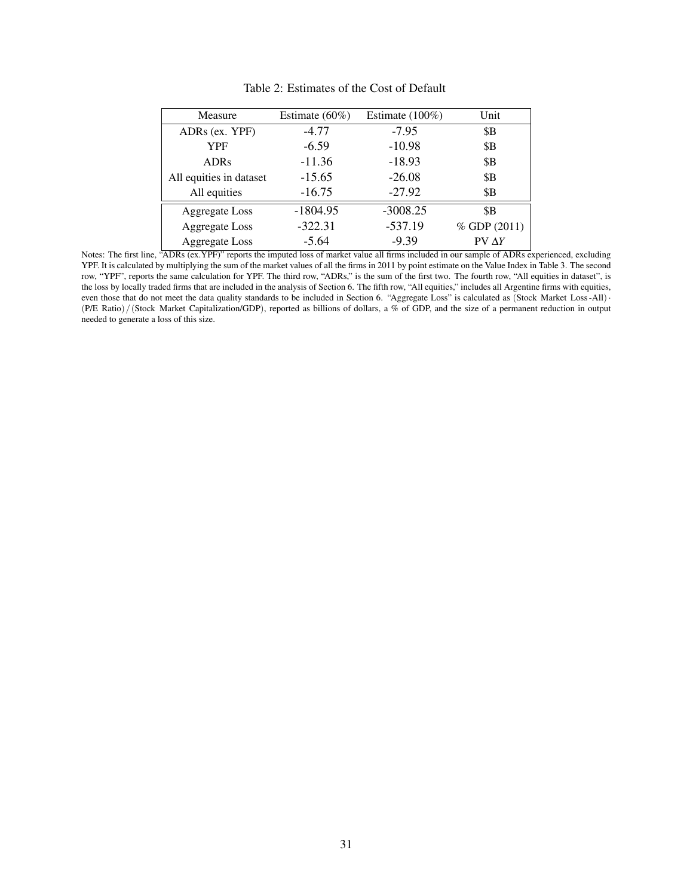Table 2: Estimates of the Cost of Default

| Measure | Estimate (60%) | Estimate (100%) | Unit |
|---|---|---|---|
| ADRs (ex. YPF) | -4.77 | -7.95 | \$B |
| YPF | -6.59 | -10.98 | \$B |
| ADRs | -11.36 | -18.93 | \$B |
| All equities in dataset | -15.65 | -26.08 | \$B |
| All equities | -16.75 | -27.92 | \$B |
| Aggregate Loss | -1804.95 | -3008.25 | \$B |
| Aggregate Loss | -322.31 | -537.19 | % GDP (2011) |
| Aggregate Loss | -5.64 | -9.39 | PV $\Delta Y$ |

Notes: The first line, "ADRs (ex.YPF)" reports the imputed loss of market value all firms included in our sample of ADRs experienced, excluding YPF. It is calculated by multiplying the sum of the market values of all the firms in 2011 by point estimate on the Value Index in Table 3. The second row, "YPF", reports the same calculation for YPF. The third row, "ADRs," is the sum of the first two. The fourth row, "All equities in dataset", is the loss by locally traded firms that are included in the analysis of Section 6. The fifth row, "All equities," includes all Argentine firms with equities, even those that do not meet the data quality standards to be included in Section 6. "Aggregate Loss" is calculated as (Stock Market Loss-All) $\cdot$ (P/E Ratio) / (Stock Market Capitalization/GDP), reported as billions of dollars, a % of GDP, and the size of a permanent reduction in output needed to generate a loss of this size.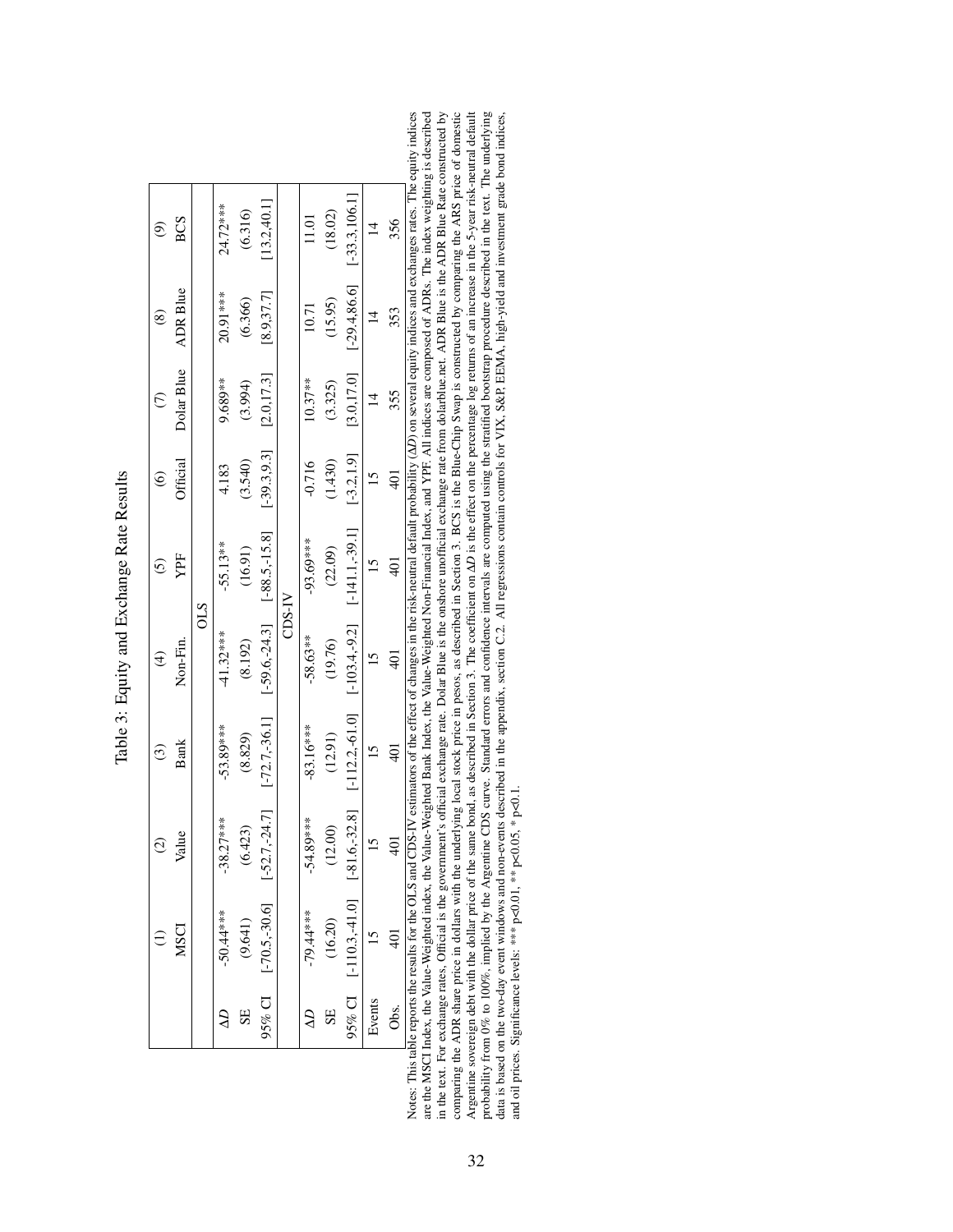# Table 3: Equity and Exchange Rate Results

| | (1) | (2) | (3) | (4) | (5) | (6) | (7) | (8) | (9) |
|---|---|---|---|---|---|---|---|---|---|
| | MSCI | Value | Bank | Non-Fin. | YPF | Official | Dolar Blue | ADR Blue | BCS |
| **OLS** | | | | | | | | | |
| $\Delta D$ | -50.44*** | -38.27*** | -53.89*** | -41.32*** | -55.13** | 4.183 | 9.689** | 20.91*** | 24.72*** |
| SE | (9.641) | (6.423) | (8.829) | (8.192) | (16.91) | (3.540) | (3.994) | (6.366) | (6.316) |
| 95% CI | [-70.5,-30.6] | [-52.7,-24.7] | [-72.7,-36.1] | [-59.6,-24.3] | [-88.5,-15.8] | [-39.3,9.3] | [2.0,17.3] | [8.9,37.7] | [13.2,40.1] |
| **CDS-IV** | | | | | | | | | |
| $\Delta D$ | -79.44*** | -54.89*** | -83.16*** | -58.63** | -93.69*** | -0.716 | 10.37** | 10.71 | 11.01 |
| SE | (16.20) | (12.00) | (12.91) | (19.76) | (22.09) | (1.430) | (3.325) | (15.95) | (18.02) |
| 95% CI | [-110.3,-41.0] | [-81.6,-32.8] | [-112.2,-61.0] | [-103.4,-9.2] | [-141.1,-39.1] | [-3.2,1.9] | [3.0,17.0] | [-29.4,86.6] | [-33.3,106.1] |
| Events | 15 | 15 | 15 | 15 | 15 | 15 | 14 | 14 | 14 |
| Obs. | 401 | 401 | 401 | 401 | 401 | 401 | 355 | 353 | 356 |

Notes: This table reports the results for the OLS and CDS-IV estimators of the effect of changes in the risk-neutral default probability ($\Delta D$) on several equity indices and exchanges rates. The equity indices are the MSCI Index, the Value-Weighted index, the Value-Weighted Bank Index, the Value-Weighted Non-Financial Index, and YPF. All indices are composed of ADRs. The index weighting is described in the text. For exchange rates, Official is the government's official exchange rate. Dolar Blue is the onshore unofficial exchange rate from dolarblue.net. ADR Blue is the ADR Blue Rate constructed by comparing the ADR share price in dollars with the underlying local stock price in pesos, as described in Section 3. BCS is the Blue-Chip Swap is constructed by comparing the ARS price of domestic Argentine sovereign debt with the dollar price of the same bond, as described in Section 3. The coefficient on $\Delta D$ is the effect on the percentage log returns of an increase in the 5-year risk-neutral default probability from 0% to 100%, implied by the Argentine CDS curve. Standard errors and confidence intervals are computed using the stratified bootstrap procedure described in the text. The underlying data is based on the two-day event windows and non-events described in the appendix, section C.2. All regressions contain controls for VIX, S&P, EEMA, high-yield and investment grade bond indices, and oil prices. Significance levels: *** p<0.01, ** p<0.05, * p<0.1.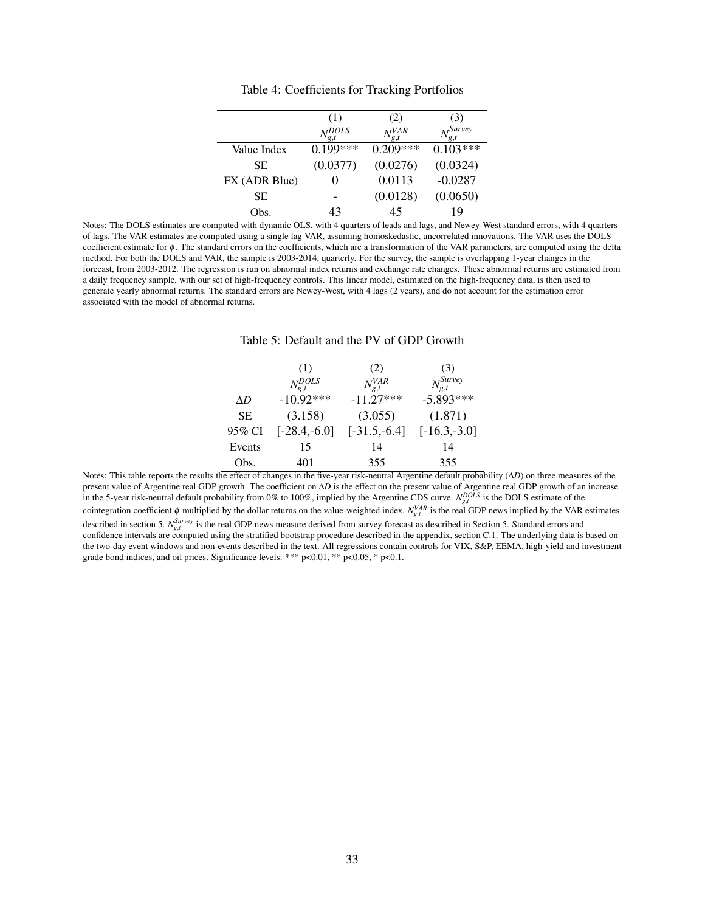Table 4: Coefficients for Tracking Portfolios

| | (1) $N_{g,t}^{DOLS}$ | (2) $N_{g,t}^{VAR}$ | (3) $N_{g,t}^{Survey}$ |
|---|---|---|---|
| Value Index | 0.199*** | 0.209*** | 0.103*** |
| SE | (0.0377) | (0.0276) | (0.0324) |
| FX (ADR Blue) | 0 | 0.0113 | -0.0287 |
| SE | - | (0.0128) | (0.0650) |
| Obs. | 43 | 45 | 19 |

Notes: The DOLS estimates are computed with dynamic OLS, with 4 quarters of leads and lags, and Newey-West standard errors, with 4 quarters of lags. The VAR estimates are computed using a single lag VAR, assuming homoskedastic, uncorrelated innovations. The VAR uses the DOLS coefficient estimate for $\phi$. The standard errors on the coefficients, which are a transformation of the VAR parameters, are computed using the delta method. For both the DOLS and VAR, the sample is 2003-2014, quarterly. For the survey, the sample is overlapping 1-year changes in the forecast, from 2003-2012. The regression is run on abnormal index returns and exchange rate changes. These abnormal returns are estimated from a daily frequency sample, with our set of high-frequency controls. This linear model, estimated on the high-frequency data, is then used to generate yearly abnormal returns. The standard errors are Newey-West, with 4 lags (2 years), and do not account for the estimation error associated with the model of abnormal returns.

Table 5: Default and the PV of GDP Growth

| | (1) $N_{g,t}^{DOLS}$ | (2) $N_{g,t}^{VAR}$ | (3) $N_{g,t}^{Survey}$ |
|---|---|---|---|
| $\Delta D$ | -10.92*** | -11.27*** | -5.893*** |
| SE | (3.158) | (3.055) | (1.871) |
| 95% CI | [-28.4,-6.0] | [-31.5,-6.4] | [-16.3,-3.0] |
| Events | 15 | 14 | 14 |
| Obs. | 401 | 355 | 355 |

Notes: This table reports the results the effect of changes in the five-year risk-neutral Argentine default probability ($\Delta D$) on three measures of the present value of Argentine real GDP growth. The coefficient on $\Delta D$ is the effect on the present value of Argentine real GDP growth of an increase in the 5-year risk-neutral default probability from 0% to 100%, implied by the Argentine CDS curve. $N_{g,t}^{DOLS}$ is the DOLS estimate of the cointegration coefficient $\phi$ multiplied by the dollar returns on the value-weighted index. $N_{g,t}^{VAR}$ is the real GDP news implied by the VAR estimates described in section 5. $N_{g,t}^{Survey}$ is the real GDP news measure derived from survey forecast as described in Section 5. Standard errors and confidence intervals are computed using the stratified bootstrap procedure described in the appendix, section C.1. The underlying data is based on the two-day event windows and non-events described in the text. All regressions contain controls for VIX, S&P, EEMA, high-yield and investment grade bond indices, and oil prices. Significance levels: *** p<0.01, ** p<0.05, * p<0.1.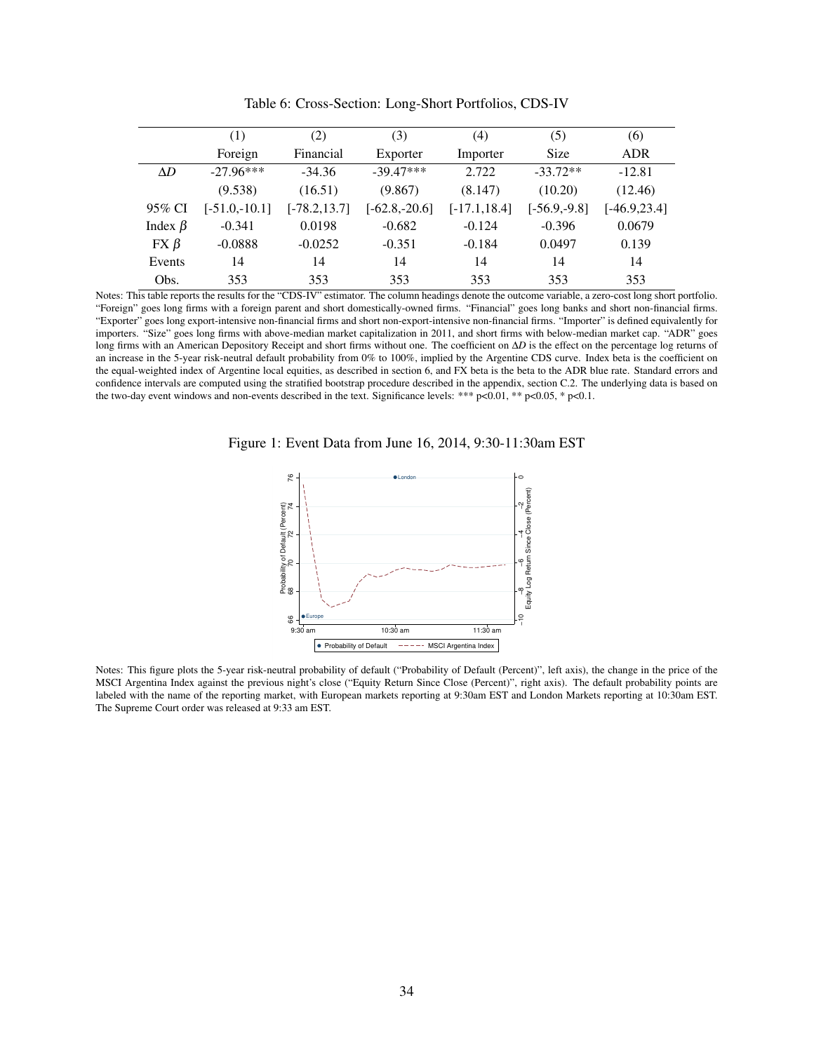Table 6: Cross-Section: Long-Short Portfolios, CDS-IV

| | (1) | (2) | (3) | (4) | (5) | (6) |
|---|---|---|---|---|---|---|
| | Foreign | Financial | Exporter | Importer | Size | ADR |
| $\Delta D$ | -27.96*** | -34.36 | -39.47*** | 2.722 | -33.72** | -12.81 |
| | (9.538) | (16.51) | (9.867) | (8.147) | (10.20) | (12.46) |
| 95% CI | [-51.0,-10.1] | [-78.2,13.7] | [-62.8,-20.6] | [-17.1,18.4] | [-56.9,-9.8] | [-46.9,23.4] |
| Index $\beta$ | -0.341 | 0.0198 | -0.682 | -0.124 | -0.396 | 0.0679 |
| FX $\beta$ | -0.0888 | -0.0252 | -0.351 | -0.184 | 0.0497 | 0.139 |
| Events | 14 | 14 | 14 | 14 | 14 | 14 |
| Obs. | 353 | 353 | 353 | 353 | 353 | 353 |

Notes: This table reports the results for the "CDS-IV" estimator. The column headings denote the outcome variable, a zero-cost long short portfolio. "Foreign" goes long firms with a foreign parent and short domestically-owned firms. "Financial" goes long banks and short non-financial firms. "Exporter" goes long export-intensive non-financial firms and short non-export-intensive non-financial firms. "Importer" is defined equivalently for importers. "Size" goes long firms with above-median market capitalization in 2011, and short firms with below-median market cap. "ADR" goes long firms with an American Depository Receipt and short firms without one. The coefficient on $\Delta D$ is the effect on the percentage log returns of an increase in the 5-year risk-neutral default probability from 0% to 100%, implied by the Argentine CDS curve. Index beta is the coefficient on the equal-weighted index of Argentine local equities, as described in section 6, and FX beta is the beta to the ADR blue rate. Standard errors and confidence intervals are computed using the stratified bootstrap procedure described in the appendix, section C.2. The underlying data is based on the two-day event windows and non-events described in the text. Significance levels: *** p<0.01, ** p<0.05, * p<0.1.

Figure 1: Event Data from June 16, 2014, 9:30-11:30am EST

Notes: This figure plots the 5-year risk-neutral probability of default ("Probability of Default (Percent)", left axis), the change in the price of the MSCI Argentina Index against the previous night's close ("Equity Return Since Close (Percent)", right axis). The default probability points are labeled with the name of the reporting market, with European markets reporting at 9:30am EST and London Markets reporting at 10:30am EST. The Supreme Court order was released at 9:33 am EST.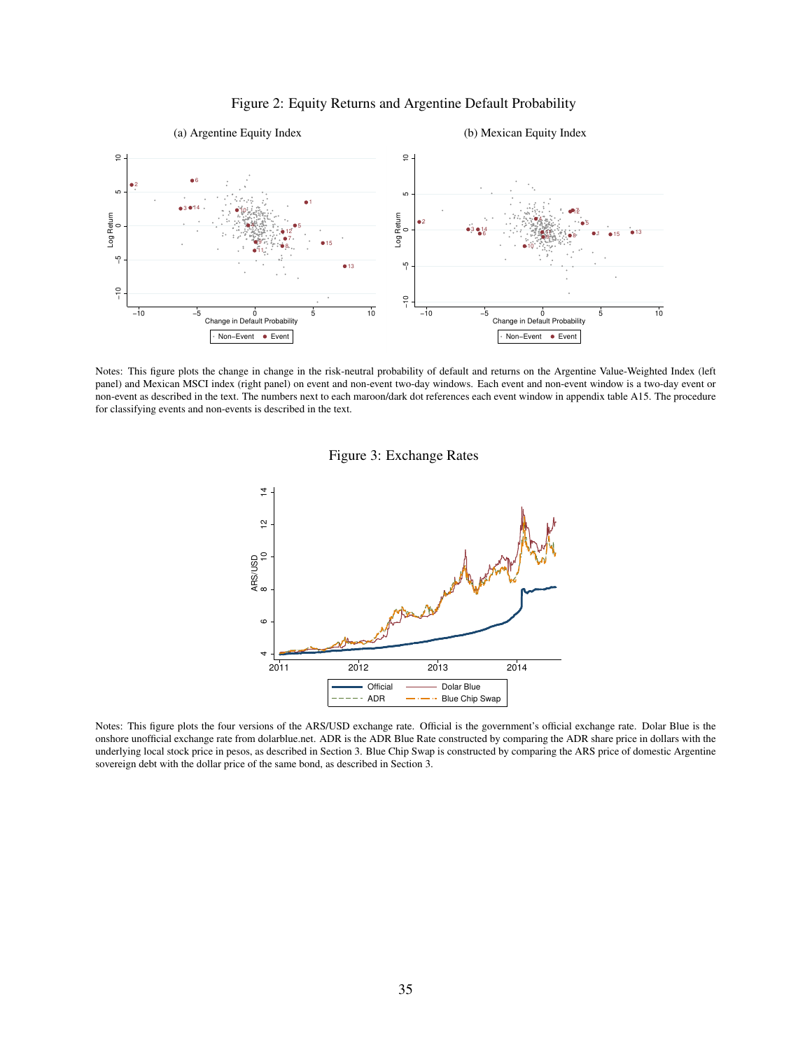Figure 2: Equity Returns and Argentine Default Probability

(a) Argentine Equity Index

(b) Mexican Equity Index

Notes: This figure plots the change in change in the risk-neutral probability of default and returns on the Argentine Value-Weighted Index (left panel) and Mexican MSCI index (right panel) on event and non-event two-day windows. Each event and non-event window is a two-day event or non-event as described in the text. The numbers next to each maroon/dark dot references each event window in appendix table A15. The procedure for classifying events and non-events is described in the text.

Figure 3: Exchange Rates

Notes: This figure plots the four versions of the ARS/USD exchange rate. Official is the government's official exchange rate. Dolar Blue is the onshore unofficial exchange rate from dolarblue.net. ADR is the ADR Blue Rate constructed by comparing the ADR share price in dollars with the underlying local stock price in pesos, as described in Section 3. Blue Chip Swap is constructed by comparing the ARS price of domestic Argentine sovereign debt with the dollar price of the same bond, as described in Section 3.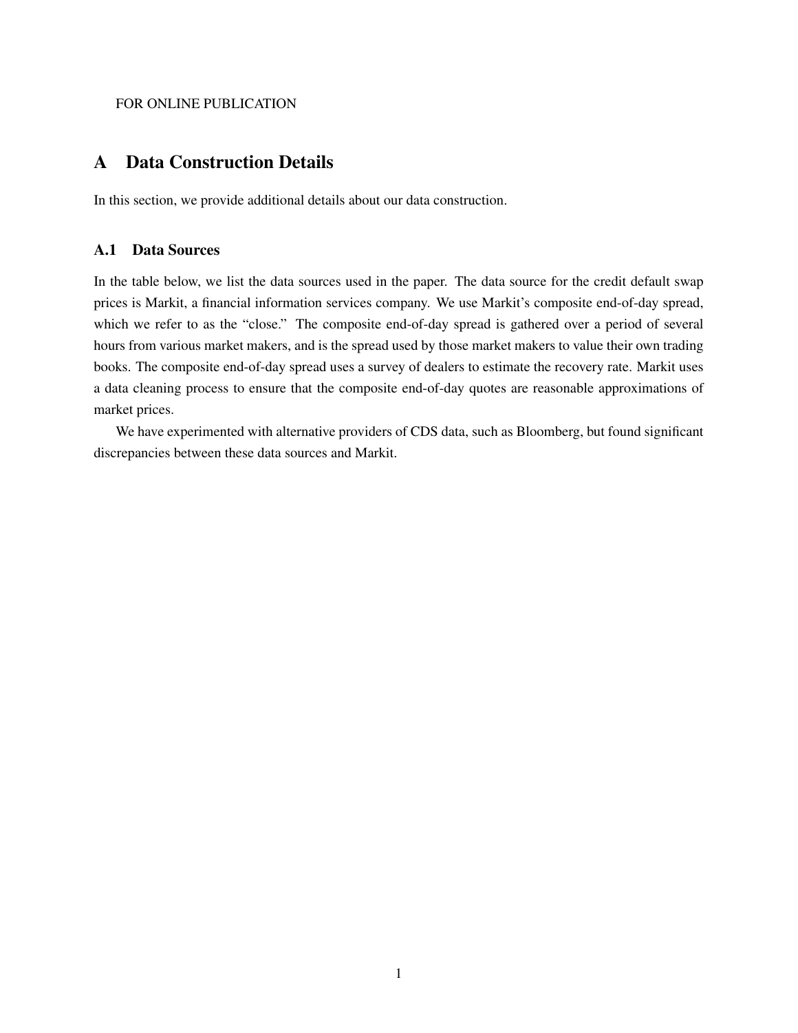FOR ONLINE PUBLICATION

# A Data Construction Details

In this section, we provide additional details about our data construction.

## A.1 Data Sources

In the table below, we list the data sources used in the paper. The data source for the credit default swap prices is Markit, a financial information services company. We use Markit's composite end-of-day spread, which we refer to as the "close." The composite end-of-day spread is gathered over a period of several hours from various market makers, and is the spread used by those market makers to value their own trading books. The composite end-of-day spread uses a survey of dealers to estimate the recovery rate. Markit uses a data cleaning process to ensure that the composite end-of-day quotes are reasonable approximations of market prices.

We have experimented with alternative providers of CDS data, such as Bloomberg, but found significant discrepancies between these data sources and Markit.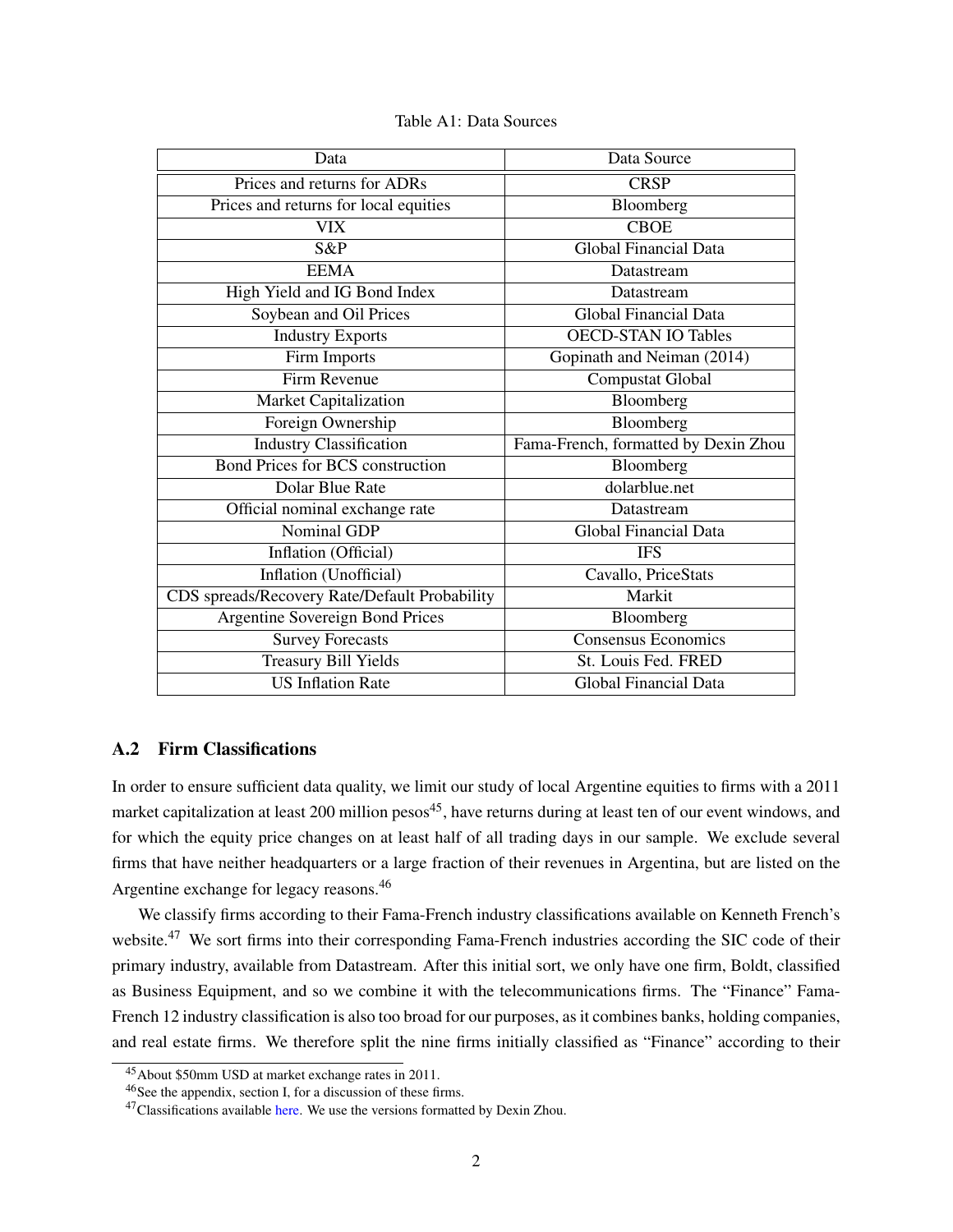Table A1: Data Sources

| Data | Data Source |
|---|---|
| Prices and returns for ADRs | CRSP |
| Prices and returns for local equities | Bloomberg |
| VIX | CBOE |
| S&P | Global Financial Data |
| EEMA | Datastream |
| High Yield and IG Bond Index | Datastream |
| Soybean and Oil Prices | Global Financial Data |
| Industry Exports | OECD-STAN IO Tables |
| Firm Imports | Gopinath and Neiman (2014) |
| Firm Revenue | Compustat Global |
| Market Capitalization | Bloomberg |
| Foreign Ownership | Bloomberg |
| Industry Classification | Fama-French, formatted by Dexin Zhou |
| Bond Prices for BCS construction | Bloomberg |
| Dolar Blue Rate | dolarblue.net |
| Official nominal exchange rate | Datastream |
| Nominal GDP | Global Financial Data |
| Inflation (Official) | IFS |
| Inflation (Unofficial) | Cavallo, PriceStats |
| CDS spreads/Recovery Rate/Default Probability | Markit |
| Argentine Sovereign Bond Prices | Bloomberg |
| Survey Forecasts | Consensus Economics |
| Treasury Bill Yields | St. Louis Fed. FRED |
| US Inflation Rate | Global Financial Data |

## A.2 Firm Classifications

In order to ensure sufficient data quality, we limit our study of local Argentine equities to firms with a 2011 market capitalization at least 200 million pesos[45], have returns during at least ten of our event windows, and for which the equity price changes on at least half of all trading days in our sample. We exclude several firms that have neither headquarters or a large fraction of their revenues in Argentina, but are listed on the Argentine exchange for legacy reasons.[46]

We classify firms according to their Fama-French industry classifications available on Kenneth French's website.[47] We sort firms into their corresponding Fama-French industries according the SIC code of their primary industry, available from Datastream. After this initial sort, we only have one firm, Boldt, classified as Business Equipment, and so we combine it with the telecommunications firms. The "Finance" Fama-French 12 industry classification is also too broad for our purposes, as it combines banks, holding companies, and real estate firms. We therefore split the nine firms initially classified as "Finance" according to their

[45] About $50mm USD at market exchange rates in 2011.

[46] See the appendix, section I, for a discussion of these firms.

[47] Classifications available here. We use the versions formatted by Dexin Zhou.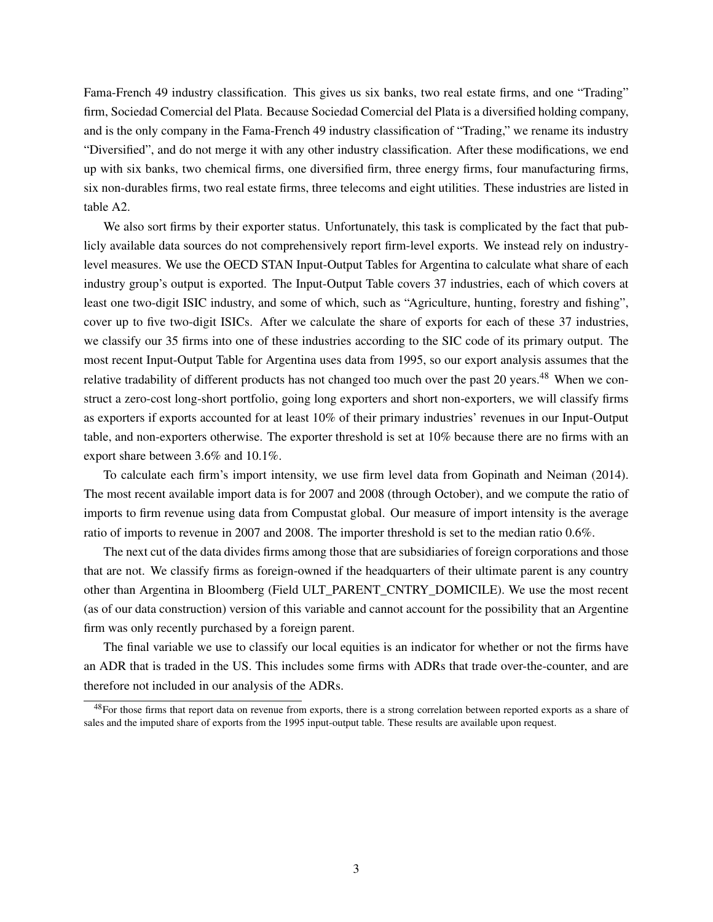Fama-French 49 industry classification. This gives us six banks, two real estate firms, and one "Trading" firm, Sociedad Comercial del Plata. Because Sociedad Comercial del Plata is a diversified holding company, and is the only company in the Fama-French 49 industry classification of "Trading," we rename its industry "Diversified", and do not merge it with any other industry classification. After these modifications, we end up with six banks, two chemical firms, one diversified firm, three energy firms, four manufacturing firms, six non-durables firms, two real estate firms, three telecoms and eight utilities. These industries are listed in table A2.

We also sort firms by their exporter status. Unfortunately, this task is complicated by the fact that publicly available data sources do not comprehensively report firm-level exports. We instead rely on industry-level measures. We use the OECD STAN Input-Output Tables for Argentina to calculate what share of each industry group's output is exported. The Input-Output Table covers 37 industries, each of which covers at least one two-digit ISIC industry, and some of which, such as "Agriculture, hunting, forestry and fishing", cover up to five two-digit ISICs. After we calculate the share of exports for each of these 37 industries, we classify our 35 firms into one of these industries according to the SIC code of its primary output. The most recent Input-Output Table for Argentina uses data from 1995, so our export analysis assumes that the relative tradability of different products has not changed too much over the past 20 years.[48] When we construct a zero-cost long-short portfolio, going long exporters and short non-exporters, we will classify firms as exporters if exports accounted for at least 10% of their primary industries' revenues in our Input-Output table, and non-exporters otherwise. The exporter threshold is set at 10% because there are no firms with an export share between 3.6% and 10.1%.

To calculate each firm's import intensity, we use firm level data from Gopinath and Neiman (2014). The most recent available import data is for 2007 and 2008 (through October), and we compute the ratio of imports to firm revenue using data from Compustat global. Our measure of import intensity is the average ratio of imports to revenue in 2007 and 2008. The importer threshold is set to the median ratio 0.6%.

The next cut of the data divides firms among those that are subsidiaries of foreign corporations and those that are not. We classify firms as foreign-owned if the headquarters of their ultimate parent is any country other than Argentina in Bloomberg (Field ULT_PARENT_CNTRY_DOMICILE). We use the most recent (as of our data construction) version of this variable and cannot account for the possibility that an Argentine firm was only recently purchased by a foreign parent.

The final variable we use to classify our local equities is an indicator for whether or not the firms have an ADR that is traded in the US. This includes some firms with ADRs that trade over-the-counter, and are therefore not included in our analysis of the ADRs.

[48]For those firms that report data on revenue from exports, there is a strong correlation between reported exports as a share of sales and the imputed share of exports from the 1995 input-output table. These results are available upon request.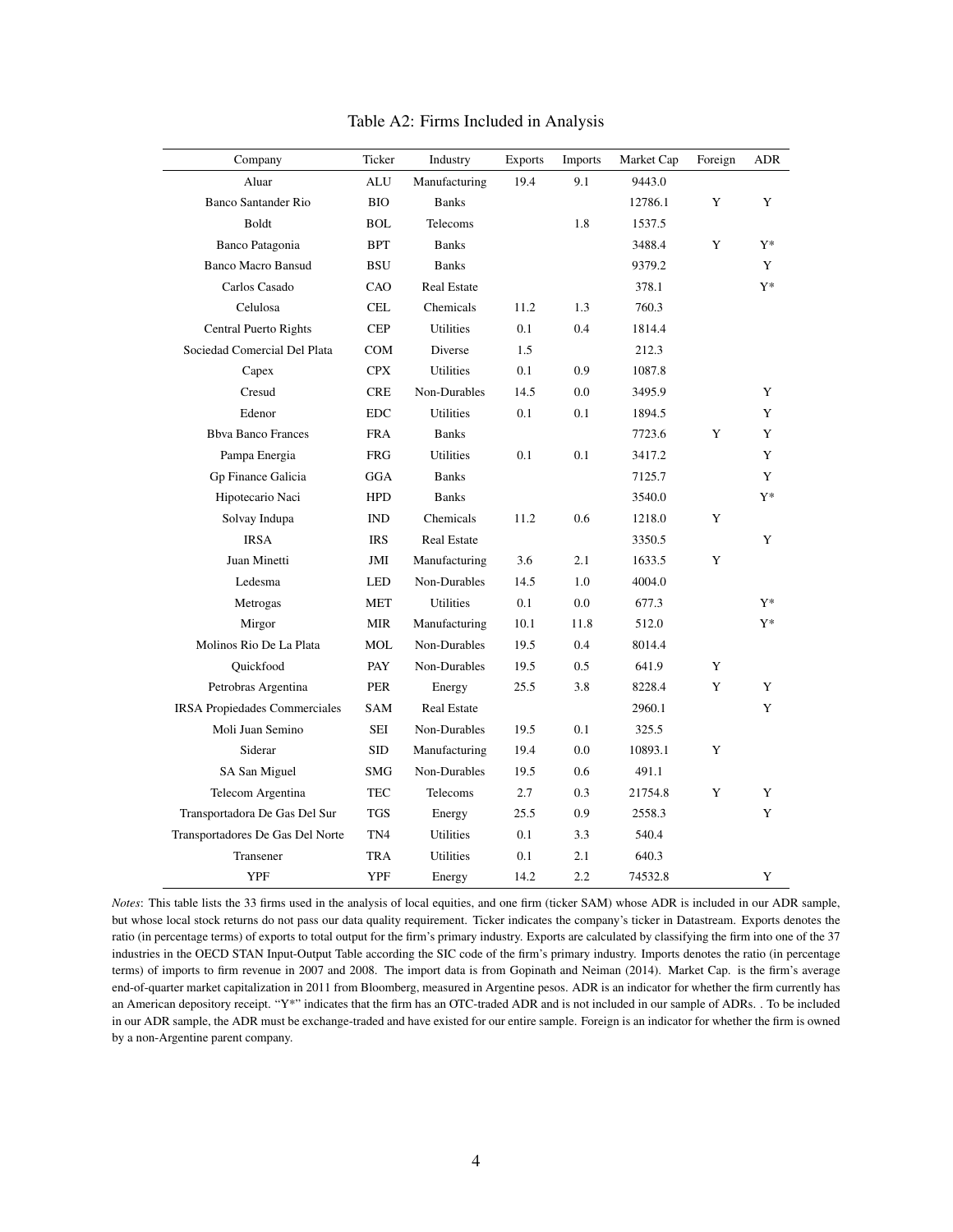# Table A2: Firms Included in Analysis

| Company | Ticker | Industry | Exports | Imports | Market Cap | Foreign | ADR |
|---|---|---|---|---|---|---|---|
| Aluar | ALU | Manufacturing | 19.4 | 9.1 | 9443.0 | | |
| Banco Santander Rio | BIO | Banks | | | 12786.1 | Y | Y |
| Boldt | BOL | Telecoms | | 1.8 | 1537.5 | | |
| Banco Patagonia | BPT | Banks | | | 3488.4 | Y | Y* |
| Banco Macro Bansud | BSU | Banks | | | 9379.2 | | Y |
| Carlos Casado | CAO | Real Estate | | | 378.1 | | Y* |
| Celulosa | CEL | Chemicals | 11.2 | 1.3 | 760.3 | | |
| Central Puerto Rights | CEP | Utilities | 0.1 | 0.4 | 1814.4 | | |
| Sociedad Comercial Del Plata | COM | Diverse | 1.5 | | 212.3 | | |
| Capex | CPX | Utilities | 0.1 | 0.9 | 1087.8 | | |
| Cresud | CRE | Non-Durables | 14.5 | 0.0 | 3495.9 | | Y |
| Edenor | EDC | Utilities | 0.1 | 0.1 | 1894.5 | | Y |
| Bbva Banco Frances | FRA | Banks | | | 7723.6 | Y | Y |
| Pampa Energia | FRG | Utilities | 0.1 | 0.1 | 3417.2 | | Y |
| Gp Finance Galicia | GGA | Banks | | | 7125.7 | | Y |
| Hipotecario Naci | HPD | Banks | | | 3540.0 | | Y* |
| Solvay Indupa | IND | Chemicals | 11.2 | 0.6 | 1218.0 | Y | |
| IRSA | IRS | Real Estate | | | 3350.5 | | Y |
| Juan Minetti | JMI | Manufacturing | 3.6 | 2.1 | 1633.5 | Y | |
| Ledesma | LED | Non-Durables | 14.5 | 1.0 | 4004.0 | | |
| Metrogas | MET | Utilities | 0.1 | 0.0 | 677.3 | | Y* |
| Mirgor | MIR | Manufacturing | 10.1 | 11.8 | 512.0 | | Y* |
| Molinos Rio De La Plata | MOL | Non-Durables | 19.5 | 0.4 | 8014.4 | | |
| Quickfood | PAY | Non-Durables | 19.5 | 0.5 | 641.9 | Y | |
| Petrobras Argentina | PER | Energy | 25.5 | 3.8 | 8228.4 | Y | Y |
| IRSA Propiedades Commerciales | SAM | Real Estate | | | 2960.1 | | Y |
| Moli Juan Semino | SEI | Non-Durables | 19.5 | 0.1 | 325.5 | | |
| Siderar | SID | Manufacturing | 19.4 | 0.0 | 10893.1 | Y | |
| SA San Miguel | SMG | Non-Durables | 19.5 | 0.6 | 491.1 | | |
| Telecom Argentina | TEC | Telecoms | 2.7 | 0.3 | 21754.8 | Y | Y |
| Transportadora De Gas Del Sur | TGS | Energy | 25.5 | 0.9 | 2558.3 | | Y |
| Transportadores De Gas Del Norte | TN4 | Utilities | 0.1 | 3.3 | 540.4 | | |
| Transener | TRA | Utilities | 0.1 | 2.1 | 640.3 | | |
| YPF | YPF | Energy | 14.2 | 2.2 | 74532.8 | | Y |

*Notes*: This table lists the 33 firms used in the analysis of local equities, and one firm (ticker SAM) whose ADR is included in our ADR sample, but whose local stock returns do not pass our data quality requirement. Ticker indicates the company's ticker in Datastream. Exports denotes the ratio (in percentage terms) of exports to total output for the firm's primary industry. Exports are calculated by classifying the firm into one of the 37 industries in the OECD STAN Input-Output Table according the SIC code of the firm's primary industry. Imports denotes the ratio (in percentage terms) of imports to firm revenue in 2007 and 2008. The import data is from Gopinath and Neiman (2014). Market Cap. is the firm's average end-of-quarter market capitalization in 2011 from Bloomberg, measured in Argentine pesos. ADR is an indicator for whether the firm currently has an American depository receipt. "Y*" indicates that the firm has an OTC-traded ADR and is not included in our sample of ADRs. . To be included in our ADR sample, the ADR must be exchange-traded and have existed for our entire sample. Foreign is an indicator for whether the firm is owned by a non-Argentine parent company.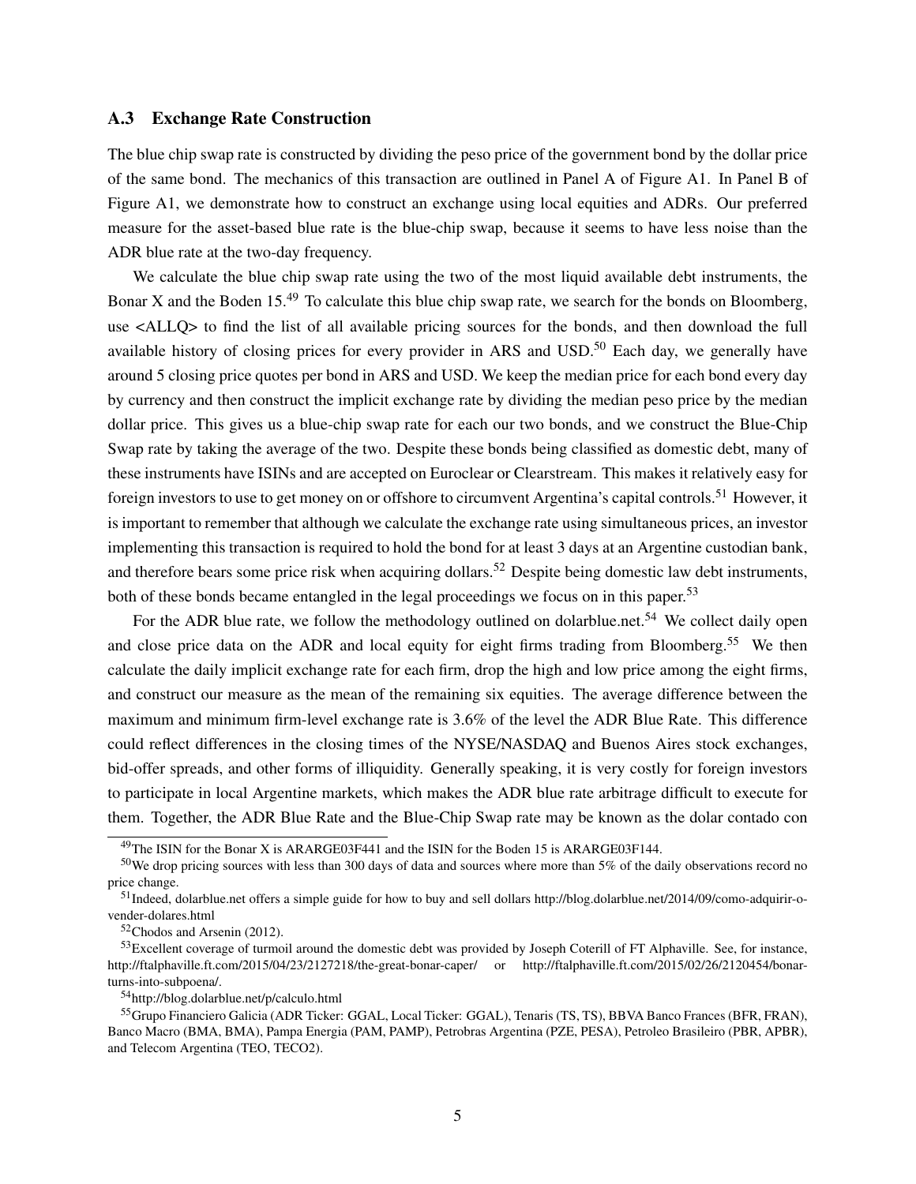### A.3 Exchange Rate Construction

The blue chip swap rate is constructed by dividing the peso price of the government bond by the dollar price of the same bond. The mechanics of this transaction are outlined in Panel A of Figure A1. In Panel B of Figure A1, we demonstrate how to construct an exchange using local equities and ADRs. Our preferred measure for the asset-based blue rate is the blue-chip swap, because it seems to have less noise than the ADR blue rate at the two-day frequency.

We calculate the blue chip swap rate using the two of the most liquid available debt instruments, the Bonar X and the Boden 15.[49] To calculate this blue chip swap rate, we search for the bonds on Bloomberg, use <ALLQ> to find the list of all available pricing sources for the bonds, and then download the full available history of closing prices for every provider in ARS and USD.[50] Each day, we generally have around 5 closing price quotes per bond in ARS and USD. We keep the median price for each bond every day by currency and then construct the implicit exchange rate by dividing the median peso price by the median dollar price. This gives us a blue-chip swap rate for each our two bonds, and we construct the Blue-Chip Swap rate by taking the average of the two. Despite these bonds being classified as domestic debt, many of these instruments have ISINs and are accepted on Euroclear or Clearstream. This makes it relatively easy for foreign investors to use to get money on or offshore to circumvent Argentina's capital controls.[51] However, it is important to remember that although we calculate the exchange rate using simultaneous prices, an investor implementing this transaction is required to hold the bond for at least 3 days at an Argentine custodian bank, and therefore bears some price risk when acquiring dollars.[52] Despite being domestic law debt instruments, both of these bonds became entangled in the legal proceedings we focus on in this paper.[53]

For the ADR blue rate, we follow the methodology outlined on dolarblue.net.[54] We collect daily open and close price data on the ADR and local equity for eight firms trading from Bloomberg.[55] We then calculate the daily implicit exchange rate for each firm, drop the high and low price among the eight firms, and construct our measure as the mean of the remaining six equities. The average difference between the maximum and minimum firm-level exchange rate is 3.6% of the level the ADR Blue Rate. This difference could reflect differences in the closing times of the NYSE/NASDAQ and Buenos Aires stock exchanges, bid-offer spreads, and other forms of illiquidity. Generally speaking, it is very costly for foreign investors to participate in local Argentine markets, which makes the ADR blue rate arbitrage difficult to execute for them. Together, the ADR Blue Rate and the Blue-Chip Swap rate may be known as the dolar contado con

[49] The ISIN for the Bonar X is ARARGE03F441 and the ISIN for the Boden 15 is ARARGE03F144.

[50] We drop pricing sources with less than 300 days of data and sources where more than 5% of the daily observations record no price change.

[51] Indeed, dolarblue.net offers a simple guide for how to buy and sell dollars http://blog.dolarblue.net/2014/09/como-adquirir-o-vender-dolares.html

[52] Chodos and Arsenin (2012).

[53] Excellent coverage of turmoil around the domestic debt was provided by Joseph Coterill of FT Alphaville. See, for instance, http://ftalphaville.ft.com/2015/04/23/2127218/the-great-bonar-caper/ or http://ftalphaville.ft.com/2015/02/26/2120454/bonar-turns-into-subpoena/.

[54] http://blog.dolarblue.net/p/calculo.html

[55] Grupo Financiero Galicia (ADR Ticker: GGAL, Local Ticker: GGAL), Tenaris (TS, TS), BBVA Banco Frances (BFR, FRAN), Banco Macro (BMA, BMA), Pampa Energia (PAM, PAMP), Petrobras Argentina (PZE, PESA), Petroleo Brasileiro (PBR, APBR), and Telecom Argentina (TEO, TECO2).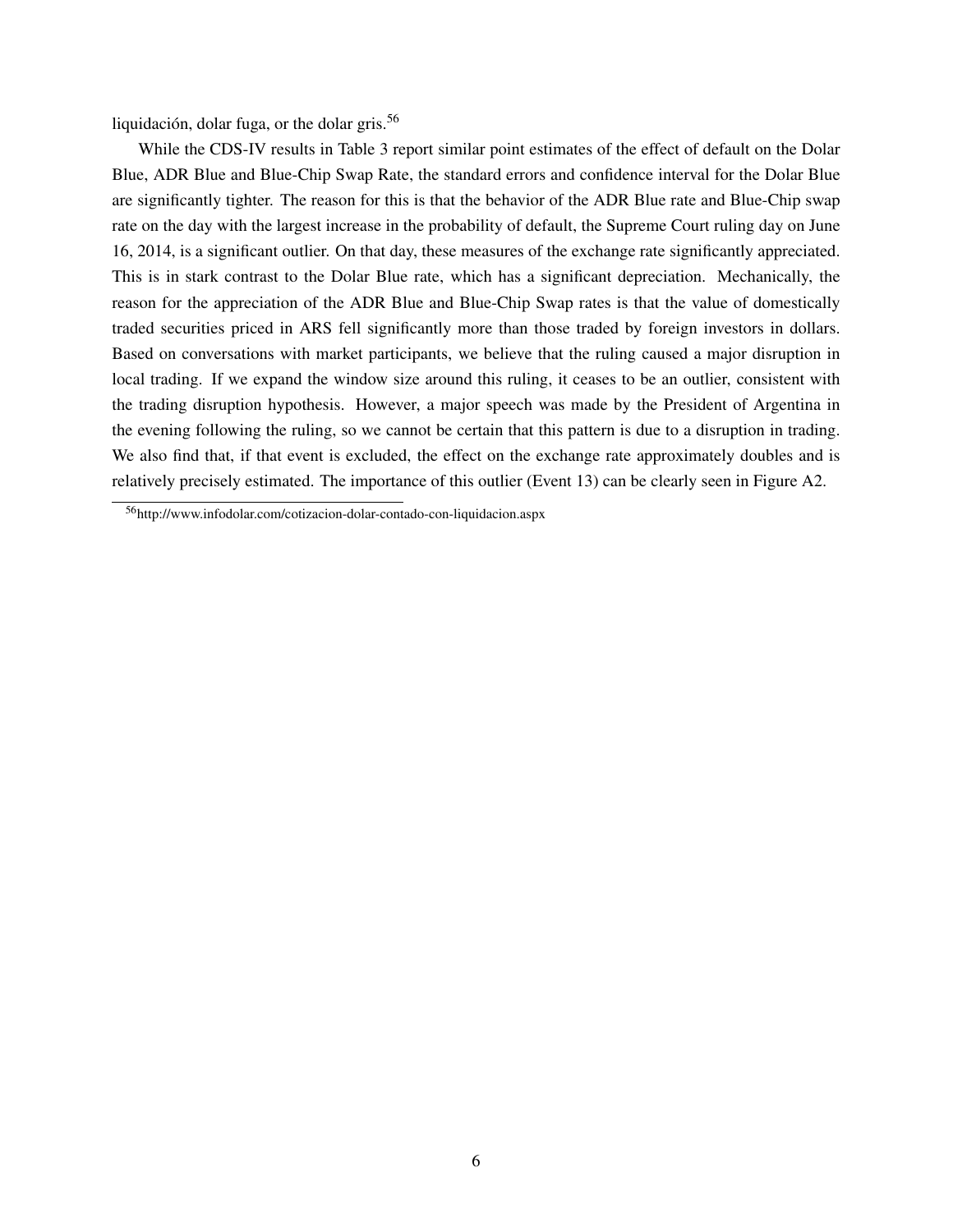liquidación, dolar fuga, or the dolar gris.[56]

While the CDS-IV results in Table 3 report similar point estimates of the effect of default on the Dolar Blue, ADR Blue and Blue-Chip Swap Rate, the standard errors and confidence interval for the Dolar Blue are significantly tighter. The reason for this is that the behavior of the ADR Blue rate and Blue-Chip swap rate on the day with the largest increase in the probability of default, the Supreme Court ruling day on June 16, 2014, is a significant outlier. On that day, these measures of the exchange rate significantly appreciated. This is in stark contrast to the Dolar Blue rate, which has a significant depreciation. Mechanically, the reason for the appreciation of the ADR Blue and Blue-Chip Swap rates is that the value of domestically traded securities priced in ARS fell significantly more than those traded by foreign investors in dollars. Based on conversations with market participants, we believe that the ruling caused a major disruption in local trading. If we expand the window size around this ruling, it ceases to be an outlier, consistent with the trading disruption hypothesis. However, a major speech was made by the President of Argentina in the evening following the ruling, so we cannot be certain that this pattern is due to a disruption in trading. We also find that, if that event is excluded, the effect on the exchange rate approximately doubles and is relatively precisely estimated. The importance of this outlier (Event 13) can be clearly seen in Figure A2.

[56] http://www.infodolar.com/cotizacion-dolar-contado-con-liquidacion.aspx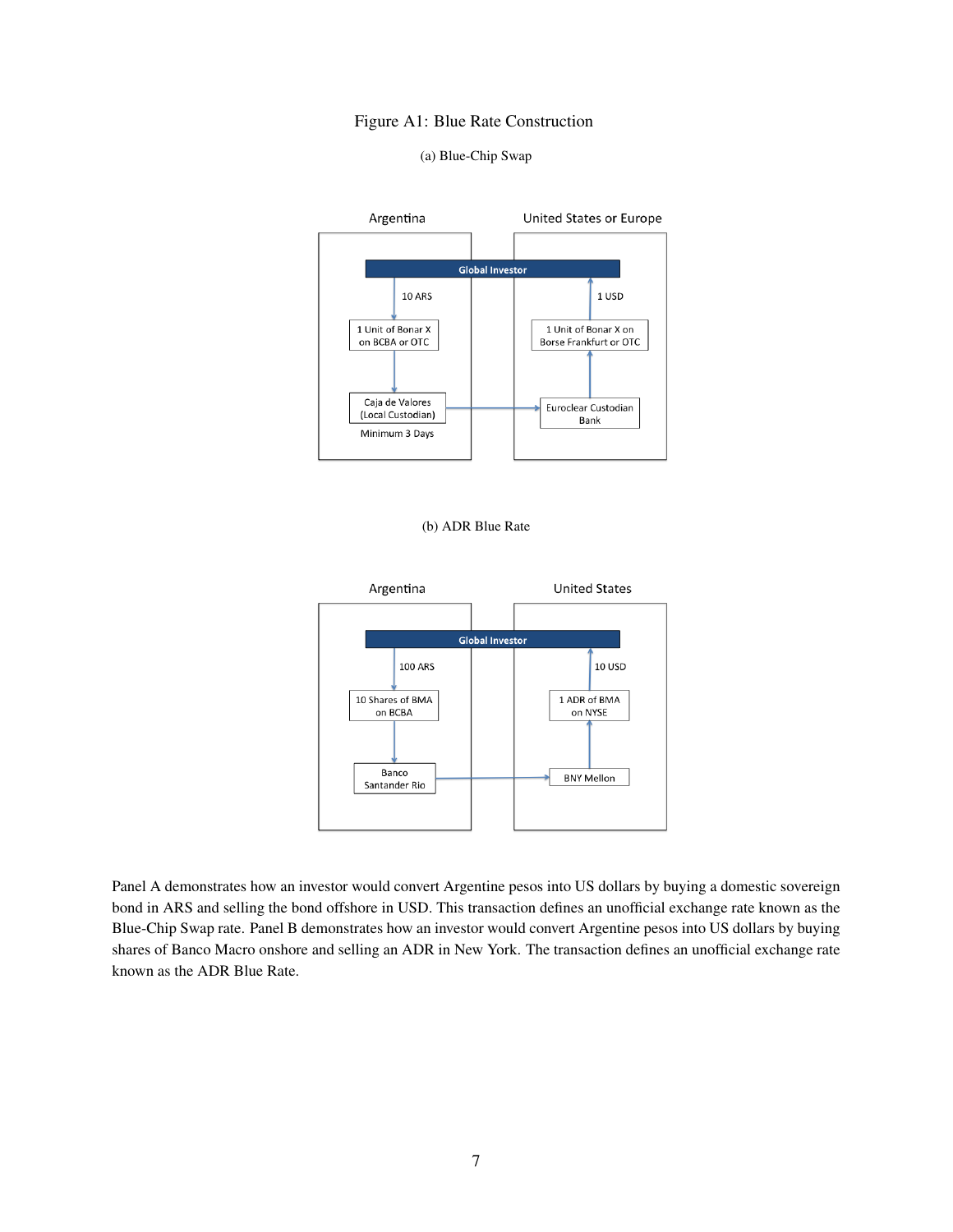Figure A1: Blue Rate Construction

(a) Blue-Chip Swap

Argentina | United States or Europe

Global Investor

10 ARS

1 USD

1 Unit of Bonar X on BCBA or OTC

1 Unit of Bonar X on Borse Frankfurt or OTC

Caja de Valores (Local Custodian)

Euroclear Custodian Bank

Minimum 3 Days

(b) ADR Blue Rate

Argentina | United States

Global Investor

100 ARS

10 USD

10 Shares of BMA on BCBA

1 ADR of BMA on NYSE

Banco Santander Rio

BNY Mellon

Panel A demonstrates how an investor would convert Argentine pesos into US dollars by buying a domestic sovereign bond in ARS and selling the bond offshore in USD. This transaction defines an unofficial exchange rate known as the Blue-Chip Swap rate. Panel B demonstrates how an investor would convert Argentine pesos into US dollars by buying shares of Banco Macro onshore and selling an ADR in New York. The transaction defines an unofficial exchange rate known as the ADR Blue Rate.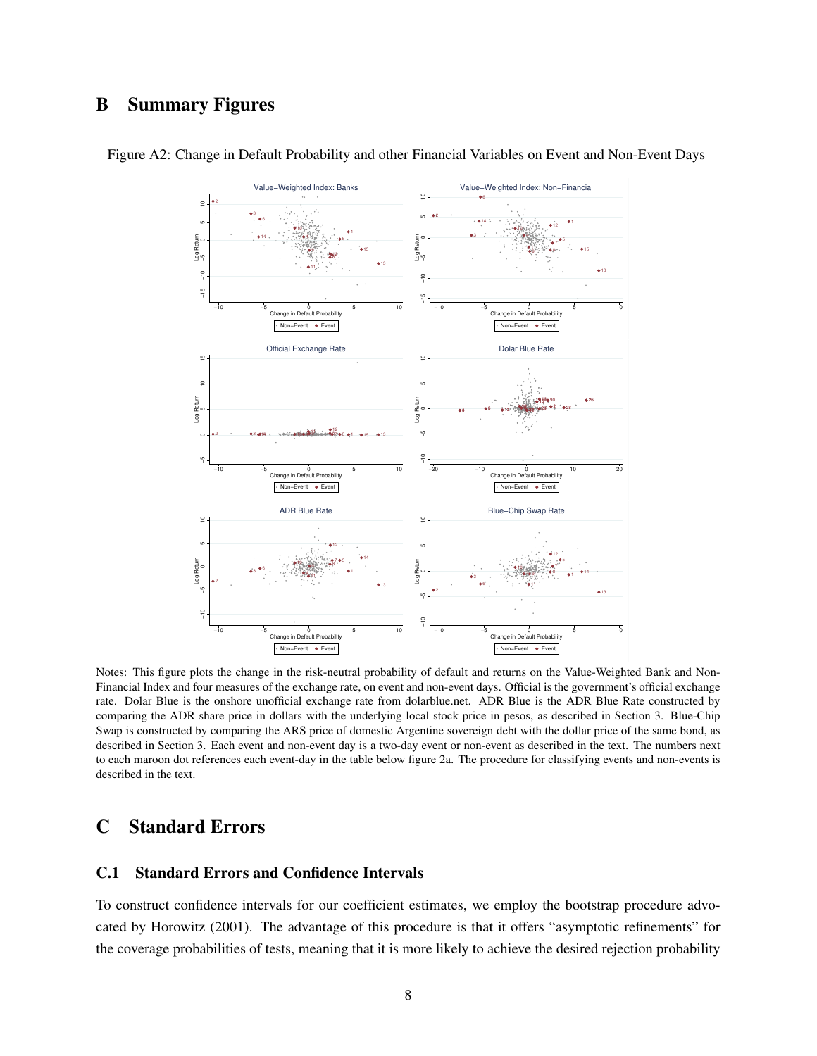# B Summary Figures

Figure A2: Change in Default Probability and other Financial Variables on Event and Non-Event Days

Notes: This figure plots the change in the risk-neutral probability of default and returns on the Value-Weighted Bank and Non-Financial Index and four measures of the exchange rate, on event and non-event days. Official is the government's official exchange rate. Dolar Blue is the onshore unofficial exchange rate from dolarblue.net. ADR Blue is the ADR Blue Rate constructed by comparing the ADR share price in dollars with the underlying local stock price in pesos, as described in Section 3. Blue-Chip Swap is constructed by comparing the ARS price of domestic Argentine sovereign debt with the dollar price of the same bond, as described in Section 3. Each event and non-event day is a two-day event or non-event as described in the text. The numbers next to each maroon dot references each event-day in the table below figure 2a. The procedure for classifying events and non-events is described in the text.

# C Standard Errors

## C.1 Standard Errors and Confidence Intervals

To construct confidence intervals for our coefficient estimates, we employ the bootstrap procedure advocated by Horowitz (2001). The advantage of this procedure is that it offers "asymptotic refinements" for the coverage probabilities of tests, meaning that it is more likely to achieve the desired rejection probability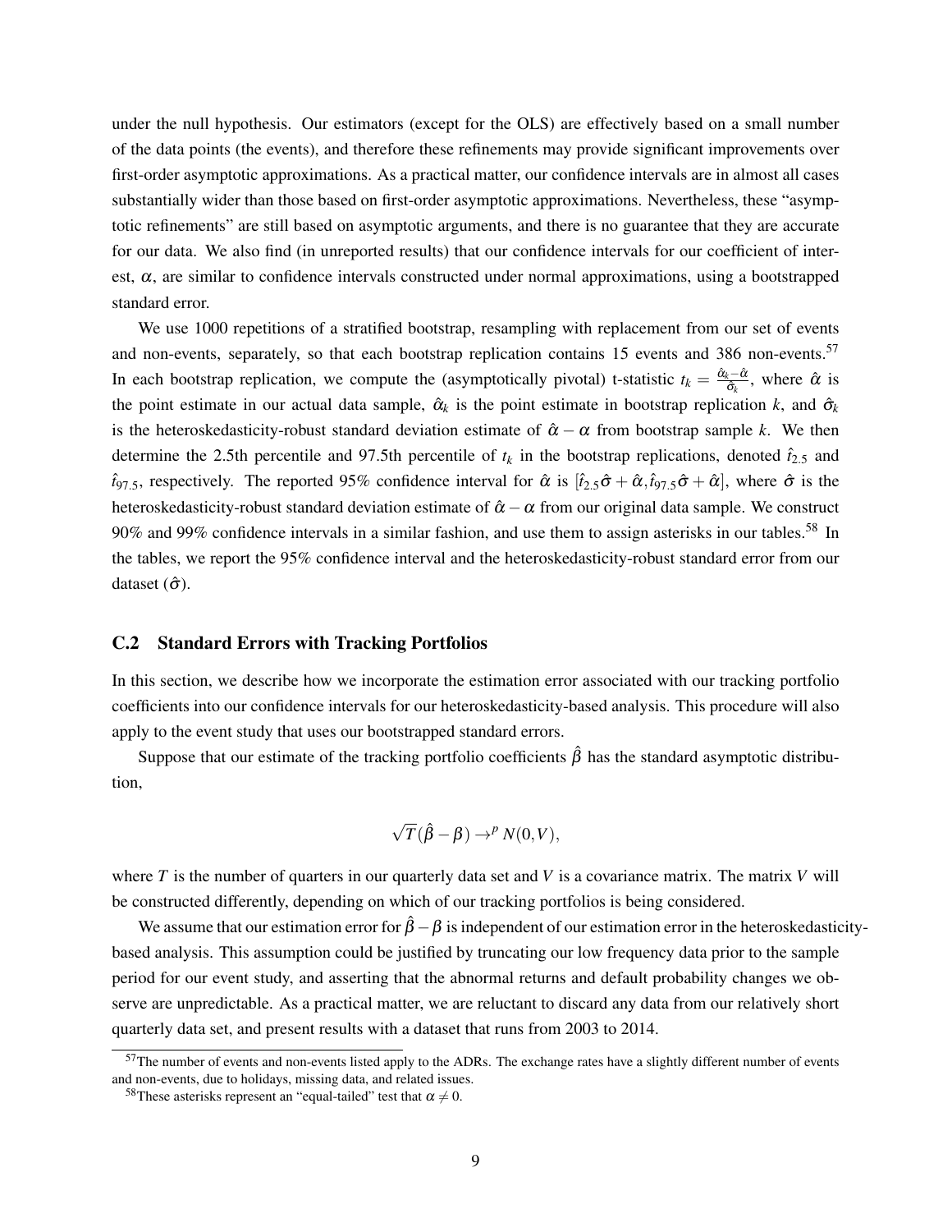under the null hypothesis. Our estimators (except for the OLS) are effectively based on a small number of the data points (the events), and therefore these refinements may provide significant improvements over first-order asymptotic approximations. As a practical matter, our confidence intervals are in almost all cases substantially wider than those based on first-order asymptotic approximations. Nevertheless, these "asymptotic refinements" are still based on asymptotic arguments, and there is no guarantee that they are accurate for our data. We also find (in unreported results) that our confidence intervals for our coefficient of interest, $\alpha$, are similar to confidence intervals constructed under normal approximations, using a bootstrapped standard error.

We use 1000 repetitions of a stratified bootstrap, resampling with replacement from our set of events and non-events, separately, so that each bootstrap replication contains 15 events and 386 non-events.[57] In each bootstrap replication, we compute the (asymptotically pivotal) t-statistic $t_k = \frac{\hat{\alpha}_k - \hat{\alpha}}{\hat{\sigma}_k}$, where $\hat{\alpha}$ is the point estimate in our actual data sample, $\hat{\alpha}_k$ is the point estimate in bootstrap replication $k$, and $\hat{\sigma}_k$ is the heteroskedasticity-robust standard deviation estimate of $\hat{\alpha} - \alpha$ from bootstrap sample $k$. We then determine the 2.5th percentile and 97.5th percentile of $t_k$ in the bootstrap replications, denoted $\hat{t}_{2.5}$ and $\hat{t}_{97.5}$, respectively. The reported 95% confidence interval for $\hat{\alpha}$ is $[\hat{t}_{2.5}\hat{\sigma} + \hat{\alpha}, \hat{t}_{97.5}\hat{\sigma} + \hat{\alpha}]$, where $\hat{\sigma}$ is the heteroskedasticity-robust standard deviation estimate of $\hat{\alpha} - \alpha$ from our original data sample. We construct 90% and 99% confidence intervals in a similar fashion, and use them to assign asterisks in our tables.[58] In the tables, we report the 95% confidence interval and the heteroskedasticity-robust standard error from our dataset ($\hat{\sigma}$).

## C.2 Standard Errors with Tracking Portfolios

In this section, we describe how we incorporate the estimation error associated with our tracking portfolio coefficients into our confidence intervals for our heteroskedasticity-based analysis. This procedure will also apply to the event study that uses our bootstrapped standard errors.

Suppose that our estimate of the tracking portfolio coefficients $\hat{\beta}$ has the standard asymptotic distribution,

$$\sqrt{T}(\hat{\beta} - \beta) \to^p N(0, V),$$

where $T$ is the number of quarters in our quarterly data set and $V$ is a covariance matrix. The matrix $V$ will be constructed differently, depending on which of our tracking portfolios is being considered.

We assume that our estimation error for $\hat{\beta} - \beta$ is independent of our estimation error in the heteroskedasticity-based analysis. This assumption could be justified by truncating our low frequency data prior to the sample period for our event study, and asserting that the abnormal returns and default probability changes we observe are unpredictable. As a practical matter, we are reluctant to discard any data from our relatively short quarterly data set, and present results with a dataset that runs from 2003 to 2014.

[57] The number of events and non-events listed apply to the ADRs. The exchange rates have a slightly different number of events and non-events, due to holidays, missing data, and related issues.

[58] These asterisks represent an "equal-tailed" test that $\alpha \neq 0$.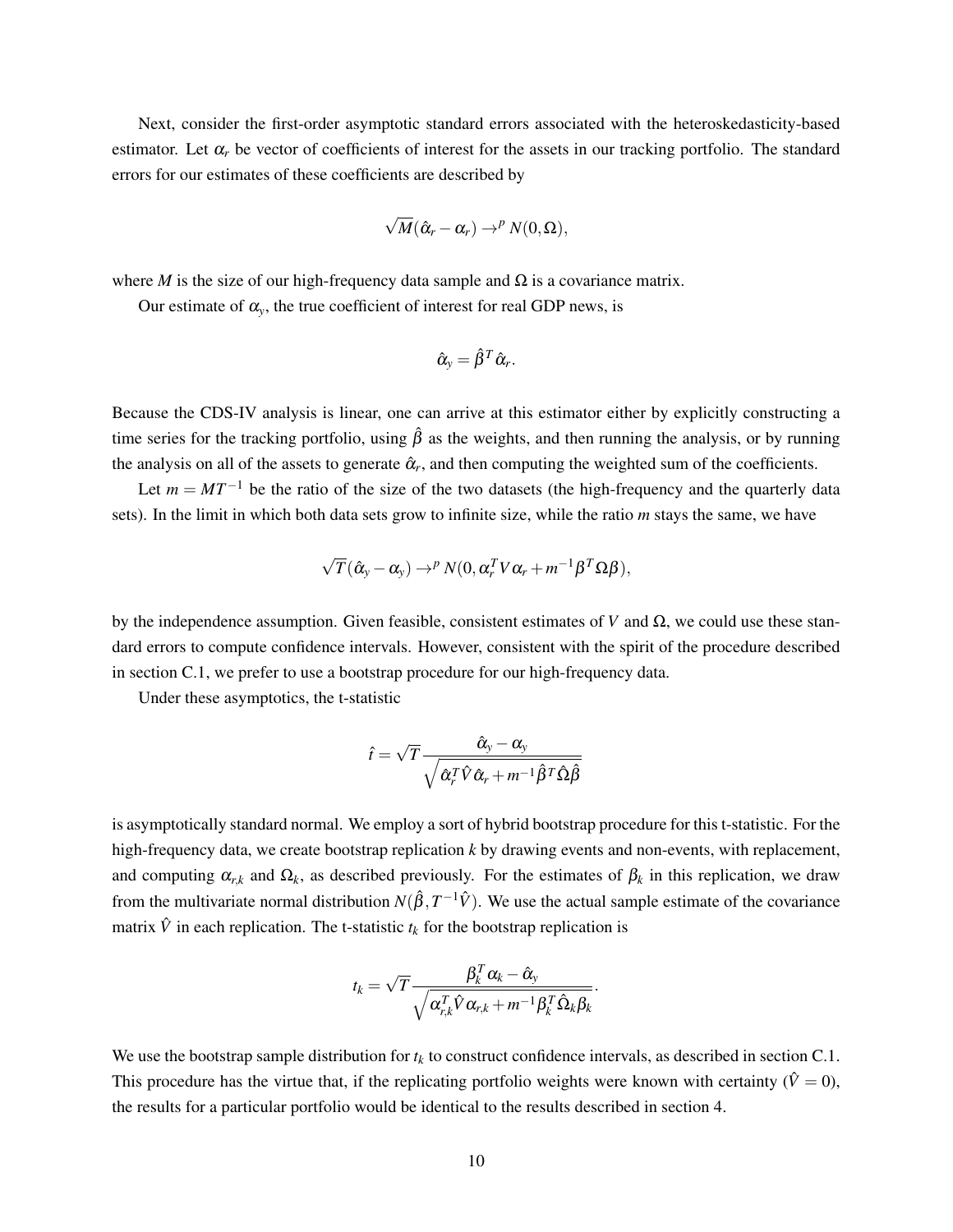Next, consider the first-order asymptotic standard errors associated with the heteroskedasticity-based estimator. Let $\alpha_r$ be vector of coefficients of interest for the assets in our tracking portfolio. The standard errors for our estimates of these coefficients are described by

$$\sqrt{M}(\hat{\alpha}_r - \alpha_r) \to^p N(0, \Omega),$$

where $M$ is the size of our high-frequency data sample and $\Omega$ is a covariance matrix.

Our estimate of $\alpha_y$, the true coefficient of interest for real GDP news, is

$$\hat{\alpha}_y = \hat{\beta}^T \hat{\alpha}_r.$$

Because the CDS-IV analysis is linear, one can arrive at this estimator either by explicitly constructing a time series for the tracking portfolio, using $\hat{\beta}$ as the weights, and then running the analysis, or by running the analysis on all of the assets to generate $\hat{\alpha}_r$, and then computing the weighted sum of the coefficients.

Let $m = MT^{-1}$ be the ratio of the size of the two datasets (the high-frequency and the quarterly data sets). In the limit in which both data sets grow to infinite size, while the ratio $m$ stays the same, we have

$$\sqrt{T}(\hat{\alpha}_y - \alpha_y) \to^p N(0, \alpha_r^T V \alpha_r + m^{-1} \beta^T \Omega \beta),$$

by the independence assumption. Given feasible, consistent estimates of $V$ and $\Omega$, we could use these standard errors to compute confidence intervals. However, consistent with the spirit of the procedure described in section C.1, we prefer to use a bootstrap procedure for our high-frequency data.

Under these asymptotics, the t-statistic

$$\hat{t} = \sqrt{T} \frac{\hat{\alpha}_y - \alpha_y}{\sqrt{\hat{\alpha}_r^T \hat{V} \hat{\alpha}_r + m^{-1} \hat{\beta}^T \hat{\Omega} \hat{\beta}}}$$

is asymptotically standard normal. We employ a sort of hybrid bootstrap procedure for this t-statistic. For the high-frequency data, we create bootstrap replication $k$ by drawing events and non-events, with replacement, and computing $\alpha_{r,k}$ and $\Omega_k$, as described previously. For the estimates of $\beta_k$ in this replication, we draw from the multivariate normal distribution $N(\hat{\beta}, T^{-1}\hat{V})$. We use the actual sample estimate of the covariance matrix $\hat{V}$ in each replication. The t-statistic $t_k$ for the bootstrap replication is

$$t_k = \sqrt{T} \frac{\beta_k^T \alpha_k - \hat{\alpha}_y}{\sqrt{\alpha_{r,k}^T \hat{V} \alpha_{r,k} + m^{-1} \beta_k^T \hat{\Omega}_k \beta_k}}.$$

We use the bootstrap sample distribution for $t_k$ to construct confidence intervals, as described in section C.1. This procedure has the virtue that, if the replicating portfolio weights were known with certainty ($\hat{V} = 0$), the results for a particular portfolio would be identical to the results described in section 4.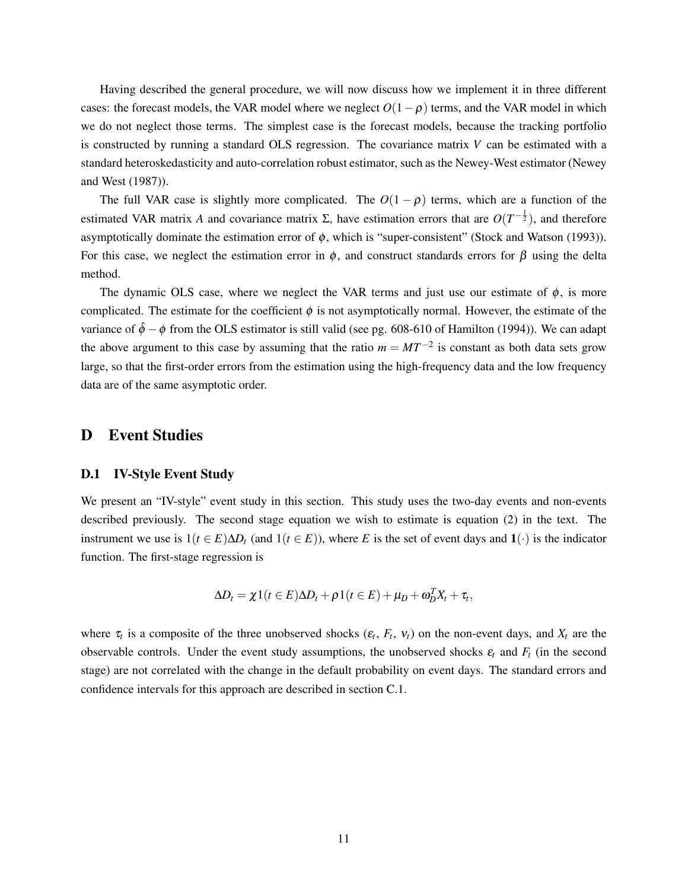Having described the general procedure, we will now discuss how we implement it in three different cases: the forecast models, the VAR model where we neglect $O(1-\rho)$ terms, and the VAR model in which we do not neglect those terms. The simplest case is the forecast models, because the tracking portfolio is constructed by running a standard OLS regression. The covariance matrix $V$ can be estimated with a standard heteroskedasticity and auto-correlation robust estimator, such as the Newey-West estimator (Newey and West (1987)).

The full VAR case is slightly more complicated. The $O(1-\rho)$ terms, which are a function of the estimated VAR matrix $A$ and covariance matrix $\Sigma$, have estimation errors that are $O(T^{-\frac{1}{2}})$, and therefore asymptotically dominate the estimation error of $\phi$, which is "super-consistent" (Stock and Watson (1993)). For this case, we neglect the estimation error in $\phi$, and construct standards errors for $\beta$ using the delta method.

The dynamic OLS case, where we neglect the VAR terms and just use our estimate of $\phi$, is more complicated. The estimate for the coefficient $\phi$ is not asymptotically normal. However, the estimate of the variance of $\hat{\phi}-\phi$ from the OLS estimator is still valid (see pg. 608-610 of Hamilton (1994)). We can adapt the above argument to this case by assuming that the ratio $m = MT^{-2}$ is constant as both data sets grow large, so that the first-order errors from the estimation using the high-frequency data and the low frequency data are of the same asymptotic order.

# D Event Studies

## D.1 IV-Style Event Study

We present an "IV-style" event study in this section. This study uses the two-day events and non-events described previously. The second stage equation we wish to estimate is equation (2) in the text. The instrument we use is $1(t \in E)\Delta D_t$ (and $1(t \in E)$), where $E$ is the set of event days and $\mathbf{1}(\cdot)$ is the indicator function. The first-stage regression is

$$\Delta D_t = \chi 1(t \in E)\Delta D_t + \rho 1(t \in E) + \mu_D + \omega_D^T X_t + \tau_t,$$

where $\tau_t$ is a composite of the three unobserved shocks ($\varepsilon_t$, $F_t$, $\nu_t$) on the non-event days, and $X_t$ are the observable controls. Under the event study assumptions, the unobserved shocks $\varepsilon_t$ and $F_t$ (in the second stage) are not correlated with the change in the default probability on event days. The standard errors and confidence intervals for this approach are described in section C.1.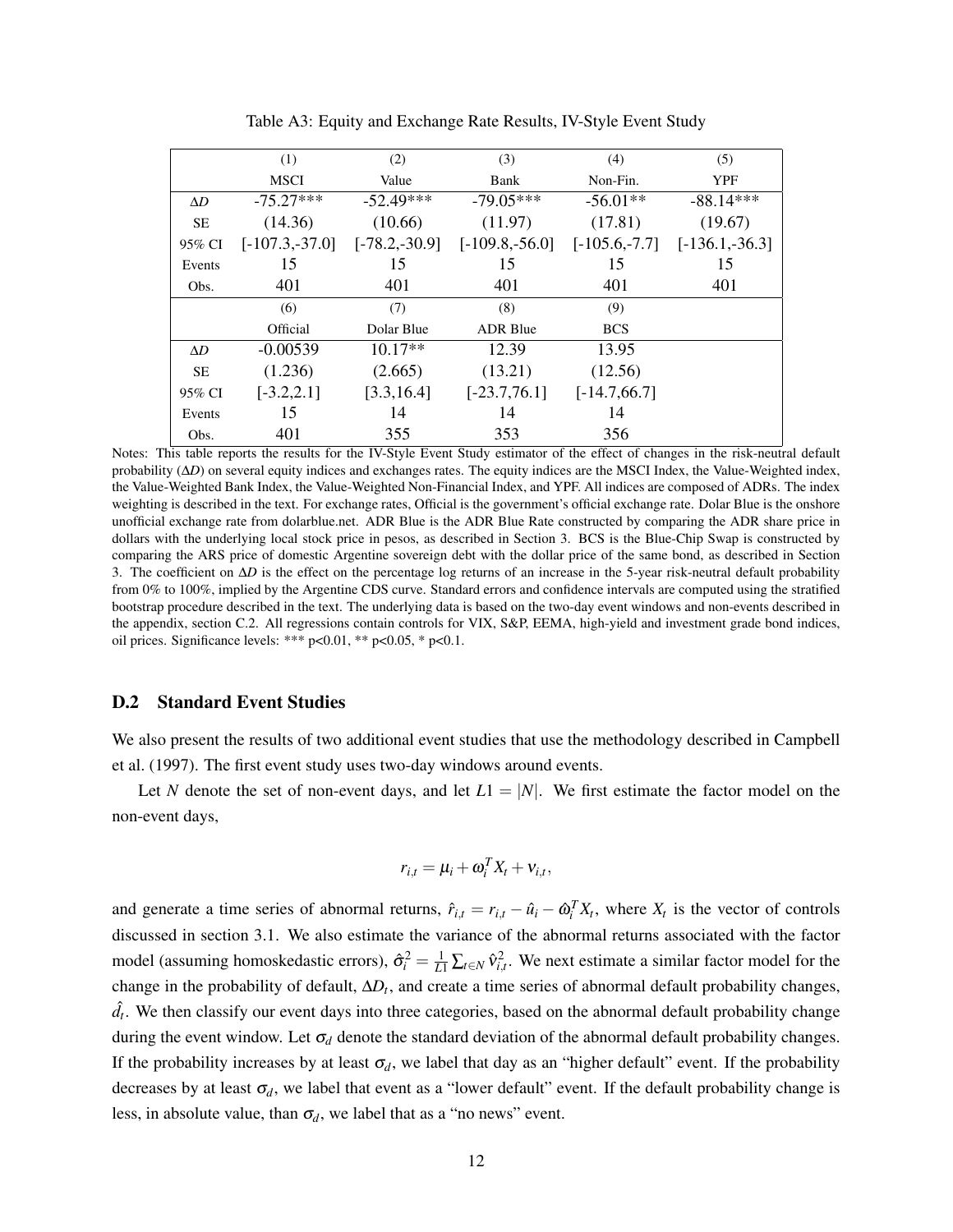Table A3: Equity and Exchange Rate Results, IV-Style Event Study

|  | (1) | (2) | (3) | (4) | (5) |
|---|---|---|---|---|---|
|  | MSCI | Value | Bank | Non-Fin. | YPF |
| $\Delta D$ | -75.27*** | -52.49*** | -79.05*** | -56.01** | -88.14*** |
| SE | (14.36) | (10.66) | (11.97) | (17.81) | (19.67) |
| 95% CI | [-107.3,-37.0] | [-78.2,-30.9] | [-109.8,-56.0] | [-105.6,-7.7] | [-136.1,-36.3] |
| Events | 15 | 15 | 15 | 15 | 15 |
| Obs. | 401 | 401 | 401 | 401 | 401 |
|  | (6) | (7) | (8) | (9) |  |
|  | Official | Dolar Blue | ADR Blue | BCS |  |
| $\Delta D$ | -0.00539 | 10.17** | 12.39 | 13.95 |  |
| SE | (1.236) | (2.665) | (13.21) | (12.56) |  |
| 95% CI | [-3.2,2.1] | [3.3,16.4] | [-23.7,76.1] | [-14.7,66.7] |  |
| Events | 15 | 14 | 14 | 14 |  |
| Obs. | 401 | 355 | 353 | 356 |  |

Notes: This table reports the results for the IV-Style Event Study estimator of the effect of changes in the risk-neutral default probability ($\Delta D$) on several equity indices and exchanges rates. The equity indices are the MSCI Index, the Value-Weighted index, the Value-Weighted Bank Index, the Value-Weighted Non-Financial Index, and YPF. All indices are composed of ADRs. The index weighting is described in the text. For exchange rates, Official is the government's official exchange rate. Dolar Blue is the onshore unofficial exchange rate from dolarblue.net. ADR Blue is the ADR Blue Rate constructed by comparing the ADR share price in dollars with the underlying local stock price in pesos, as described in Section 3. BCS is the Blue-Chip Swap is constructed by comparing the ARS price of domestic Argentine sovereign debt with the dollar price of the same bond, as described in Section 3. The coefficient on $\Delta D$ is the effect on the percentage log returns of an increase in the 5-year risk-neutral default probability from 0% to 100%, implied by the Argentine CDS curve. Standard errors and confidence intervals are computed using the stratified bootstrap procedure described in the text. The underlying data is based on the two-day event windows and non-events described in the appendix, section C.2. All regressions contain controls for VIX, S&P, EEMA, high-yield and investment grade bond indices, oil prices. Significance levels: *** p<0.01, ** p<0.05, * p<0.1.

## D.2 Standard Event Studies

We also present the results of two additional event studies that use the methodology described in Campbell et al. (1997). The first event study uses two-day windows around events.

Let $N$ denote the set of non-event days, and let $L1 = |N|$. We first estimate the factor model on the non-event days,

$$r_{i,t} = \mu_i + \omega_i^T X_t + \nu_{i,t},$$

and generate a time series of abnormal returns, $\hat{r}_{i,t} = r_{i,t} - \hat{u}_i - \hat{\omega}_i^T X_t$, where $X_t$ is the vector of controls discussed in section 3.1. We also estimate the variance of the abnormal returns associated with the factor model (assuming homoskedastic errors), $\hat{\sigma}_i^2 = \frac{1}{L1} \sum_{t \in N} \hat{\nu}_{i,t}^2$. We next estimate a similar factor model for the change in the probability of default, $\Delta D_t$, and create a time series of abnormal default probability changes, $\hat{d}_t$. We then classify our event days into three categories, based on the abnormal default probability change during the event window. Let $\sigma_d$ denote the standard deviation of the abnormal default probability changes. If the probability increases by at least $\sigma_d$, we label that day as an "higher default" event. If the probability decreases by at least $\sigma_d$, we label that event as a "lower default" event. If the default probability change is less, in absolute value, than $\sigma_d$, we label that as a "no news" event.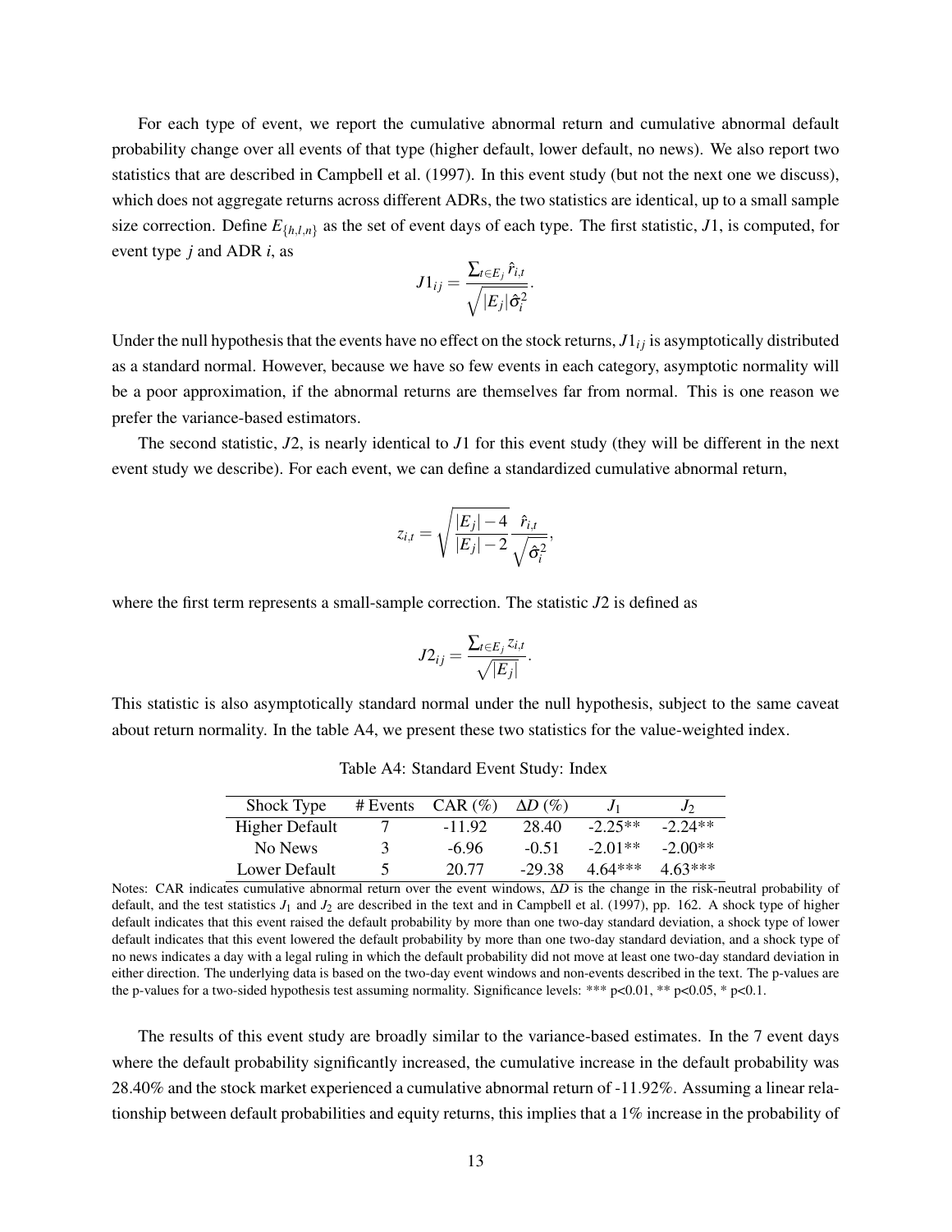For each type of event, we report the cumulative abnormal return and cumulative abnormal default probability change over all events of that type (higher default, lower default, no news). We also report two statistics that are described in Campbell et al. (1997). In this event study (but not the next one we discuss), which does not aggregate returns across different ADRs, the two statistics are identical, up to a small sample size correction. Define $E_{\{h,l,n\}}$ as the set of event days of each type. The first statistic, $J1$, is computed, for event type $j$ and ADR $i$, as

$$J1_{ij} = \frac{\sum_{t \in E_j} \hat{r}_{i,t}}{\sqrt{|E_j| \hat{\sigma}_i^2}}.$$

Under the null hypothesis that the events have no effect on the stock returns, $J1_{ij}$ is asymptotically distributed as a standard normal. However, because we have so few events in each category, asymptotic normality will be a poor approximation, if the abnormal returns are themselves far from normal. This is one reason we prefer the variance-based estimators.

The second statistic, $J2$, is nearly identical to $J1$ for this event study (they will be different in the next event study we describe). For each event, we can define a standardized cumulative abnormal return,

$$z_{i,t} = \sqrt{\frac{|E_j| - 4}{|E_j| - 2}} \frac{\hat{r}_{i,t}}{\sqrt{\hat{\sigma}_i^2}},$$

where the first term represents a small-sample correction. The statistic $J2$ is defined as

$$J2_{ij} = \frac{\sum_{t \in E_j} z_{i,t}}{\sqrt{|E_j|}}.$$

This statistic is also asymptotically standard normal under the null hypothesis, subject to the same caveat about return normality. In the table A4, we present these two statistics for the value-weighted index.

Table A4: Standard Event Study: Index

| Shock Type | # Events | CAR (%) | $\Delta D$ (%) | $J_1$ | $J_2$ |
|---|---|---|---|---|---|
| Higher Default | 7 | -11.92 | 28.40 | -2.25** | -2.24** |
| No News | 3 | -6.96 | -0.51 | -2.01** | -2.00** |
| Lower Default | 5 | 20.77 | -29.38 | 4.64*** | 4.63*** |

Notes: CAR indicates cumulative abnormal return over the event windows, $\Delta D$ is the change in the risk-neutral probability of default, and the test statistics $J_1$ and $J_2$ are described in the text and in Campbell et al. (1997), pp. 162. A shock type of higher default indicates that this event raised the default probability by more than one two-day standard deviation, a shock type of lower default indicates that this event lowered the default probability by more than one two-day standard deviation, and a shock type of no news indicates a day with a legal ruling in which the default probability did not move at least one two-day standard deviation in either direction. The underlying data is based on the two-day event windows and non-events described in the text. The p-values are the p-values for a two-sided hypothesis test assuming normality. Significance levels: *** p<0.01, ** p<0.05, * p<0.1.

The results of this event study are broadly similar to the variance-based estimates. In the 7 event days where the default probability significantly increased, the cumulative increase in the default probability was 28.40% and the stock market experienced a cumulative abnormal return of -11.92%. Assuming a linear relationship between default probabilities and equity returns, this implies that a 1% increase in the probability of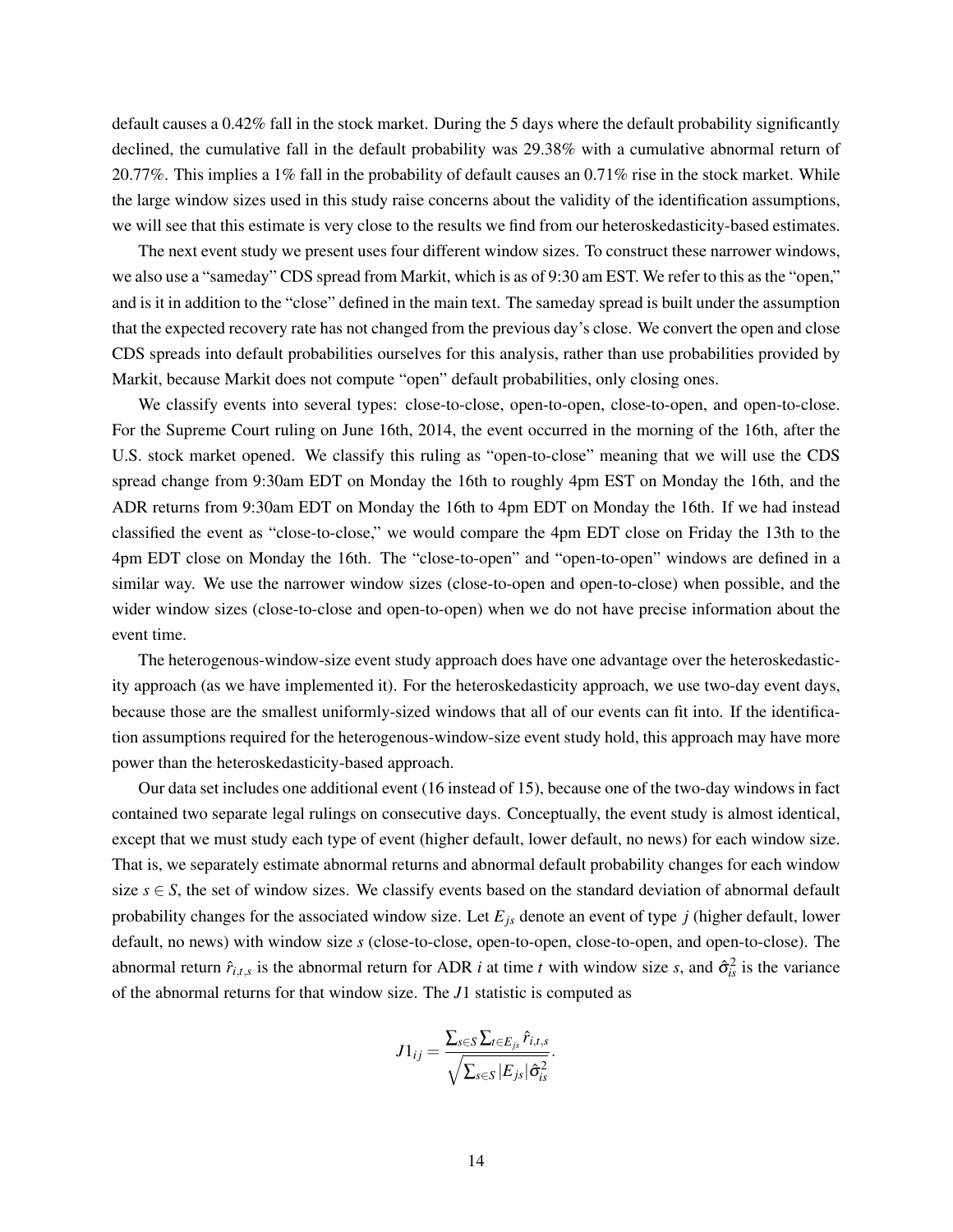default causes a 0.42% fall in the stock market. During the 5 days where the default probability significantly declined, the cumulative fall in the default probability was 29.38% with a cumulative abnormal return of 20.77%. This implies a 1% fall in the probability of default causes an 0.71% rise in the stock market. While the large window sizes used in this study raise concerns about the validity of the identification assumptions, we will see that this estimate is very close to the results we find from our heteroskedasticity-based estimates.

The next event study we present uses four different window sizes. To construct these narrower windows, we also use a "sameday" CDS spread from Markit, which is as of 9:30 am EST. We refer to this as the "open," and is it in addition to the "close" defined in the main text. The sameday spread is built under the assumption that the expected recovery rate has not changed from the previous day's close. We convert the open and close CDS spreads into default probabilities ourselves for this analysis, rather than use probabilities provided by Markit, because Markit does not compute "open" default probabilities, only closing ones.

We classify events into several types: close-to-close, open-to-open, close-to-open, and open-to-close. For the Supreme Court ruling on June 16th, 2014, the event occurred in the morning of the 16th, after the U.S. stock market opened. We classify this ruling as "open-to-close" meaning that we will use the CDS spread change from 9:30am EDT on Monday the 16th to roughly 4pm EST on Monday the 16th, and the ADR returns from 9:30am EDT on Monday the 16th to 4pm EDT on Monday the 16th. If we had instead classified the event as "close-to-close," we would compare the 4pm EDT close on Friday the 13th to the 4pm EDT close on Monday the 16th. The "close-to-open" and "open-to-open" windows are defined in a similar way. We use the narrower window sizes (close-to-open and open-to-close) when possible, and the wider window sizes (close-to-close and open-to-open) when we do not have precise information about the event time.

The heterogenous-window-size event study approach does have one advantage over the heteroskedasticity approach (as we have implemented it). For the heteroskedasticity approach, we use two-day event days, because those are the smallest uniformly-sized windows that all of our events can fit into. If the identification assumptions required for the heterogenous-window-size event study hold, this approach may have more power than the heteroskedasticity-based approach.

Our data set includes one additional event (16 instead of 15), because one of the two-day windows in fact contained two separate legal rulings on consecutive days. Conceptually, the event study is almost identical, except that we must study each type of event (higher default, lower default, no news) for each window size. That is, we separately estimate abnormal returns and abnormal default probability changes for each window size $s \in S$, the set of window sizes. We classify events based on the standard deviation of abnormal default probability changes for the associated window size. Let $E_{js}$ denote an event of type $j$ (higher default, lower default, no news) with window size $s$ (close-to-close, open-to-open, close-to-open, and open-to-close). The abnormal return $\hat{r}_{i,t,s}$ is the abnormal return for ADR $i$ at time $t$ with window size $s$, and $\hat{\sigma}_{is}^2$ is the variance of the abnormal returns for that window size. The $J1$ statistic is computed as

$$J1_{ij} = \frac{\sum_{s \in S} \sum_{t \in E_{js}} \hat{r}_{i,t,s}}{\sqrt{\sum_{s \in S} |E_{js}| \hat{\sigma}_{is}^2}}.$$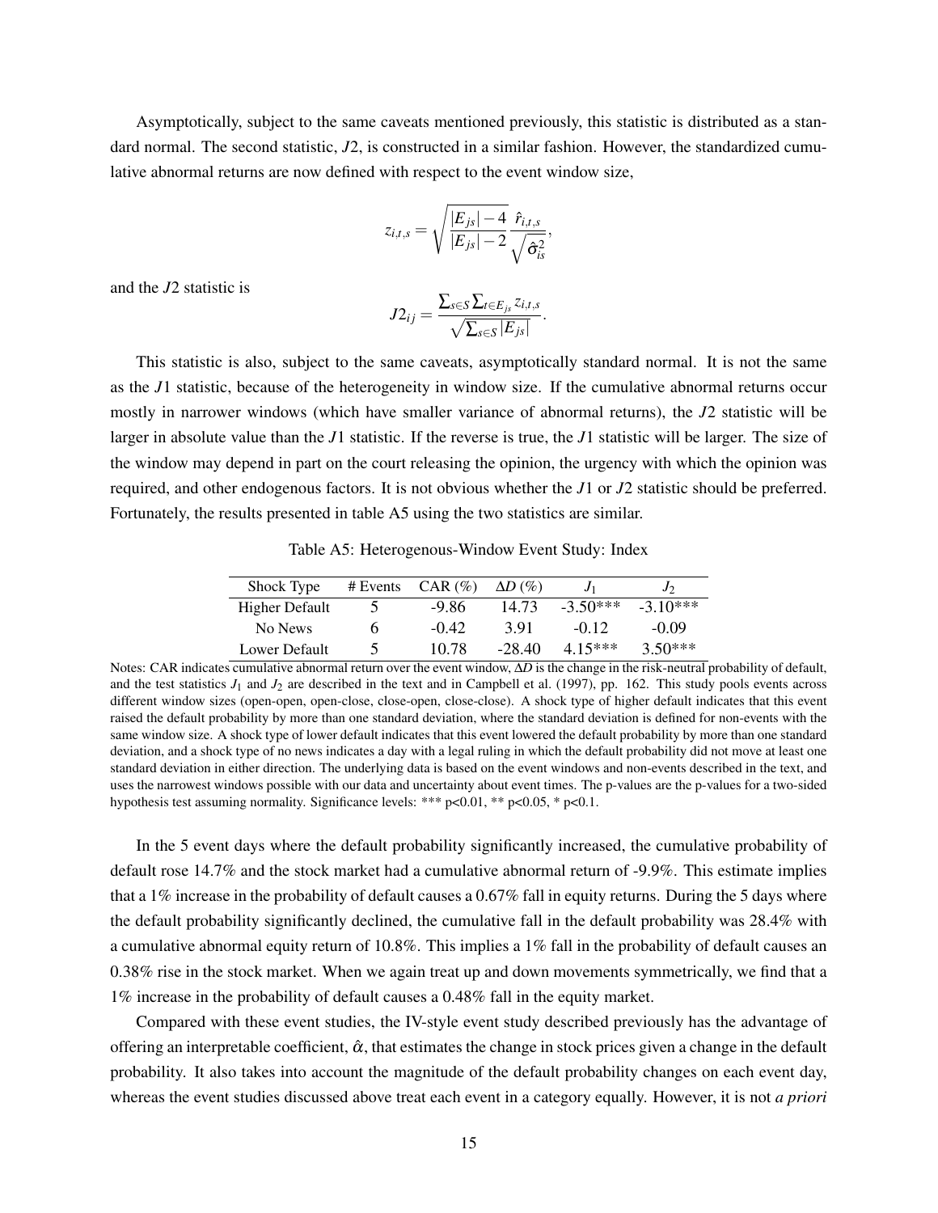Asymptotically, subject to the same caveats mentioned previously, this statistic is distributed as a standard normal. The second statistic, $J2$, is constructed in a similar fashion. However, the standardized cumulative abnormal returns are now defined with respect to the event window size,

$$z_{i,t,s} = \sqrt{\frac{|E_{js}|-4}{|E_{js}|-2}} \frac{\hat{r}_{i,t,s}}{\sqrt{\hat{\sigma}^2_{is}}},$$

and the $J2$ statistic is

$$J2_{ij} = \frac{\sum_{s \in S} \sum_{t \in E_{js}} z_{i,t,s}}{\sqrt{\sum_{s \in S} |E_{js}|}}.$$

This statistic is also, subject to the same caveats, asymptotically standard normal. It is not the same as the $J1$ statistic, because of the heterogeneity in window size. If the cumulative abnormal returns occur mostly in narrower windows (which have smaller variance of abnormal returns), the $J2$ statistic will be larger in absolute value than the $J1$ statistic. If the reverse is true, the $J1$ statistic will be larger. The size of the window may depend in part on the court releasing the opinion, the urgency with which the opinion was required, and other endogenous factors. It is not obvious whether the $J1$ or $J2$ statistic should be preferred. Fortunately, the results presented in table A5 using the two statistics are similar.

Table A5: Heterogenous-Window Event Study: Index

| Shock Type | # Events | CAR (%) | $\Delta D$ (%) | $J_1$ | $J_2$ |
|---|---|---|---|---|---|
| Higher Default | 5 | -9.86 | 14.73 | -3.50*** | -3.10*** |
| No News | 6 | -0.42 | 3.91 | -0.12 | -0.09 |
| Lower Default | 5 | 10.78 | -28.40 | 4.15*** | 3.50*** |

Notes: CAR indicates cumulative abnormal return over the event window, $\Delta D$ is the change in the risk-neutral probability of default, and the test statistics $J_1$ and $J_2$ are described in the text and in Campbell et al. (1997), pp. 162. This study pools events across different window sizes (open-open, open-close, close-open, close-close). A shock type of higher default indicates that this event raised the default probability by more than one standard deviation, where the standard deviation is defined for non-events with the same window size. A shock type of lower default indicates that this event lowered the default probability by more than one standard deviation, and a shock type of no news indicates a day with a legal ruling in which the default probability did not move at least one standard deviation in either direction. The underlying data is based on the event windows and non-events described in the text, and uses the narrowest windows possible with our data and uncertainty about event times. The p-values are the p-values for a two-sided hypothesis test assuming normality. Significance levels: *** p<0.01, ** p<0.05, * p<0.1.

In the 5 event days where the default probability significantly increased, the cumulative probability of default rose 14.7% and the stock market had a cumulative abnormal return of -9.9%. This estimate implies that a 1% increase in the probability of default causes a 0.67% fall in equity returns. During the 5 days where the default probability significantly declined, the cumulative fall in the default probability was 28.4% with a cumulative abnormal equity return of 10.8%. This implies a 1% fall in the probability of default causes an 0.38% rise in the stock market. When we again treat up and down movements symmetrically, we find that a 1% increase in the probability of default causes a 0.48% fall in the equity market.

Compared with these event studies, the IV-style event study described previously has the advantage of offering an interpretable coefficient, $\hat{\alpha}$, that estimates the change in stock prices given a change in the default probability. It also takes into account the magnitude of the default probability changes on each event day, whereas the event studies discussed above treat each event in a category equally. However, it is not *a priori*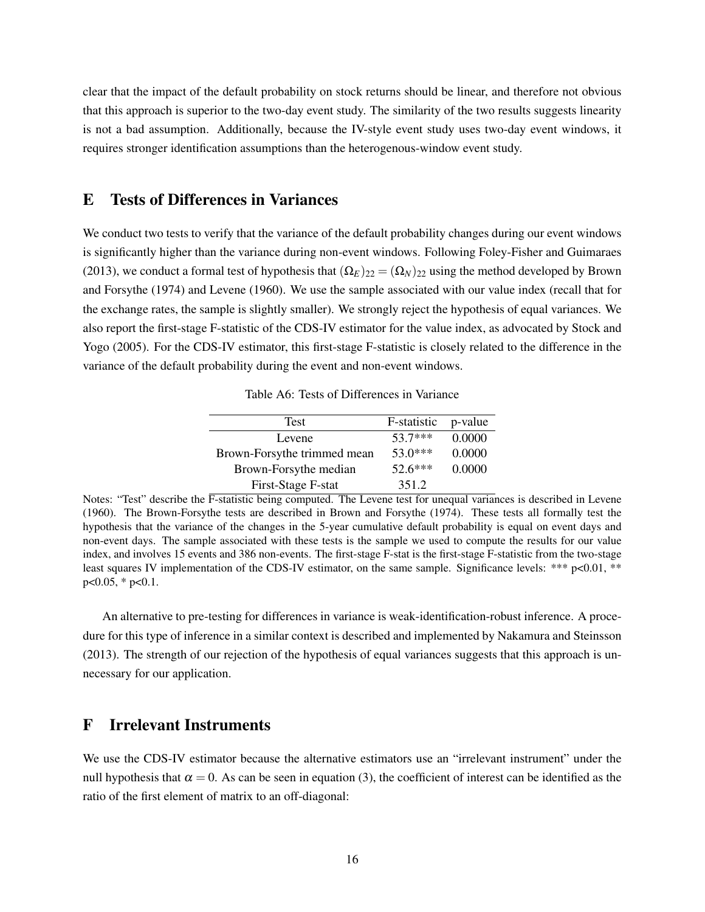clear that the impact of the default probability on stock returns should be linear, and therefore not obvious that this approach is superior to the two-day event study. The similarity of the two results suggests linearity is not a bad assumption. Additionally, because the IV-style event study uses two-day event windows, it requires stronger identification assumptions than the heterogenous-window event study.

## E Tests of Differences in Variances

We conduct two tests to verify that the variance of the default probability changes during our event windows is significantly higher than the variance during non-event windows. Following Foley-Fisher and Guimaraes (2013), we conduct a formal test of hypothesis that $(\Omega_E)_{22} = (\Omega_N)_{22}$ using the method developed by Brown and Forsythe (1974) and Levene (1960). We use the sample associated with our value index (recall that for the exchange rates, the sample is slightly smaller). We strongly reject the hypothesis of equal variances. We also report the first-stage F-statistic of the CDS-IV estimator for the value index, as advocated by Stock and Yogo (2005). For the CDS-IV estimator, this first-stage F-statistic is closely related to the difference in the variance of the default probability during the event and non-event windows.

Table A6: Tests of Differences in Variance

| Test | F-statistic | p-value |
|---|---|---|
| Levene | 53.7*** | 0.0000 |
| Brown-Forsythe trimmed mean | 53.0*** | 0.0000 |
| Brown-Forsythe median | 52.6*** | 0.0000 |
| First-Stage F-stat | 351.2 | |

Notes: "Test" describe the F-statistic being computed. The Levene test for unequal variances is described in Levene (1960). The Brown-Forsythe tests are described in Brown and Forsythe (1974). These tests all formally test the hypothesis that the variance of the changes in the 5-year cumulative default probability is equal on event days and non-event days. The sample associated with these tests is the sample we used to compute the results for our value index, and involves 15 events and 386 non-events. The first-stage F-stat is the first-stage F-statistic from the two-stage least squares IV implementation of the CDS-IV estimator, on the same sample. Significance levels: *** p<0.01, ** p<0.05, * p<0.1.

An alternative to pre-testing for differences in variance is weak-identification-robust inference. A procedure for this type of inference in a similar context is described and implemented by Nakamura and Steinsson (2013). The strength of our rejection of the hypothesis of equal variances suggests that this approach is unnecessary for our application.

## F Irrelevant Instruments

We use the CDS-IV estimator because the alternative estimators use an "irrelevant instrument" under the null hypothesis that $\alpha = 0$. As can be seen in equation (3), the coefficient of interest can be identified as the ratio of the first element of matrix to an off-diagonal: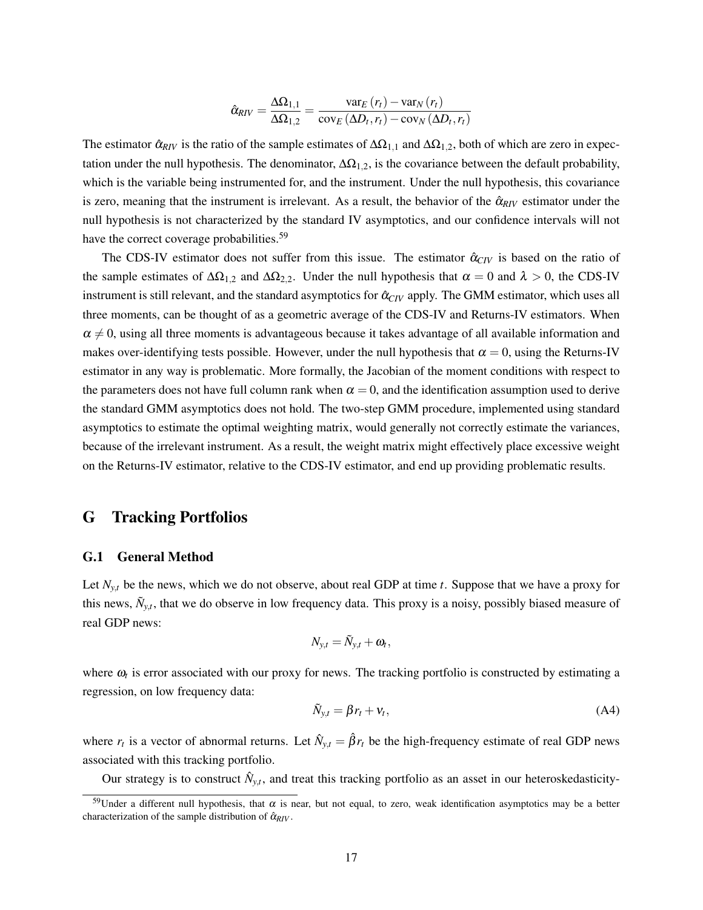$$\hat{\alpha}_{RIV} = \frac{\Delta\Omega_{1,1}}{\Delta\Omega_{1,2}} = \frac{\text{var}_E(r_t) - \text{var}_N(r_t)}{\text{cov}_E(\Delta D_t, r_t) - \text{cov}_N(\Delta D_t, r_t)}$$

The estimator $\hat{\alpha}_{RIV}$ is the ratio of the sample estimates of $\Delta\Omega_{1,1}$ and $\Delta\Omega_{1,2}$, both of which are zero in expectation under the null hypothesis. The denominator, $\Delta\Omega_{1,2}$, is the covariance between the default probability, which is the variable being instrumented for, and the instrument. Under the null hypothesis, this covariance is zero, meaning that the instrument is irrelevant. As a result, the behavior of the $\hat{\alpha}_{RIV}$ estimator under the null hypothesis is not characterized by the standard IV asymptotics, and our confidence intervals will not have the correct coverage probabilities.[59]

The CDS-IV estimator does not suffer from this issue. The estimator $\hat{\alpha}_{CIV}$ is based on the ratio of the sample estimates of $\Delta\Omega_{1,2}$ and $\Delta\Omega_{2,2}$. Under the null hypothesis that $\alpha = 0$ and $\lambda > 0$, the CDS-IV instrument is still relevant, and the standard asymptotics for $\hat{\alpha}_{CIV}$ apply. The GMM estimator, which uses all three moments, can be thought of as a geometric average of the CDS-IV and Returns-IV estimators. When $\alpha \neq 0$, using all three moments is advantageous because it takes advantage of all available information and makes over-identifying tests possible. However, under the null hypothesis that $\alpha = 0$, using the Returns-IV estimator in any way is problematic. More formally, the Jacobian of the moment conditions with respect to the parameters does not have full column rank when $\alpha = 0$, and the identification assumption used to derive the standard GMM asymptotics does not hold. The two-step GMM procedure, implemented using standard asymptotics to estimate the optimal weighting matrix, would generally not correctly estimate the variances, because of the irrelevant instrument. As a result, the weight matrix might effectively place excessive weight on the Returns-IV estimator, relative to the CDS-IV estimator, and end up providing problematic results.

## G Tracking Portfolios

### G.1 General Method

Let $N_{y,t}$ be the news, which we do not observe, about real GDP at time $t$. Suppose that we have a proxy for this news, $\tilde{N}_{y,t}$, that we do observe in low frequency data. This proxy is a noisy, possibly biased measure of real GDP news:

$$N_{y,t} = \tilde{N}_{y,t} + \omega_t,$$

where $\omega_t$ is error associated with our proxy for news. The tracking portfolio is constructed by estimating a regression, on low frequency data:

$$\tilde{N}_{y,t} = \beta r_t + \nu_t, \tag{A4}$$

where $r_t$ is a vector of abnormal returns. Let $\hat{N}_{y,t} = \hat{\beta} r_t$ be the high-frequency estimate of real GDP news associated with this tracking portfolio.

Our strategy is to construct $\hat{N}_{y,t}$, and treat this tracking portfolio as an asset in our heteroskedasticity-

[59]Under a different null hypothesis, that $\alpha$ is near, but not equal, to zero, weak identification asymptotics may be a better characterization of the sample distribution of $\hat{\alpha}_{RIV}$.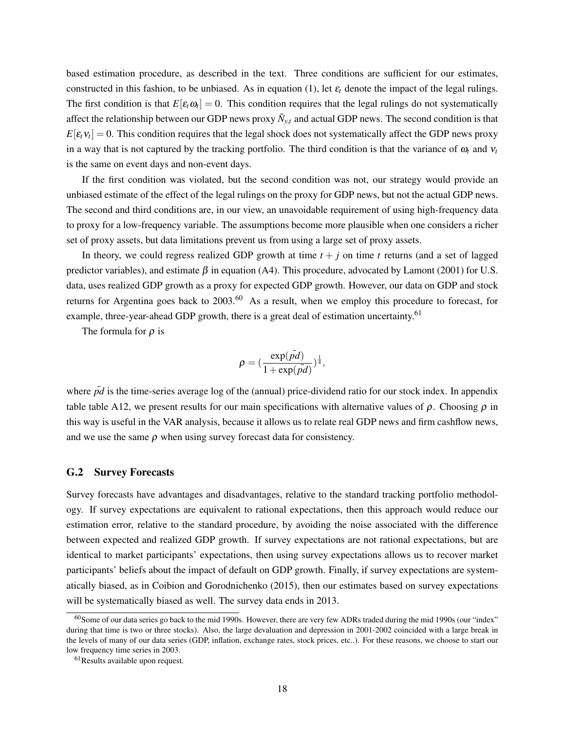based estimation procedure, as described in the text. Three conditions are sufficient for our estimates, constructed in this fashion, to be unbiased. As in equation (1), let $\varepsilon_t$ denote the impact of the legal rulings. The first condition is that $E[\varepsilon_t \omega_t] = 0$. This condition requires that the legal rulings do not systematically affect the relationship between our GDP news proxy $\tilde{N}_{y,t}$ and actual GDP news. The second condition is that $E[\varepsilon_t \nu_t] = 0$. This condition requires that the legal shock does not systematically affect the GDP news proxy in a way that is not captured by the tracking portfolio. The third condition is that the variance of $\omega_t$ and $\nu_t$ is the same on event days and non-event days.

If the first condition was violated, but the second condition was not, our strategy would provide an unbiased estimate of the effect of the legal rulings on the proxy for GDP news, but not the actual GDP news. The second and third conditions are, in our view, an unavoidable requirement of using high-frequency data to proxy for a low-frequency variable. The assumptions become more plausible when one considers a richer set of proxy assets, but data limitations prevent us from using a large set of proxy assets.

In theory, we could regress realized GDP growth at time $t + j$ on time $t$ returns (and a set of lagged predictor variables), and estimate $\beta$ in equation (A4). This procedure, advocated by Lamont (2001) for U.S. data, uses realized GDP growth as a proxy for expected GDP growth. However, our data on GDP and stock returns for Argentina goes back to 2003.[60] As a result, when we employ this procedure to forecast, for example, three-year-ahead GDP growth, there is a great deal of estimation uncertainty.[61]

The formula for $\rho$ is

$$\rho = \left(\frac{\exp(\bar{pd})}{1 + \exp(\bar{pd})}\right)^{\frac{1}{4}},$$

where $\bar{pd}$ is the time-series average log of the (annual) price-dividend ratio for our stock index. In appendix table table A12, we present results for our main specifications with alternative values of $\rho$. Choosing $\rho$ in this way is useful in the VAR analysis, because it allows us to relate real GDP news and firm cashflow news, and we use the same $\rho$ when using survey forecast data for consistency.

## G.2 Survey Forecasts

Survey forecasts have advantages and disadvantages, relative to the standard tracking portfolio methodology. If survey expectations are equivalent to rational expectations, then this approach would reduce our estimation error, relative to the standard procedure, by avoiding the noise associated with the difference between expected and realized GDP growth. If survey expectations are not rational expectations, but are identical to market participants' expectations, then using survey expectations allows us to recover market participants' beliefs about the impact of default on GDP growth. Finally, if survey expectations are systematically biased, as in Coibion and Gorodnichenko (2015), then our estimates based on survey expectations will be systematically biased as well. The survey data ends in 2013.

[60] Some of our data series go back to the mid 1990s. However, there are very few ADRs traded during the mid 1990s (our "index" during that time is two or three stocks). Also, the large devaluation and depression in 2001-2002 coincided with a large break in the levels of many of our data series (GDP, inflation, exchange rates, stock prices, etc..). For these reasons, we choose to start our low frequency time series in 2003.

[61] Results available upon request.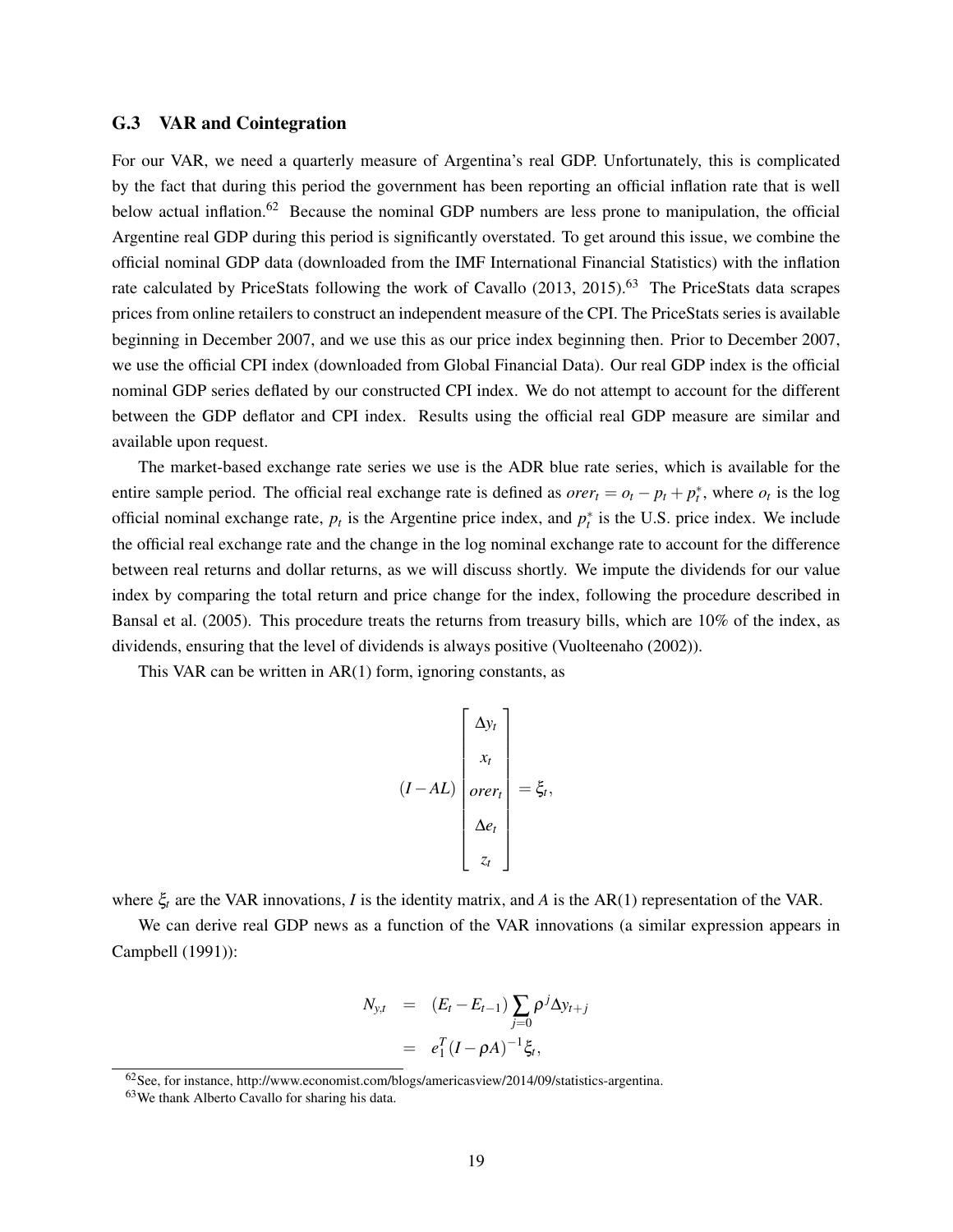### G.3 VAR and Cointegration

For our VAR, we need a quarterly measure of Argentina's real GDP. Unfortunately, this is complicated by the fact that during this period the government has been reporting an official inflation rate that is well below actual inflation.[62] Because the nominal GDP numbers are less prone to manipulation, the official Argentine real GDP during this period is significantly overstated. To get around this issue, we combine the official nominal GDP data (downloaded from the IMF International Financial Statistics) with the inflation rate calculated by PriceStats following the work of Cavallo (2013, 2015).[63] The PriceStats data scrapes prices from online retailers to construct an independent measure of the CPI. The PriceStats series is available beginning in December 2007, and we use this as our price index beginning then. Prior to December 2007, we use the official CPI index (downloaded from Global Financial Data). Our real GDP index is the official nominal GDP series deflated by our constructed CPI index. We do not attempt to account for the different between the GDP deflator and CPI index. Results using the official real GDP measure are similar and available upon request.

The market-based exchange rate series we use is the ADR blue rate series, which is available for the entire sample period. The official real exchange rate is defined as $orer_t = o_t - p_t + p_t^*$, where $o_t$ is the log official nominal exchange rate, $p_t$ is the Argentine price index, and $p_t^*$ is the U.S. price index. We include the official real exchange rate and the change in the log nominal exchange rate to account for the difference between real returns and dollar returns, as we will discuss shortly. We impute the dividends for our value index by comparing the total return and price change for the index, following the procedure described in Bansal et al. (2005). This procedure treats the returns from treasury bills, which are 10% of the index, as dividends, ensuring that the level of dividends is always positive (Vuolteenaho (2002)).

This VAR can be written in AR(1) form, ignoring constants, as

$$
(I - AL) \begin{bmatrix} \Delta y_t \\ x_t \\ orer_t \\ \Delta e_t \\ z_t \end{bmatrix} = \xi_t,
$$

where $\xi_t$ are the VAR innovations, $I$ is the identity matrix, and $A$ is the AR(1) representation of the VAR.

We can derive real GDP news as a function of the VAR innovations (a similar expression appears in Campbell (1991)):

$$
\begin{aligned}
N_{y,t} &= (E_t - E_{t-1}) \sum_{j=0} \rho^j \Delta y_{t+j} \\
&= e_1^T (I - \rho A)^{-1} \xi_t,
\end{aligned}
$$

[62] See, for instance, http://www.economist.com/blogs/americasview/2014/09/statistics-argentina.

[63] We thank Alberto Cavallo for sharing his data.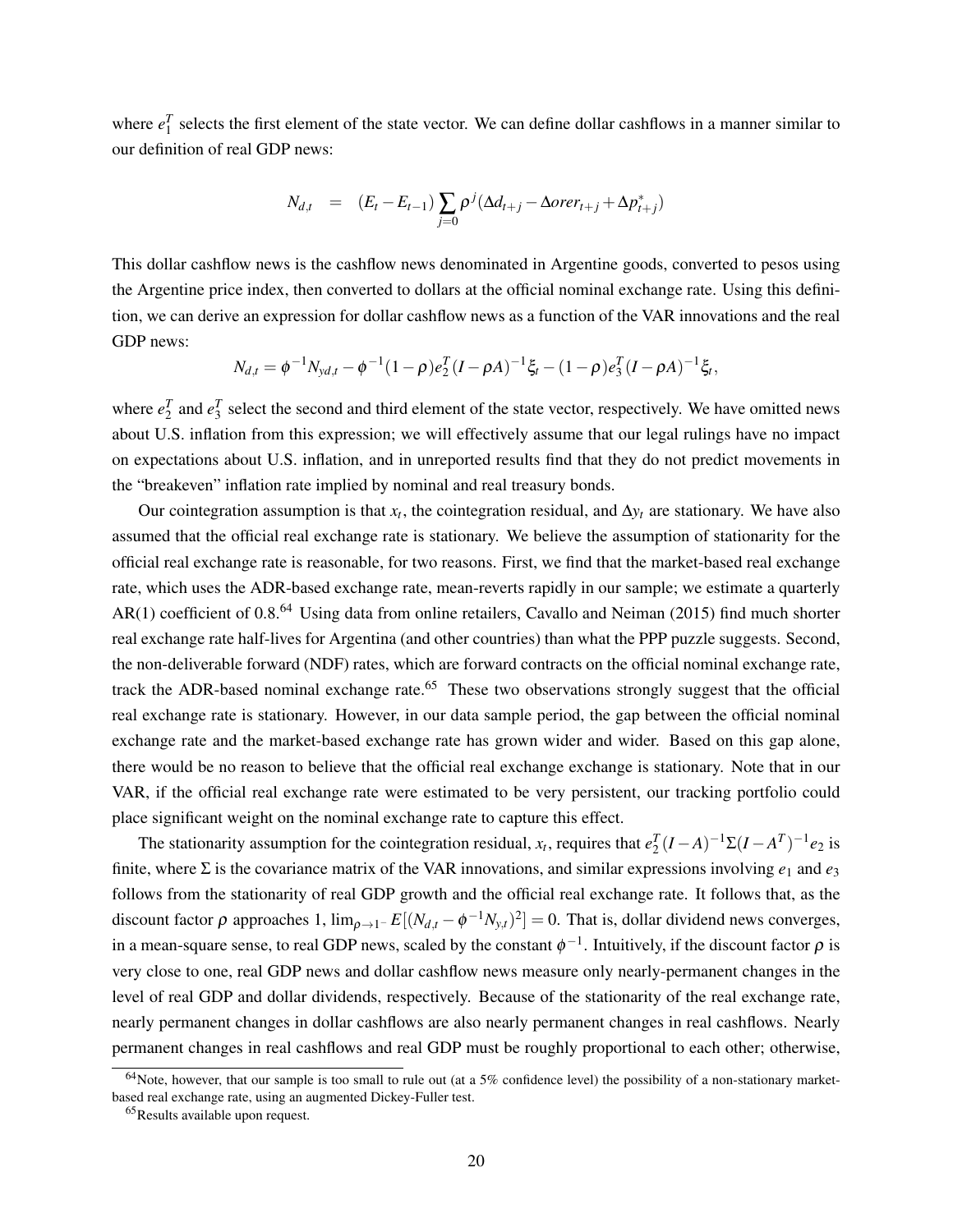where $e_1^T$ selects the first element of the state vector. We can define dollar cashflows in a manner similar to our definition of real GDP news:

$$N_{d,t} \quad = \quad (E_t - E_{t-1}) \sum_{j=0} \rho^j (\Delta d_{t+j} - \Delta orer_{t+j} + \Delta p^*_{t+j})$$

This dollar cashflow news is the cashflow news denominated in Argentine goods, converted to pesos using the Argentine price index, then converted to dollars at the official nominal exchange rate. Using this definition, we can derive an expression for dollar cashflow news as a function of the VAR innovations and the real GDP news:

$$N_{d,t} = \phi^{-1} N_{yd,t} - \phi^{-1}(1-\rho) e_2^T (I - \rho A)^{-1} \xi_t - (1-\rho) e_3^T (I - \rho A)^{-1} \xi_t,$$

where $e_2^T$ and $e_3^T$ select the second and third element of the state vector, respectively. We have omitted news about U.S. inflation from this expression; we will effectively assume that our legal rulings have no impact on expectations about U.S. inflation, and in unreported results find that they do not predict movements in the "breakeven" inflation rate implied by nominal and real treasury bonds.

Our cointegration assumption is that $x_t$, the cointegration residual, and $\Delta y_t$ are stationary. We have also assumed that the official real exchange rate is stationary. We believe the assumption of stationarity for the official real exchange rate is reasonable, for two reasons. First, we find that the market-based real exchange rate, which uses the ADR-based exchange rate, mean-reverts rapidly in our sample; we estimate a quarterly AR(1) coefficient of 0.8.[64] Using data from online retailers, Cavallo and Neiman (2015) find much shorter real exchange rate half-lives for Argentina (and other countries) than what the PPP puzzle suggests. Second, the non-deliverable forward (NDF) rates, which are forward contracts on the official nominal exchange rate, track the ADR-based nominal exchange rate.[65] These two observations strongly suggest that the official real exchange rate is stationary. However, in our data sample period, the gap between the official nominal exchange rate and the market-based exchange rate has grown wider and wider. Based on this gap alone, there would be no reason to believe that the official real exchange exchange is stationary. Note that in our VAR, if the official real exchange rate were estimated to be very persistent, our tracking portfolio could place significant weight on the nominal exchange rate to capture this effect.

The stationarity assumption for the cointegration residual, $x_t$, requires that $e_2^T (I-A)^{-1} \Sigma (I - A^T)^{-1} e_2$ is finite, where $\Sigma$ is the covariance matrix of the VAR innovations, and similar expressions involving $e_1$ and $e_3$ follows from the stationarity of real GDP growth and the official real exchange rate. It follows that, as the discount factor $\rho$ approaches 1, $\lim_{\rho \to 1^-} E[(N_{d,t} - \phi^{-1} N_{y,t})^2] = 0$. That is, dollar dividend news converges, in a mean-square sense, to real GDP news, scaled by the constant $\phi^{-1}$. Intuitively, if the discount factor $\rho$ is very close to one, real GDP news and dollar cashflow news measure only nearly-permanent changes in the level of real GDP and dollar dividends, respectively. Because of the stationarity of the real exchange rate, nearly permanent changes in dollar cashflows are also nearly permanent changes in real cashflows. Nearly permanent changes in real cashflows and real GDP must be roughly proportional to each other; otherwise,

[64] Note, however, that our sample is too small to rule out (at a 5% confidence level) the possibility of a non-stationary market-based real exchange rate, using an augmented Dickey-Fuller test.

[65] Results available upon request.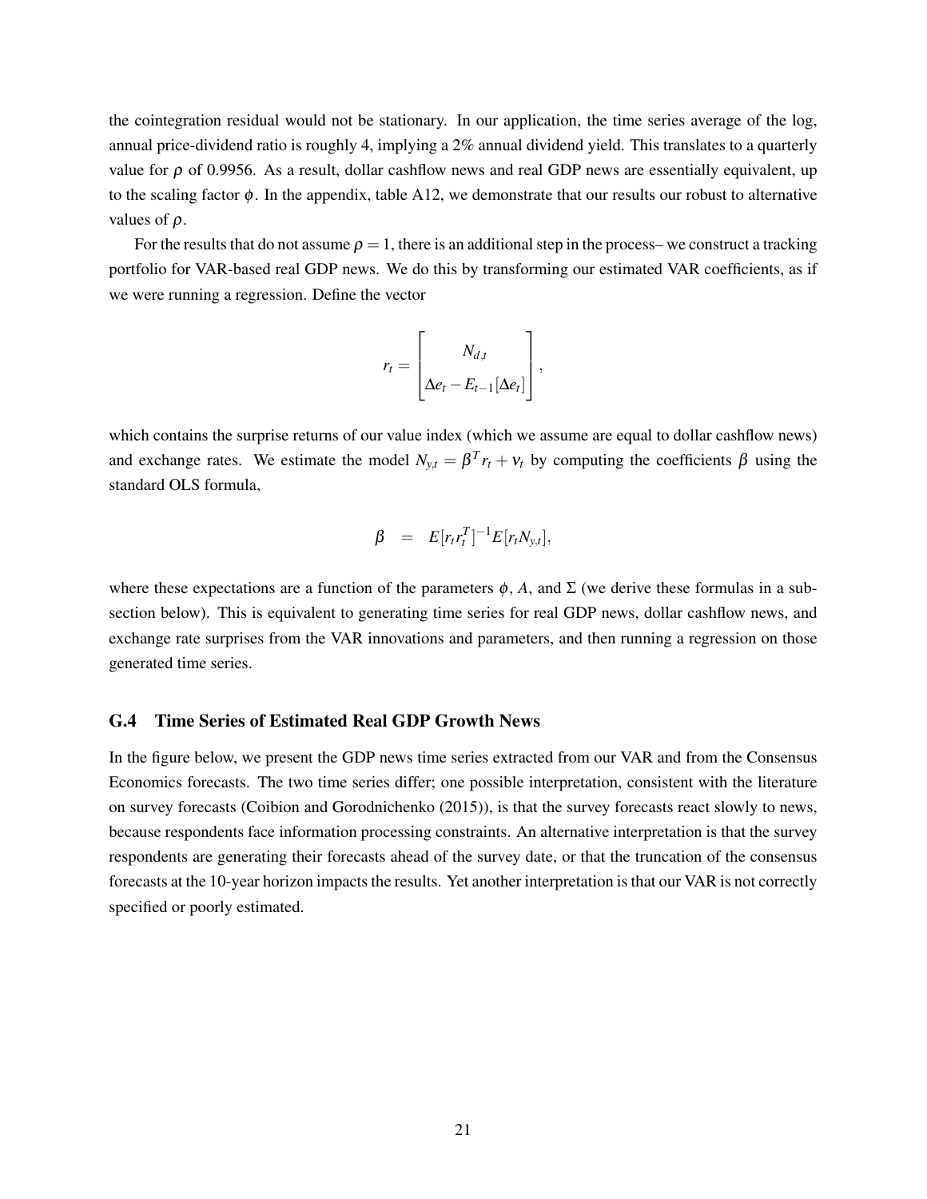the cointegration residual would not be stationary. In our application, the time series average of the log, annual price-dividend ratio is roughly 4, implying a 2% annual dividend yield. This translates to a quarterly value for $\rho$ of 0.9956. As a result, dollar cashflow news and real GDP news are essentially equivalent, up to the scaling factor $\phi$. In the appendix, table A12, we demonstrate that our results our robust to alternative values of $\rho$.

For the results that do not assume $\rho = 1$, there is an additional step in the process– we construct a tracking portfolio for VAR-based real GDP news. We do this by transforming our estimated VAR coefficients, as if we were running a regression. Define the vector

$$r_t = \begin{bmatrix} N_{d,t} \\ \Delta e_t - E_{t-1}[\Delta e_t] \end{bmatrix},$$

which contains the surprise returns of our value index (which we assume are equal to dollar cashflow news) and exchange rates. We estimate the model $N_{y,t} = \beta^T r_t + \nu_t$ by computing the coefficients $\beta$ using the standard OLS formula,

$$\beta = E[r_t r_t^T]^{-1} E[r_t N_{y,t}],$$

where these expectations are a function of the parameters $\phi$, $A$, and $\Sigma$ (we derive these formulas in a subsection below). This is equivalent to generating time series for real GDP news, dollar cashflow news, and exchange rate surprises from the VAR innovations and parameters, and then running a regression on those generated time series.

### G.4 Time Series of Estimated Real GDP Growth News

In the figure below, we present the GDP news time series extracted from our VAR and from the Consensus Economics forecasts. The two time series differ; one possible interpretation, consistent with the literature on survey forecasts (Coibion and Gorodnichenko (2015)), is that the survey forecasts react slowly to news, because respondents face information processing constraints. An alternative interpretation is that the survey respondents are generating their forecasts ahead of the survey date, or that the truncation of the consensus forecasts at the 10-year horizon impacts the results. Yet another interpretation is that our VAR is not correctly specified or poorly estimated.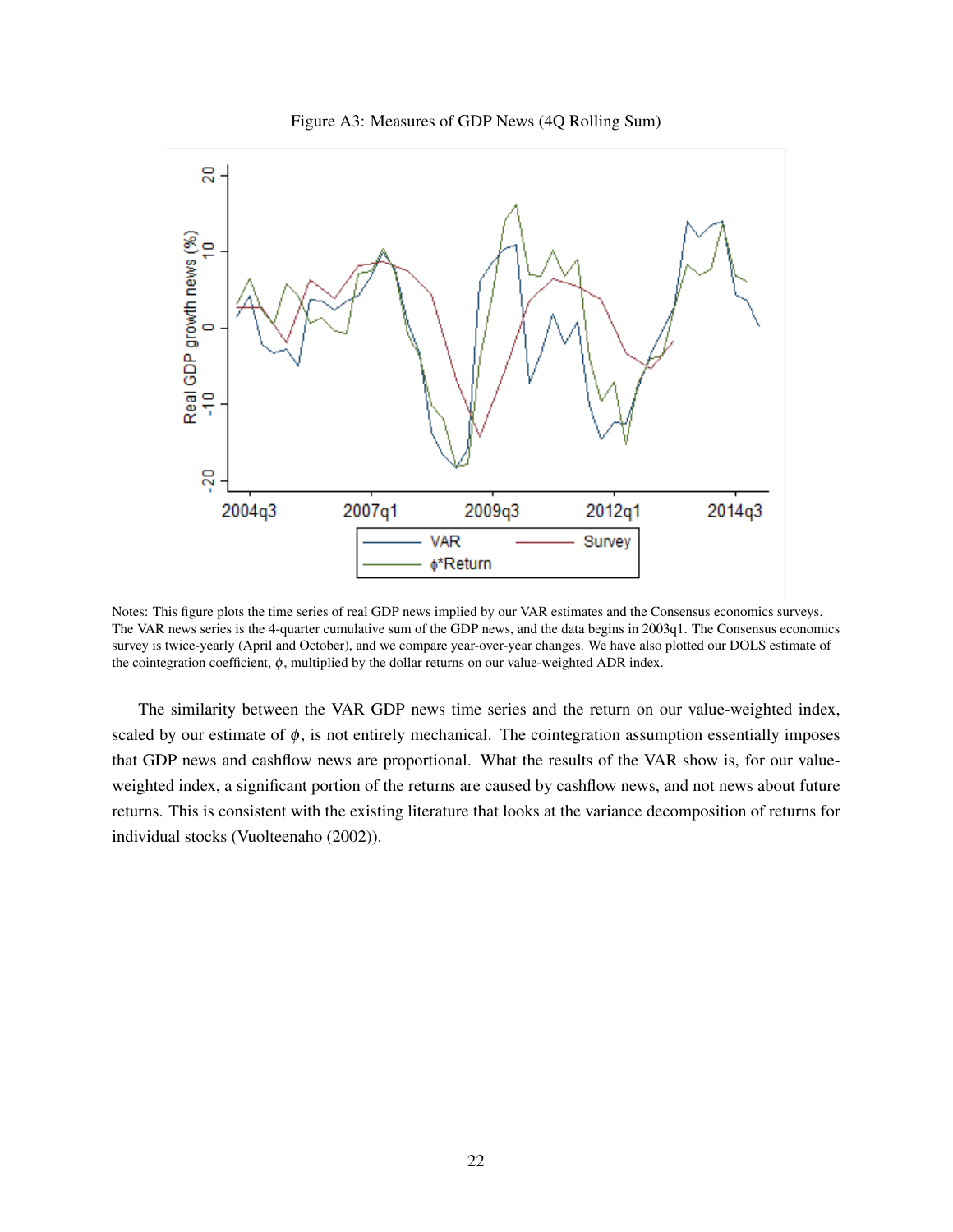Figure A3: Measures of GDP News (4Q Rolling Sum)

Notes: This figure plots the time series of real GDP news implied by our VAR estimates and the Consensus economics surveys. The VAR news series is the 4-quarter cumulative sum of the GDP news, and the data begins in 2003q1. The Consensus economics survey is twice-yearly (April and October), and we compare year-over-year changes. We have also plotted our DOLS estimate of the cointegration coefficient, $\phi$, multiplied by the dollar returns on our value-weighted ADR index.

The similarity between the VAR GDP news time series and the return on our value-weighted index, scaled by our estimate of $\phi$, is not entirely mechanical. The cointegration assumption essentially imposes that GDP news and cashflow news are proportional. What the results of the VAR show is, for our value-weighted index, a significant portion of the returns are caused by cashflow news, and not news about future returns. This is consistent with the existing literature that looks at the variance decomposition of returns for individual stocks (Vuolteenaho (2002)).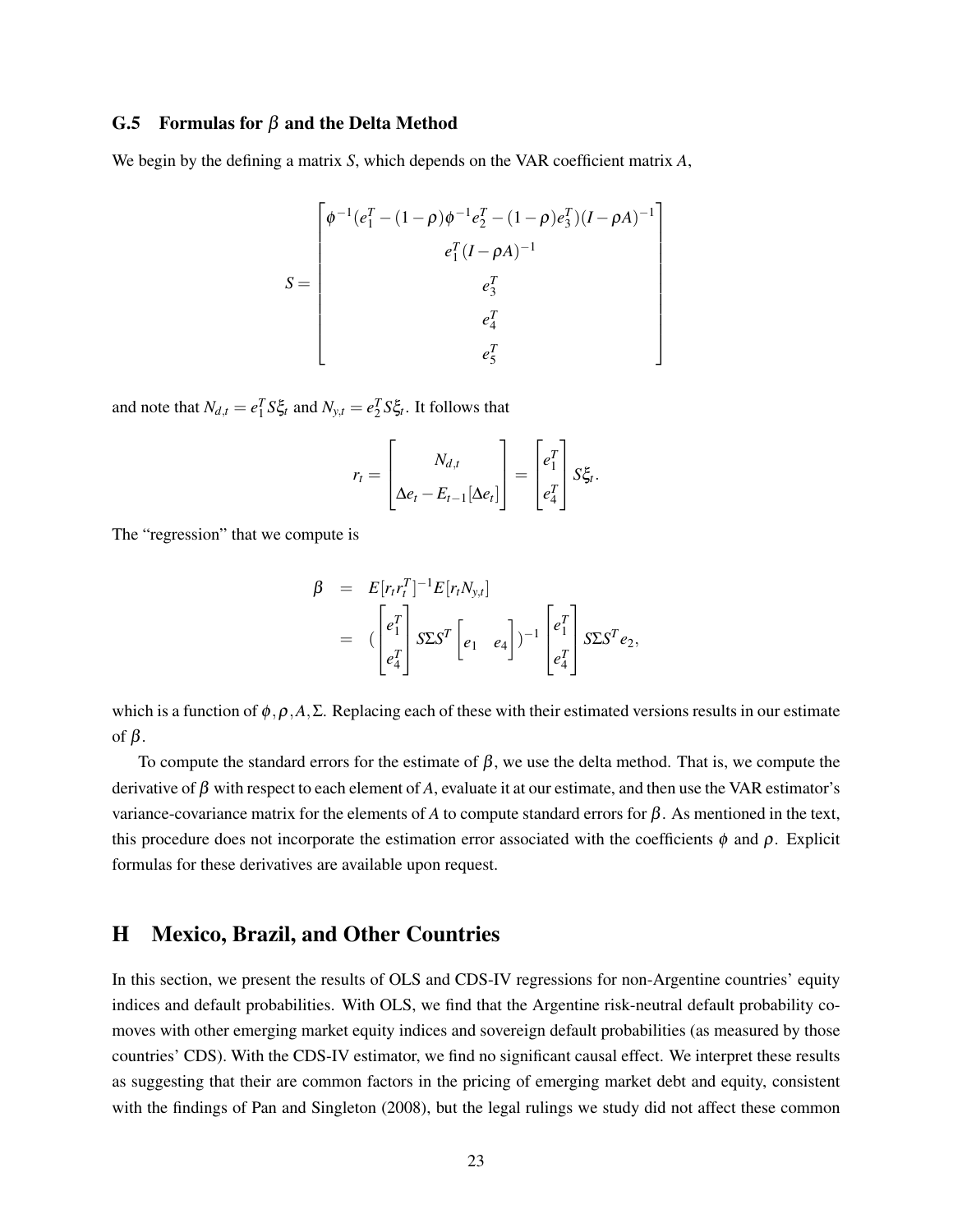### G.5 Formulas for $\beta$ and the Delta Method

We begin by the defining a matrix $S$, which depends on the VAR coefficient matrix $A$,

$$
S = \begin{bmatrix}
\phi^{-1}(e_1^T - (1-\rho)\phi^{-1}e_2^T - (1-\rho)e_3^T)(I-\rho A)^{-1} \\
e_1^T(I-\rho A)^{-1} \\
e_3^T \\
e_4^T \\
e_5^T
\end{bmatrix}
$$

and note that $N_{d,t} = e_1^T S\xi_t$ and $N_{y,t} = e_2^T S\xi_t$. It follows that

$$
r_t = \begin{bmatrix} N_{d,t} \\ \Delta e_t - E_{t-1}[\Delta e_t] \end{bmatrix} = \begin{bmatrix} e_1^T \\ e_4^T \end{bmatrix} S\xi_t.
$$

The "regression" that we compute is

$$
\begin{aligned}
\beta &= E[r_t r_t^T]^{-1} E[r_t N_{y,t}] \\
&= \left(\begin{bmatrix} e_1^T \\ e_4^T \end{bmatrix} S\Sigma S^T \begin{bmatrix} e_1 & e_4 \end{bmatrix}\right)^{-1} \begin{bmatrix} e_1^T \\ e_4^T \end{bmatrix} S\Sigma S^T e_2,
\end{aligned}
$$

which is a function of $\phi, \rho, A, \Sigma$. Replacing each of these with their estimated versions results in our estimate of $\beta$.

To compute the standard errors for the estimate of $\beta$, we use the delta method. That is, we compute the derivative of $\beta$ with respect to each element of $A$, evaluate it at our estimate, and then use the VAR estimator's variance-covariance matrix for the elements of $A$ to compute standard errors for $\beta$. As mentioned in the text, this procedure does not incorporate the estimation error associated with the coefficients $\phi$ and $\rho$. Explicit formulas for these derivatives are available upon request.

## H Mexico, Brazil, and Other Countries

In this section, we present the results of OLS and CDS-IV regressions for non-Argentine countries' equity indices and default probabilities. With OLS, we find that the Argentine risk-neutral default probability co-moves with other emerging market equity indices and sovereign default probabilities (as measured by those countries' CDS). With the CDS-IV estimator, we find no significant causal effect. We interpret these results as suggesting that their are common factors in the pricing of emerging market debt and equity, consistent with the findings of Pan and Singleton (2008), but the legal rulings we study did not affect these common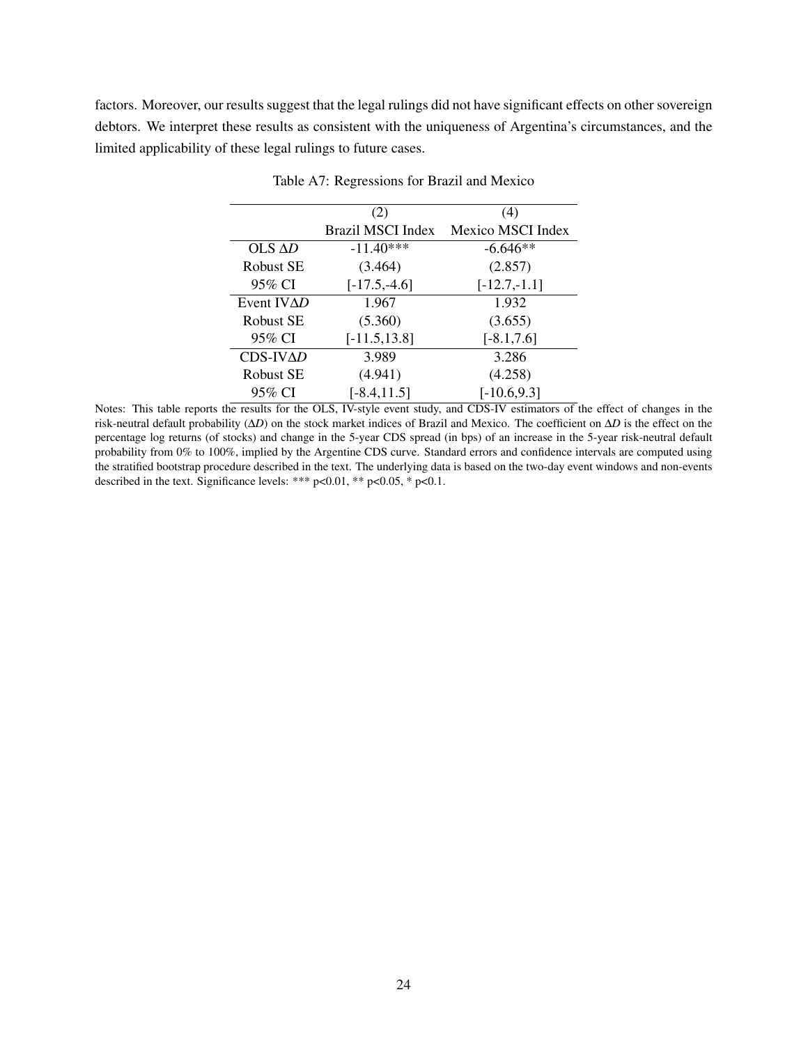factors. Moreover, our results suggest that the legal rulings did not have significant effects on other sovereign debtors. We interpret these results as consistent with the uniqueness of Argentina's circumstances, and the limited applicability of these legal rulings to future cases.

Table A7: Regressions for Brazil and Mexico

| | (2) | (4) |
|---|---|---|
| | Brazil MSCI Index | Mexico MSCI Index |
| OLS $\Delta D$ | -11.40*** | -6.646** |
| Robust SE | (3.464) | (2.857) |
| 95% CI | [-17.5,-4.6] | [-12.7,-1.1] |
| Event IV$\Delta D$ | 1.967 | 1.932 |
| Robust SE | (5.360) | (3.655) |
| 95% CI | [-11.5,13.8] | [-8.1,7.6] |
| CDS-IV$\Delta D$ | 3.989 | 3.286 |
| Robust SE | (4.941) | (4.258) |
| 95% CI | [-8.4,11.5] | [-10.6,9.3] |

Notes: This table reports the results for the OLS, IV-style event study, and CDS-IV estimators of the effect of changes in the risk-neutral default probability ($\Delta D$) on the stock market indices of Brazil and Mexico. The coefficient on $\Delta D$ is the effect on the percentage log returns (of stocks) and change in the 5-year CDS spread (in bps) of an increase in the 5-year risk-neutral default probability from 0% to 100%, implied by the Argentine CDS curve. Standard errors and confidence intervals are computed using the stratified bootstrap procedure described in the text. The underlying data is based on the two-day event windows and non-events described in the text. Significance levels: *** p<0.01, ** p<0.05, * p<0.1.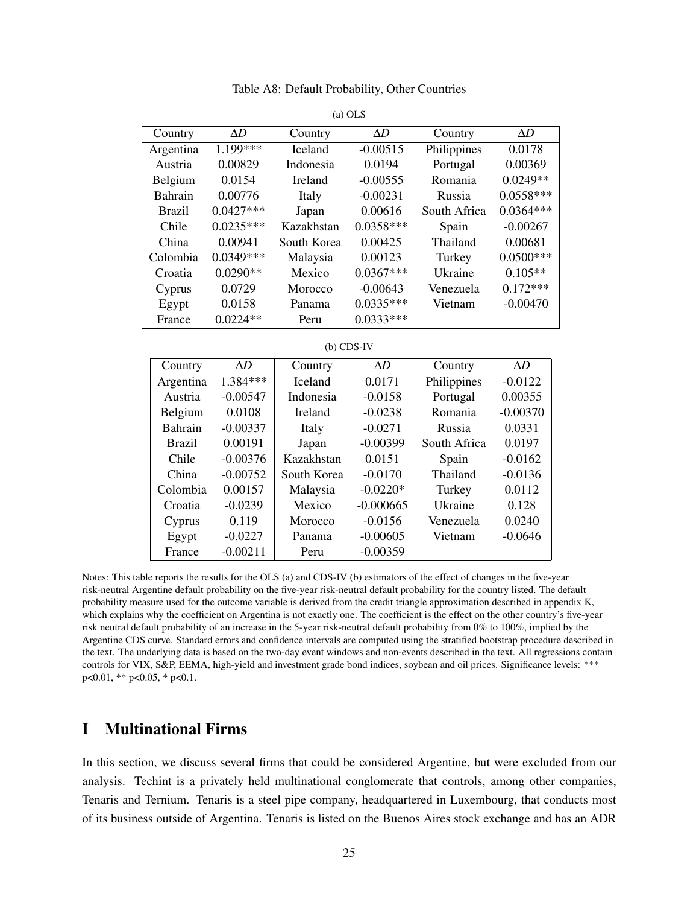Table A8: Default Probability, Other Countries

(a) OLS

| Country | $\Delta D$ | Country | $\Delta D$ | Country | $\Delta D$ |
|---|---|---|---|---|---|
| Argentina | 1.199*** | Iceland | -0.00515 | Philippines | 0.0178 |
| Austria | 0.00829 | Indonesia | 0.0194 | Portugal | 0.00369 |
| Belgium | 0.0154 | Ireland | -0.00555 | Romania | 0.0249** |
| Bahrain | 0.00776 | Italy | -0.00231 | Russia | 0.0558*** |
| Brazil | 0.0427*** | Japan | 0.00616 | South Africa | 0.0364*** |
| Chile | 0.0235*** | Kazakhstan | 0.0358*** | Spain | -0.00267 |
| China | 0.00941 | South Korea | 0.00425 | Thailand | 0.00681 |
| Colombia | 0.0349*** | Malaysia | 0.00123 | Turkey | 0.0500*** |
| Croatia | 0.0290** | Mexico | 0.0367*** | Ukraine | 0.105** |
| Cyprus | 0.0729 | Morocco | -0.00643 | Venezuela | 0.172*** |
| Egypt | 0.0158 | Panama | 0.0335*** | Vietnam | -0.00470 |
| France | 0.0224** | Peru | 0.0333*** | | |

(b) CDS-IV

| Country | $\Delta D$ | Country | $\Delta D$ | Country | $\Delta D$ |
|---|---|---|---|---|---|
| Argentina | 1.384*** | Iceland | 0.0171 | Philippines | -0.0122 |
| Austria | -0.00547 | Indonesia | -0.0158 | Portugal | 0.00355 |
| Belgium | 0.0108 | Ireland | -0.0238 | Romania | -0.00370 |
| Bahrain | -0.00337 | Italy | -0.0271 | Russia | 0.0331 |
| Brazil | 0.00191 | Japan | -0.00399 | South Africa | 0.0197 |
| Chile | -0.00376 | Kazakhstan | 0.0151 | Spain | -0.0162 |
| China | -0.00752 | South Korea | -0.0170 | Thailand | -0.0136 |
| Colombia | 0.00157 | Malaysia | -0.0220* | Turkey | 0.0112 |
| Croatia | -0.0239 | Mexico | -0.000665 | Ukraine | 0.128 |
| Cyprus | 0.119 | Morocco | -0.0156 | Venezuela | 0.0240 |
| Egypt | -0.0227 | Panama | -0.00605 | Vietnam | -0.0646 |
| France | -0.00211 | Peru | -0.00359 | | |

Notes: This table reports the results for the OLS (a) and CDS-IV (b) estimators of the effect of changes in the five-year risk-neutral Argentine default probability on the five-year risk-neutral default probability for the country listed. The default probability measure used for the outcome variable is derived from the credit triangle approximation described in appendix K, which explains why the coefficient on Argentina is not exactly one. The coefficient is the effect on the other country's five-year risk neutral default probability of an increase in the 5-year risk-neutral default probability from 0% to 100%, implied by the Argentine CDS curve. Standard errors and confidence intervals are computed using the stratified bootstrap procedure described in the text. The underlying data is based on the two-day event windows and non-events described in the text. All regressions contain controls for VIX, S&P, EEMA, high-yield and investment grade bond indices, soybean and oil prices. Significance levels: *** p<0.01, ** p<0.05, * p<0.1.

# I Multinational Firms

In this section, we discuss several firms that could be considered Argentine, but were excluded from our analysis. Techint is a privately held multinational conglomerate that controls, among other companies, Tenaris and Ternium. Tenaris is a steel pipe company, headquartered in Luxembourg, that conducts most of its business outside of Argentina. Tenaris is listed on the Buenos Aires stock exchange and has an ADR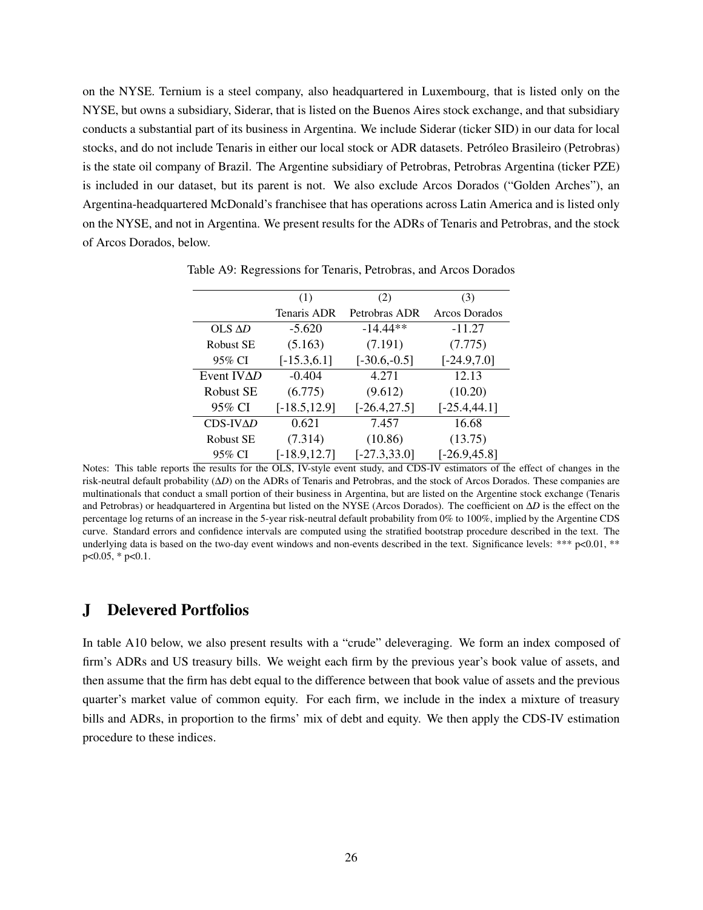on the NYSE. Ternium is a steel company, also headquartered in Luxembourg, that is listed only on the NYSE, but owns a subsidiary, Siderar, that is listed on the Buenos Aires stock exchange, and that subsidiary conducts a substantial part of its business in Argentina. We include Siderar (ticker SID) in our data for local stocks, and do not include Tenaris in either our local stock or ADR datasets. Petróleo Brasileiro (Petrobras) is the state oil company of Brazil. The Argentine subsidiary of Petrobras, Petrobras Argentina (ticker PZE) is included in our dataset, but its parent is not. We also exclude Arcos Dorados ("Golden Arches"), an Argentina-headquartered McDonald's franchisee that has operations across Latin America and is listed only on the NYSE, and not in Argentina. We present results for the ADRs of Tenaris and Petrobras, and the stock of Arcos Dorados, below.

Table A9: Regressions for Tenaris, Petrobras, and Arcos Dorados

| | (1) | (2) | (3) |
|---|---|---|---|
| | Tenaris ADR | Petrobras ADR | Arcos Dorados |
| OLS $\Delta D$ | -5.620 | -14.44** | -11.27 |
| Robust SE | (5.163) | (7.191) | (7.775) |
| 95% CI | [-15.3,6.1] | [-30.6,-0.5] | [-24.9,7.0] |
| Event IV$\Delta D$ | -0.404 | 4.271 | 12.13 |
| Robust SE | (6.775) | (9.612) | (10.20) |
| 95% CI | [-18.5,12.9] | [-26.4,27.5] | [-25.4,44.1] |
| CDS-IV$\Delta D$ | 0.621 | 7.457 | 16.68 |
| Robust SE | (7.314) | (10.86) | (13.75) |
| 95% CI | [-18.9,12.7] | [-27.3,33.0] | [-26.9,45.8] |

Notes: This table reports the results for the OLS, IV-style event study, and CDS-IV estimators of the effect of changes in the risk-neutral default probability ($\Delta D$) on the ADRs of Tenaris and Petrobras, and the stock of Arcos Dorados. These companies are multinationals that conduct a small portion of their business in Argentina, but are listed on the Argentine stock exchange (Tenaris and Petrobras) or headquartered in Argentina but listed on the NYSE (Arcos Dorados). The coefficient on $\Delta D$ is the effect on the percentage log returns of an increase in the 5-year risk-neutral default probability from 0% to 100%, implied by the Argentine CDS curve. Standard errors and confidence intervals are computed using the stratified bootstrap procedure described in the text. The underlying data is based on the two-day event windows and non-events described in the text. Significance levels: *** $p<0.01$, ** $p<0.05$, * $p<0.1$.

## J Delevered Portfolios

In table A10 below, we also present results with a "crude" deleveraging. We form an index composed of firm's ADRs and US treasury bills. We weight each firm by the previous year's book value of assets, and then assume that the firm has debt equal to the difference between that book value of assets and the previous quarter's market value of common equity. For each firm, we include in the index a mixture of treasury bills and ADRs, in proportion to the firms' mix of debt and equity. We then apply the CDS-IV estimation procedure to these indices.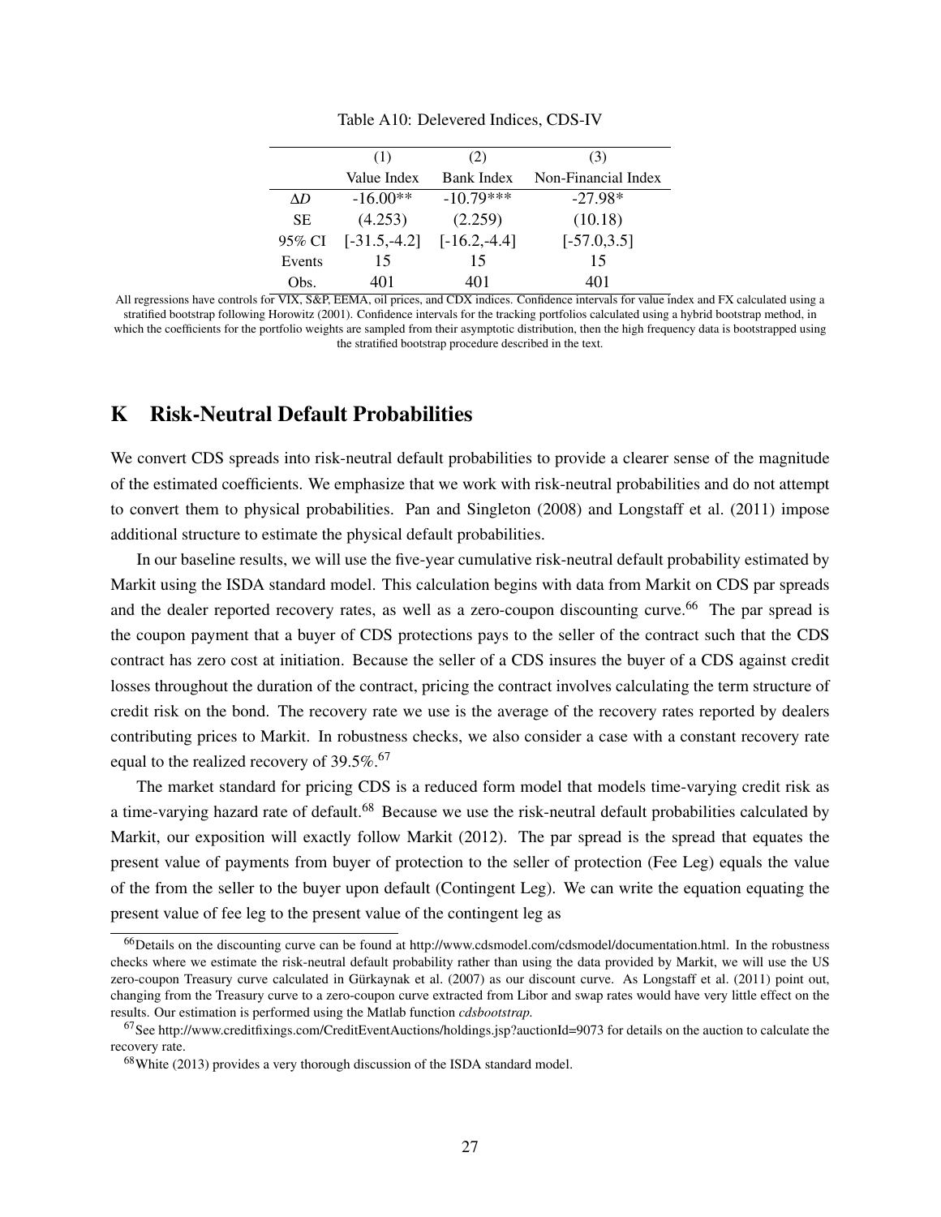Table A10: Delevered Indices, CDS-IV

| | (1) | (2) | (3) |
|---|---|---|---|
| | Value Index | Bank Index | Non-Financial Index |
| $\Delta D$ | -16.00** | -10.79*** | -27.98* |
| SE | (4.253) | (2.259) | (10.18) |
| 95% CI | [-31.5,-4.2] | [-16.2,-4.4] | [-57.0,3.5] |
| Events | 15 | 15 | 15 |
| Obs. | 401 | 401 | 401 |

All regressions have controls for VIX, S&P, EEMA, oil prices, and CDX indices. Confidence intervals for value index and FX calculated using a stratified bootstrap following Horowitz (2001). Confidence intervals for the tracking portfolios calculated using a hybrid bootstrap method, in which the coefficients for the portfolio weights are sampled from their asymptotic distribution, then the high frequency data is bootstrapped using the stratified bootstrap procedure described in the text.

# K Risk-Neutral Default Probabilities

We convert CDS spreads into risk-neutral default probabilities to provide a clearer sense of the magnitude of the estimated coefficients. We emphasize that we work with risk-neutral probabilities and do not attempt to convert them to physical probabilities. Pan and Singleton (2008) and Longstaff et al. (2011) impose additional structure to estimate the physical default probabilities.

In our baseline results, we will use the five-year cumulative risk-neutral default probability estimated by Markit using the ISDA standard model. This calculation begins with data from Markit on CDS par spreads and the dealer reported recovery rates, as well as a zero-coupon discounting curve.[66] The par spread is the coupon payment that a buyer of CDS protections pays to the seller of the contract such that the CDS contract has zero cost at initiation. Because the seller of a CDS insures the buyer of a CDS against credit losses throughout the duration of the contract, pricing the contract involves calculating the term structure of credit risk on the bond. The recovery rate we use is the average of the recovery rates reported by dealers contributing prices to Markit. In robustness checks, we also consider a case with a constant recovery rate equal to the realized recovery of 39.5%.[67]

The market standard for pricing CDS is a reduced form model that models time-varying credit risk as a time-varying hazard rate of default.[68] Because we use the risk-neutral default probabilities calculated by Markit, our exposition will exactly follow Markit (2012). The par spread is the spread that equates the present value of payments from buyer of protection to the seller of protection (Fee Leg) equals the value of the from the seller to the buyer upon default (Contingent Leg). We can write the equation equating the present value of fee leg to the present value of the contingent leg as

[66] Details on the discounting curve can be found at http://www.cdsmodel.com/cdsmodel/documentation.html. In the robustness checks where we estimate the risk-neutral default probability rather than using the data provided by Markit, we will use the US zero-coupon Treasury curve calculated in Gürkaynak et al. (2007) as our discount curve. As Longstaff et al. (2011) point out, changing from the Treasury curve to a zero-coupon curve extracted from Libor and swap rates would have very little effect on the results. Our estimation is performed using the Matlab function *cdsbootstrap.*

[67] See http://www.creditfixings.com/CreditEventAuctions/holdings.jsp?auctionId=9073 for details on the auction to calculate the recovery rate.

[68] White (2013) provides a very thorough discussion of the ISDA standard model.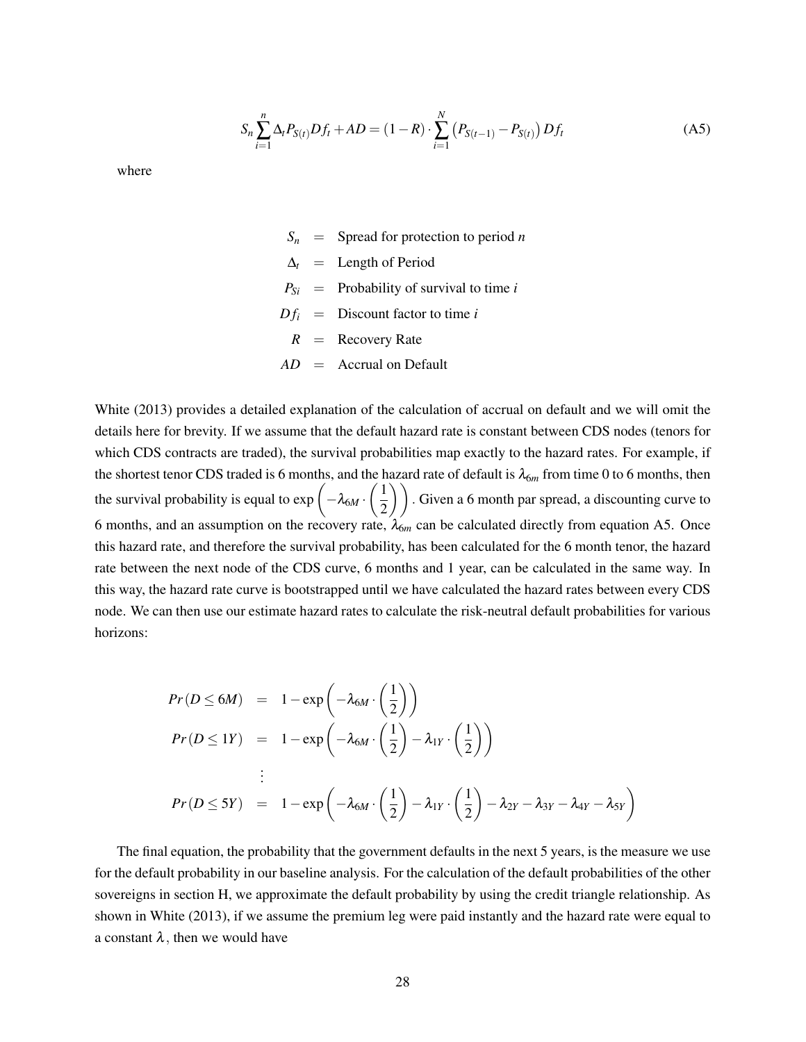$$S_n \sum_{i=1}^{n} \Delta_t P_{S(t)} Df_t + AD = (1-R) \cdot \sum_{i=1}^{N} \left( P_{S(t-1)} - P_{S(t)} \right) Df_t \tag{A5}$$

where

$$\begin{aligned}
S_n &= \text{Spread for protection to period } n \\
\Delta_t &= \text{Length of Period} \\
P_{Si} &= \text{Probability of survival to time } i \\
Df_i &= \text{Discount factor to time } i \\
R &= \text{Recovery Rate} \\
AD &= \text{Accrual on Default}
\end{aligned}$$

White (2013) provides a detailed explanation of the calculation of accrual on default and we will omit the details here for brevity. If we assume that the default hazard rate is constant between CDS nodes (tenors for which CDS contracts are traded), the survival probabilities map exactly to the hazard rates. For example, if the shortest tenor CDS traded is 6 months, and the hazard rate of default is $\lambda_{6m}$ from time 0 to 6 months, then the survival probability is equal to $\exp\left(-\lambda_{6M} \cdot \left(\frac{1}{2}\right)\right)$. Given a 6 month par spread, a discounting curve to 6 months, and an assumption on the recovery rate, $\lambda_{6m}$ can be calculated directly from equation A5. Once this hazard rate, and therefore the survival probability, has been calculated for the 6 month tenor, the hazard rate between the next node of the CDS curve, 6 months and 1 year, can be calculated in the same way. In this way, the hazard rate curve is bootstrapped until we have calculated the hazard rates between every CDS node. We can then use our estimate hazard rates to calculate the risk-neutral default probabilities for various horizons:

$$\begin{aligned}
Pr(D \leq 6M) &= 1 - \exp\left(-\lambda_{6M} \cdot \left(\frac{1}{2}\right)\right) \\
Pr(D \leq 1Y) &= 1 - \exp\left(-\lambda_{6M} \cdot \left(\frac{1}{2}\right) - \lambda_{1Y} \cdot \left(\frac{1}{2}\right)\right) \\
&\vdots \\
Pr(D \leq 5Y) &= 1 - \exp\left(-\lambda_{6M} \cdot \left(\frac{1}{2}\right) - \lambda_{1Y} \cdot \left(\frac{1}{2}\right) - \lambda_{2Y} - \lambda_{3Y} - \lambda_{4Y} - \lambda_{5Y}\right)
\end{aligned}$$

The final equation, the probability that the government defaults in the next 5 years, is the measure we use for the default probability in our baseline analysis. For the calculation of the default probabilities of the other sovereigns in section H, we approximate the default probability by using the credit triangle relationship. As shown in White (2013), if we assume the premium leg were paid instantly and the hazard rate were equal to a constant $\lambda$, then we would have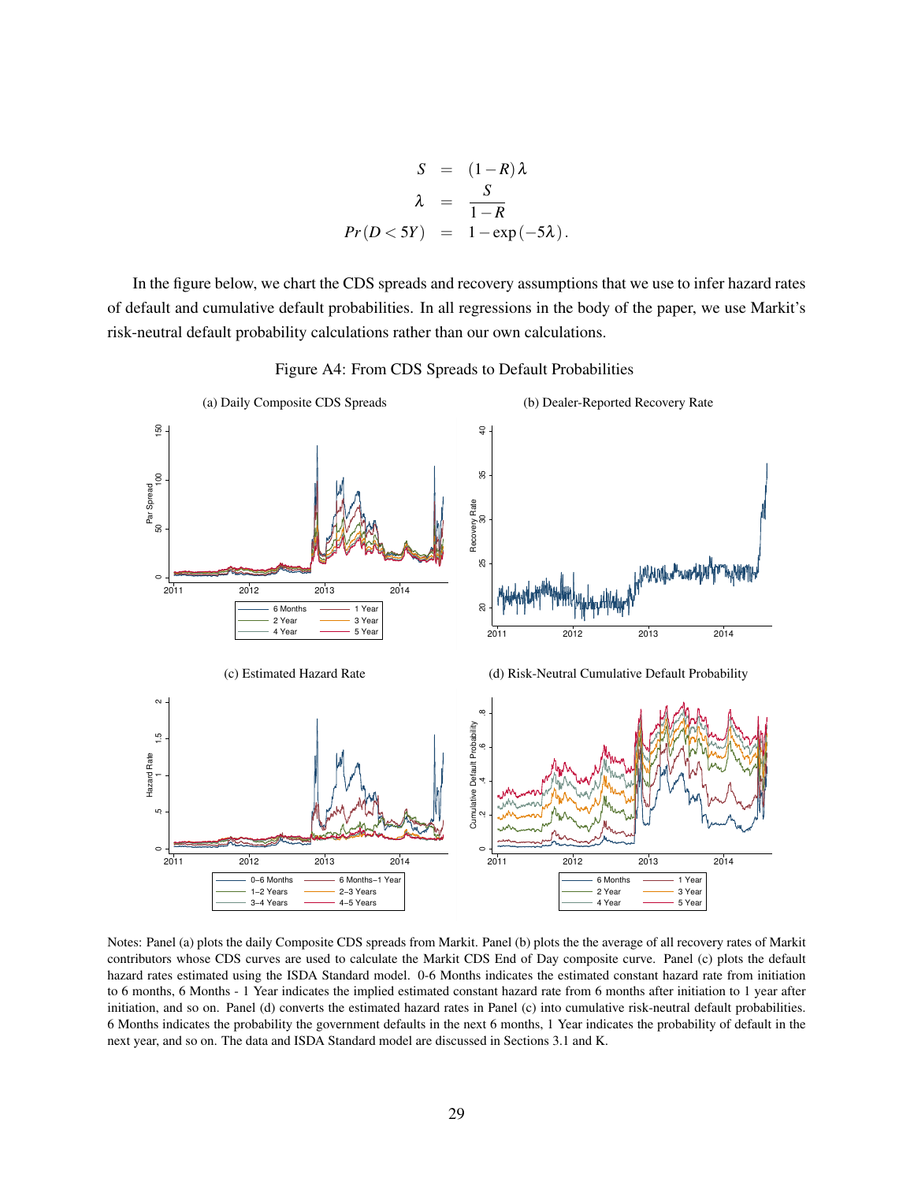$$
\begin{aligned}
S &= (1-R)\lambda \\
\lambda &= \frac{S}{1-R} \\
Pr(D<5Y) &= 1-\exp(-5\lambda).
\end{aligned}
$$

In the figure below, we chart the CDS spreads and recovery assumptions that we use to infer hazard rates of default and cumulative default probabilities. In all regressions in the body of the paper, we use Markit's risk-neutral default probability calculations rather than our own calculations.

Figure A4: From CDS Spreads to Default Probabilities

(a) Daily Composite CDS Spreads

(b) Dealer-Reported Recovery Rate

(c) Estimated Hazard Rate

(d) Risk-Neutral Cumulative Default Probability

Notes: Panel (a) plots the daily Composite CDS spreads from Markit. Panel (b) plots the the average of all recovery rates of Markit contributors whose CDS curves are used to calculate the Markit CDS End of Day composite curve. Panel (c) plots the default hazard rates estimated using the ISDA Standard model. 0-6 Months indicates the estimated constant hazard rate from initiation to 6 months, 6 Months - 1 Year indicates the implied estimated constant hazard rate from 6 months after initiation to 1 year after initiation, and so on. Panel (d) converts the estimated hazard rates in Panel (c) into cumulative risk-neutral default probabilities. 6 Months indicates the probability the government defaults in the next 6 months, 1 Year indicates the probability of default in the next year, and so on. The data and ISDA Standard model are discussed in Sections 3.1 and K.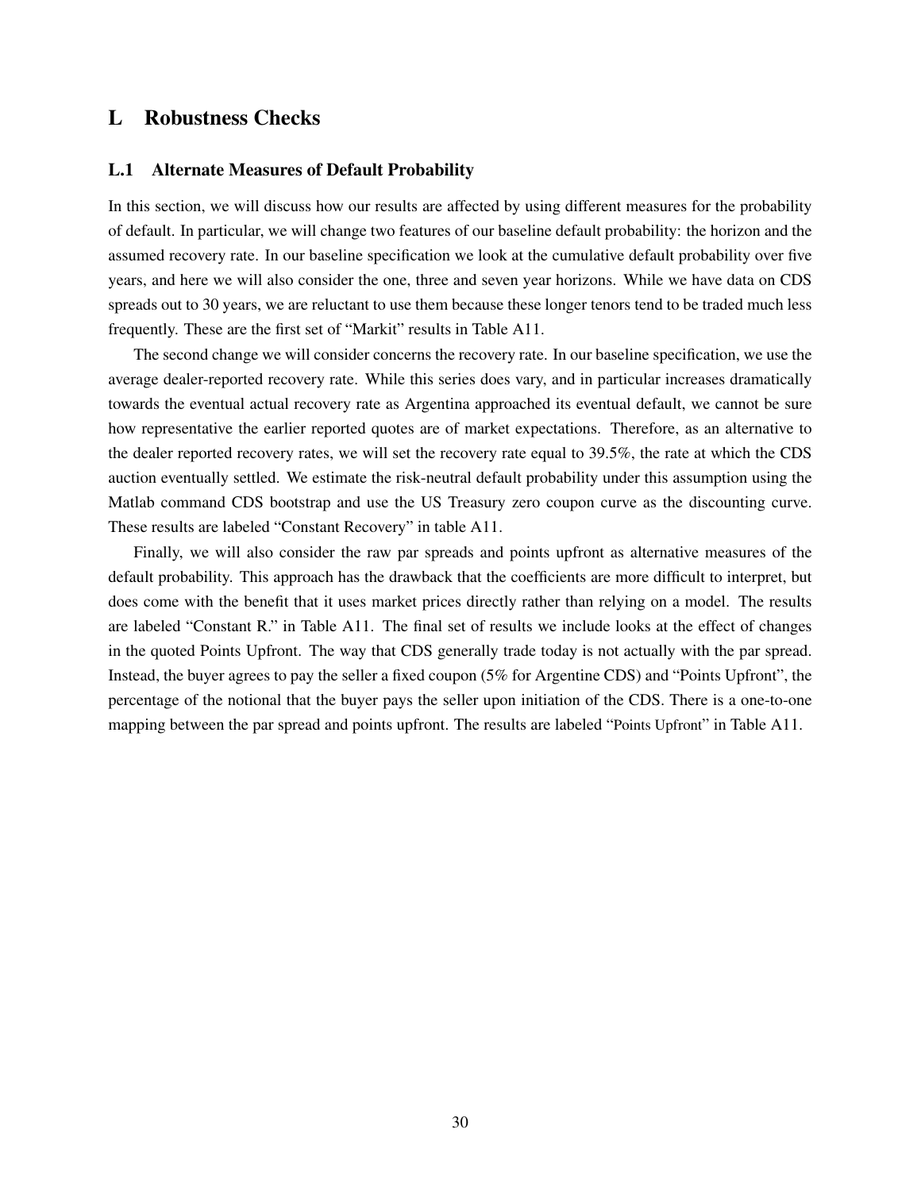## L Robustness Checks

### L.1 Alternate Measures of Default Probability

In this section, we will discuss how our results are affected by using different measures for the probability of default. In particular, we will change two features of our baseline default probability: the horizon and the assumed recovery rate. In our baseline specification we look at the cumulative default probability over five years, and here we will also consider the one, three and seven year horizons. While we have data on CDS spreads out to 30 years, we are reluctant to use them because these longer tenors tend to be traded much less frequently. These are the first set of "Markit" results in Table A11.

The second change we will consider concerns the recovery rate. In our baseline specification, we use the average dealer-reported recovery rate. While this series does vary, and in particular increases dramatically towards the eventual actual recovery rate as Argentina approached its eventual default, we cannot be sure how representative the earlier reported quotes are of market expectations. Therefore, as an alternative to the dealer reported recovery rates, we will set the recovery rate equal to 39.5%, the rate at which the CDS auction eventually settled. We estimate the risk-neutral default probability under this assumption using the Matlab command CDS bootstrap and use the US Treasury zero coupon curve as the discounting curve. These results are labeled "Constant Recovery" in table A11.

Finally, we will also consider the raw par spreads and points upfront as alternative measures of the default probability. This approach has the drawback that the coefficients are more difficult to interpret, but does come with the benefit that it uses market prices directly rather than relying on a model. The results are labeled "Constant R." in Table A11. The final set of results we include looks at the effect of changes in the quoted Points Upfront. The way that CDS generally trade today is not actually with the par spread. Instead, the buyer agrees to pay the seller a fixed coupon (5% for Argentine CDS) and "Points Upfront", the percentage of the notional that the buyer pays the seller upon initiation of the CDS. There is a one-to-one mapping between the par spread and points upfront. The results are labeled "Points Upfront" in Table A11.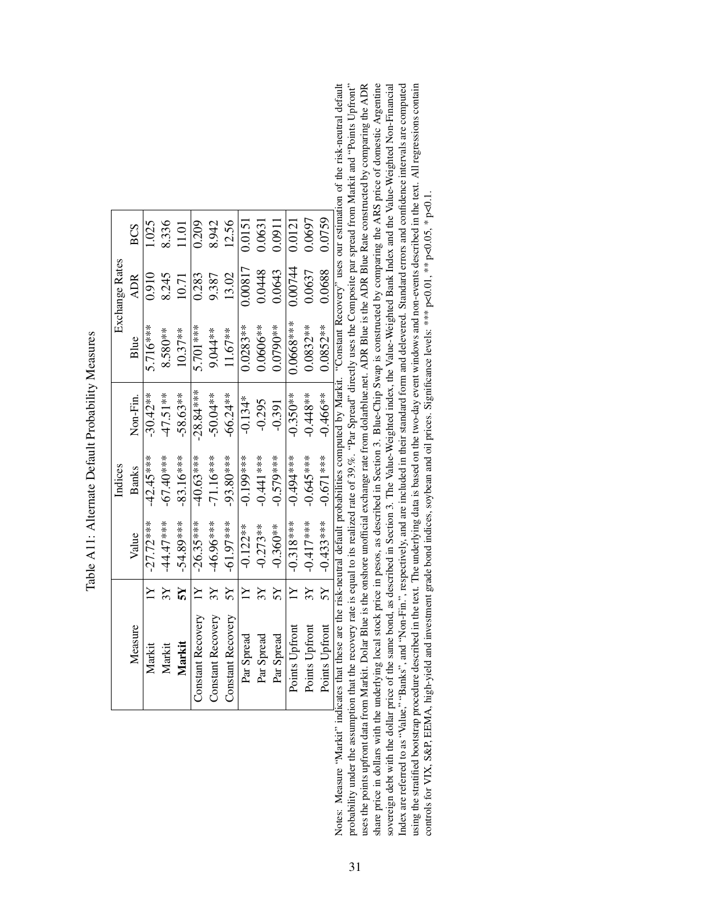Table A11: Alternate Default Probability Measures

| Measure | | Indices | | | Exchange Rates | | |
|---|---|---|---|---|---|---|---|
| | | Value | Banks | Non-Fin. | Blue | ADR | BCS |
| Markit | 1Y | -27.72*** | -42.45*** | -30.42** | 5.716*** | 0.910 | 1.025 |
| Markit | 3Y | -44.47*** | -67.40*** | -47.51** | 8.580** | 8.245 | 8.336 |
| **Markit** | **5Y** | -54.89*** | -83.16*** | -58.63** | 10.37** | 10.71 | 11.01 |
| Constant Recovery | 1Y | -26.35*** | -40.63*** | -28.84*** | 5.701*** | 0.283 | 0.209 |
| Constant Recovery | 3Y | -46.96*** | -71.16*** | -50.04** | 9.044** | 9.387 | 8.942 |
| Constant Recovery | 5Y | -61.97*** | -93.80*** | -66.24** | 11.67** | 13.02 | 12.56 |
| Par Spread | 1Y | -0.122** | -0.199*** | -0.134* | 0.0283** | 0.00817 | 0.0151 |
| Par Spread | 3Y | -0.273** | -0.441*** | -0.295 | 0.0606** | 0.0448 | 0.0631 |
| Par Spread | 5Y | -0.360** | -0.579*** | -0.391 | 0.0790** | 0.0643 | 0.0911 |
| Points Upfront | 1Y | -0.318*** | -0.494*** | -0.350** | 0.0668*** | 0.00744 | 0.0121 |
| Points Upfront | 3Y | -0.417*** | -0.645*** | -0.448** | 0.0832** | 0.0637 | 0.0697 |
| Points Upfront | 5Y | -0.433*** | -0.671*** | -0.466** | 0.0852** | 0.0688 | 0.0759 |

Notes: Measure "Markit" indicates that these are the risk-neutral default probabilities computed by Markit. "Constant Recovery" uses our estimation of the risk-neutral default probability under the assumption that the recovery rate is equal to its realized rate of 39.%. "Par Spread" directly uses the Composite par spread from Markit and "Points Upfront" uses the points upfront data from Markit. Dolar Blue is the onshore unofficial exchange rate from dolarblue.net. ADR Blue is the ADR Blue Rate constructed by comparing the ADR share price in dollars with the underlying local stock price in pesos, as described in Section 3. Blue-Chip Swap is constructed by comparing the ARS price of domestic Argentine sovereign debt with the dollar price of the same bond, as described in Section 3. The Value-Weighted index, the Value-Weighted Bank Index and the Value-Weighted Non-Financial Index are referred to as "Value," "Banks", and "Non-Fin.", respectively, and are included in their standard form and delevered. Standard errors and confidence intervals are computed using the stratified bootstrap procedure described in the text. The underlying data is based on the two-day event windows and non-events described in the text. All regressions contain controls for VIX, S&P, EEMA, high-yield and investment grade bond indices, soybean and oil prices. Significance levels: *** p<0.01, ** p<0.05, * p<0.1.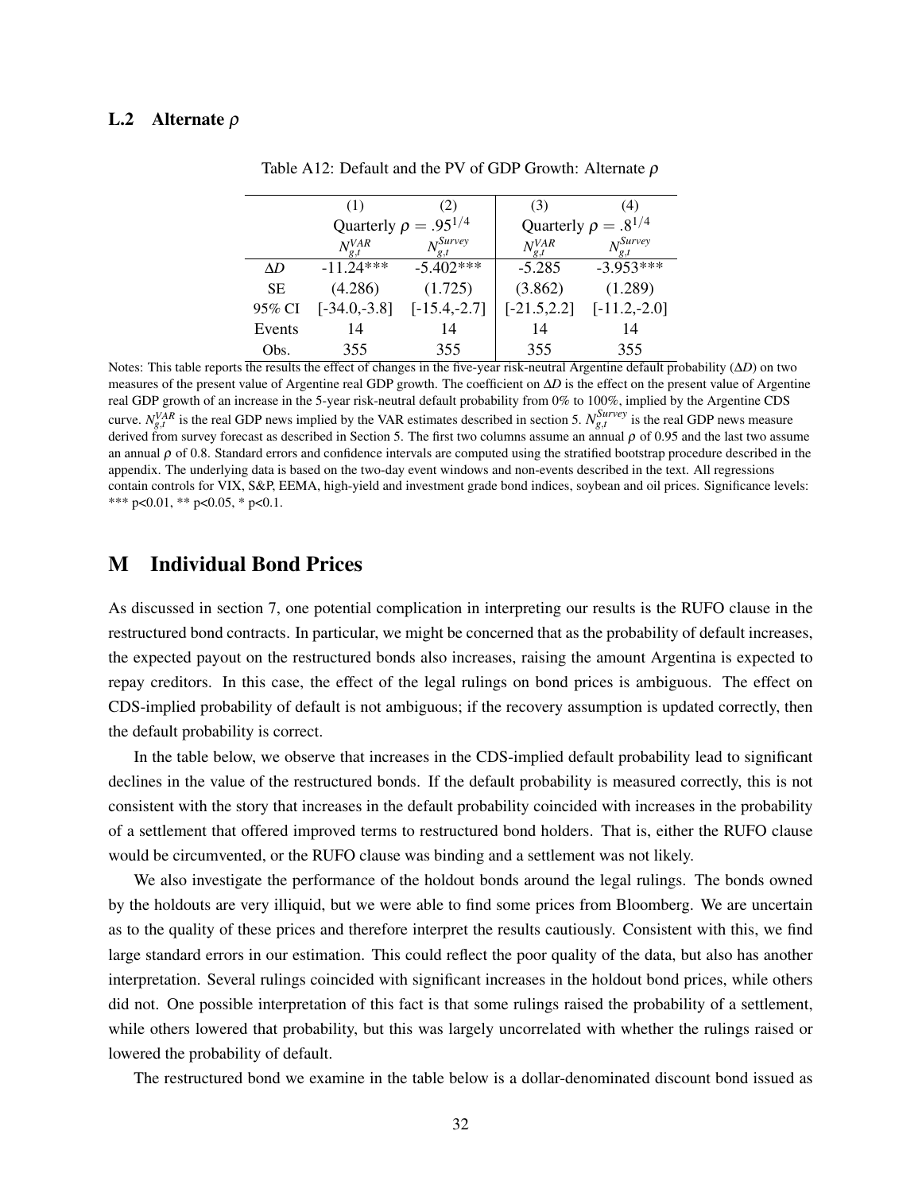### L.2 Alternate $\rho$

Table A12: Default and the PV of GDP Growth: Alternate $\rho$

| | (1) | (2) | (3) | (4) |
|---|---|---|---|---|
| | Quarterly $\rho = .95^{1/4}$ | | Quarterly $\rho = .8^{1/4}$ | |
| | $N_{g,t}^{VAR}$ | $N_{g,t}^{Survey}$ | $N_{g,t}^{VAR}$ | $N_{g,t}^{Survey}$ |
| $\Delta D$ | -11.24*** | -5.402*** | -5.285 | -3.953*** |
| SE | (4.286) | (1.725) | (3.862) | (1.289) |
| 95% CI | [-34.0,-3.8] | [-15.4,-2.7] | [-21.5,2.2] | [-11.2,-2.0] |
| Events | 14 | 14 | 14 | 14 |
| Obs. | 355 | 355 | 355 | 355 |

Notes: This table reports the results the effect of changes in the five-year risk-neutral Argentine default probability ($\Delta D$) on two measures of the present value of Argentine real GDP growth. The coefficient on $\Delta D$ is the effect on the present value of Argentine real GDP growth of an increase in the 5-year risk-neutral default probability from 0% to 100%, implied by the Argentine CDS curve. $N_{g,t}^{VAR}$ is the real GDP news implied by the VAR estimates described in section 5. $N_{g,t}^{Survey}$ is the real GDP news measure derived from survey forecast as described in Section 5. The first two columns assume an annual $\rho$ of 0.95 and the last two assume an annual $\rho$ of 0.8. Standard errors and confidence intervals are computed using the stratified bootstrap procedure described in the appendix. The underlying data is based on the two-day event windows and non-events described in the text. All regressions contain controls for VIX, S&P, EEMA, high-yield and investment grade bond indices, soybean and oil prices. Significance levels: *** p<0.01, ** p<0.05, * p<0.1.

## M Individual Bond Prices

As discussed in section 7, one potential complication in interpreting our results is the RUFO clause in the restructured bond contracts. In particular, we might be concerned that as the probability of default increases, the expected payout on the restructured bonds also increases, raising the amount Argentina is expected to repay creditors. In this case, the effect of the legal rulings on bond prices is ambiguous. The effect on CDS-implied probability of default is not ambiguous; if the recovery assumption is updated correctly, then the default probability is correct.

In the table below, we observe that increases in the CDS-implied default probability lead to significant declines in the value of the restructured bonds. If the default probability is measured correctly, this is not consistent with the story that increases in the default probability coincided with increases in the probability of a settlement that offered improved terms to restructured bond holders. That is, either the RUFO clause would be circumvented, or the RUFO clause was binding and a settlement was not likely.

We also investigate the performance of the holdout bonds around the legal rulings. The bonds owned by the holdouts are very illiquid, but we were able to find some prices from Bloomberg. We are uncertain as to the quality of these prices and therefore interpret the results cautiously. Consistent with this, we find large standard errors in our estimation. This could reflect the poor quality of the data, but also has another interpretation. Several rulings coincided with significant increases in the holdout bond prices, while others did not. One possible interpretation of this fact is that some rulings raised the probability of a settlement, while others lowered that probability, but this was largely uncorrelated with whether the rulings raised or lowered the probability of default.

The restructured bond we examine in the table below is a dollar-denominated discount bond issued as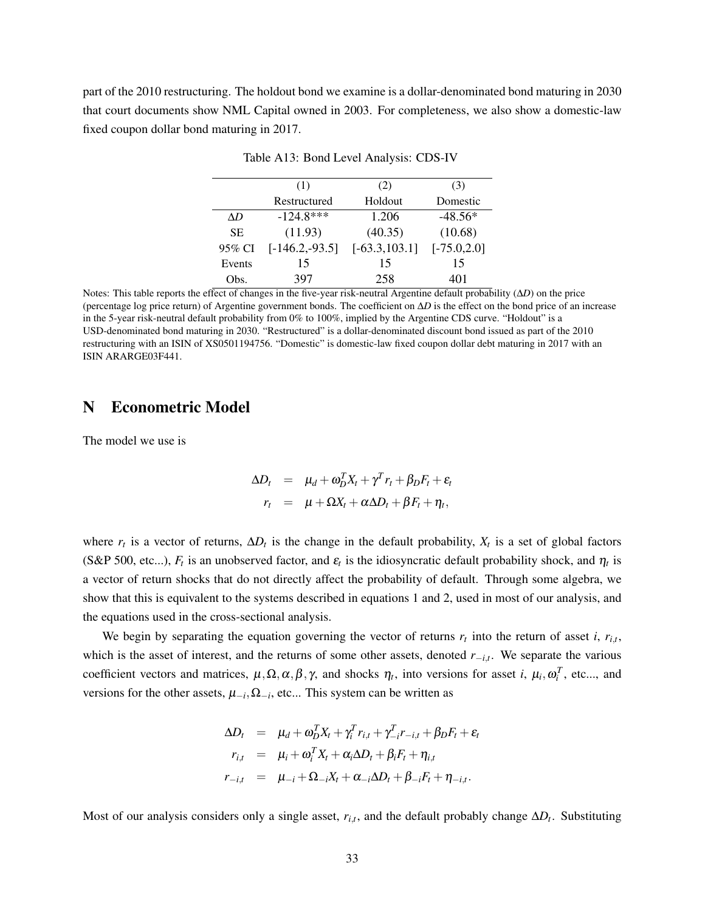part of the 2010 restructuring. The holdout bond we examine is a dollar-denominated bond maturing in 2030 that court documents show NML Capital owned in 2003. For completeness, we also show a domestic-law fixed coupon dollar bond maturing in 2017.

Table A13: Bond Level Analysis: CDS-IV

| | (1) | (2) | (3) |
|---|---|---|---|
| | Restructured | Holdout | Domestic |
| $\Delta D$ | -124.8*** | 1.206 | -48.56* |
| SE | (11.93) | (40.35) | (10.68) |
| 95% CI | [-146.2,-93.5] | [-63.3,103.1] | [-75.0,2.0] |
| Events | 15 | 15 | 15 |
| Obs. | 397 | 258 | 401 |

Notes: This table reports the effect of changes in the five-year risk-neutral Argentine default probability ($\Delta D$) on the price (percentage log price return) of Argentine government bonds. The coefficient on $\Delta D$ is the effect on the bond price of an increase in the 5-year risk-neutral default probability from 0% to 100%, implied by the Argentine CDS curve. "Holdout" is a USD-denominated bond maturing in 2030. "Restructured" is a dollar-denominated discount bond issued as part of the 2010 restructuring with an ISIN of XS0501194756. "Domestic" is domestic-law fixed coupon dollar debt maturing in 2017 with an ISIN ARARGE03F441.

# N Econometric Model

The model we use is

$$
\begin{aligned}
\Delta D_t &= \mu_d + \omega_D^T X_t + \gamma^T r_t + \beta_D F_t + \varepsilon_t \\
r_t &= \mu + \Omega X_t + \alpha \Delta D_t + \beta F_t + \eta_t,
\end{aligned}
$$

where $r_t$ is a vector of returns, $\Delta D_t$ is the change in the default probability, $X_t$ is a set of global factors (S&P 500, etc...), $F_t$ is an unobserved factor, and $\varepsilon_t$ is the idiosyncratic default probability shock, and $\eta_t$ is a vector of return shocks that do not directly affect the probability of default. Through some algebra, we show that this is equivalent to the systems described in equations 1 and 2, used in most of our analysis, and the equations used in the cross-sectional analysis.

We begin by separating the equation governing the vector of returns $r_t$ into the return of asset $i$, $r_{i,t}$, which is the asset of interest, and the returns of some other assets, denoted $r_{-i,t}$. We separate the various coefficient vectors and matrices, $\mu, \Omega, \alpha, \beta, \gamma$, and shocks $\eta_t$, into versions for asset $i$, $\mu_i, \omega_i^T$, etc..., and versions for the other assets, $\mu_{-i}, \Omega_{-i}$, etc... This system can be written as

$$
\begin{aligned}
\Delta D_t &= \mu_d + \omega_D^T X_t + \gamma_i^T r_{i,t} + \gamma_{-i}^T r_{-i,t} + \beta_D F_t + \varepsilon_t \\
r_{i,t} &= \mu_i + \omega_i^T X_t + \alpha_i \Delta D_t + \beta_i F_t + \eta_{i,t} \\
r_{-i,t} &= \mu_{-i} + \Omega_{-i} X_t + \alpha_{-i} \Delta D_t + \beta_{-i} F_t + \eta_{-i,t}.
\end{aligned}
$$

Most of our analysis considers only a single asset, $r_{i,t}$, and the default probably change $\Delta D_t$. Substituting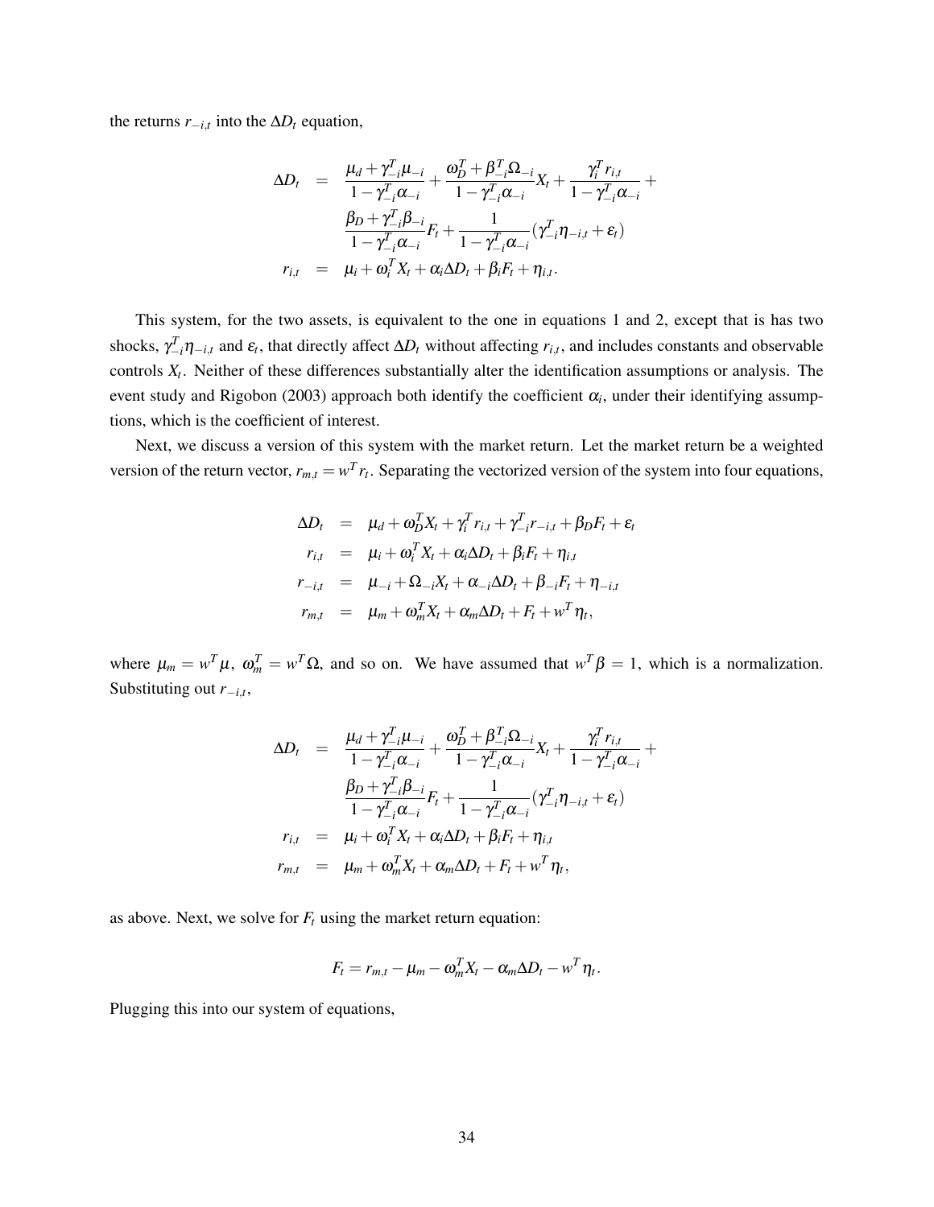the returns $r_{-i,t}$ into the $\Delta D_t$ equation,

$$
\begin{aligned}
\Delta D_t &= \frac{\mu_d + \gamma_{-i}^T \mu_{-i}}{1-\gamma_{-i}^T \alpha_{-i}} + \frac{\omega_D^T + \beta_{-i}^T \Omega_{-i}}{1-\gamma_{-i}^T \alpha_{-i}} X_t + \frac{\gamma_i^T r_{i,t}}{1-\gamma_{-i}^T \alpha_{-i}} + \\
&\quad \frac{\beta_D + \gamma_{-i}^T \beta_{-i}}{1-\gamma_{-i}^T \alpha_{-i}} F_t + \frac{1}{1-\gamma_{-i}^T \alpha_{-i}} (\gamma_{-i}^T \eta_{-i,t} + \varepsilon_t) \\
r_{i,t} &= \mu_i + \omega_i^T X_t + \alpha_i \Delta D_t + \beta_i F_t + \eta_{i,t}.
\end{aligned}
$$

This system, for the two assets, is equivalent to the one in equations 1 and 2, except that is has two shocks, $\gamma_{-i}^T \eta_{-i,t}$ and $\varepsilon_t$, that directly affect $\Delta D_t$ without affecting $r_{i,t}$, and includes constants and observable controls $X_t$. Neither of these differences substantially alter the identification assumptions or analysis. The event study and Rigobon (2003) approach both identify the coefficient $\alpha_i$, under their identifying assumptions, which is the coefficient of interest.

Next, we discuss a version of this system with the market return. Let the market return be a weighted version of the return vector, $r_{m,t} = w^T r_t$. Separating the vectorized version of the system into four equations,

$$
\begin{aligned}
\Delta D_t &= \mu_d + \omega_D^T X_t + \gamma_i^T r_{i,t} + \gamma_{-i}^T r_{-i,t} + \beta_D F_t + \varepsilon_t \\
r_{i,t} &= \mu_i + \omega_i^T X_t + \alpha_i \Delta D_t + \beta_i F_t + \eta_{i,t} \\
r_{-i,t} &= \mu_{-i} + \Omega_{-i} X_t + \alpha_{-i} \Delta D_t + \beta_{-i} F_t + \eta_{-i,t} \\
r_{m,t} &= \mu_m + \omega_m^T X_t + \alpha_m \Delta D_t + F_t + w^T \eta_t,
\end{aligned}
$$

where $\mu_m = w^T \mu$, $\omega_m^T = w^T \Omega$, and so on. We have assumed that $w^T \beta = 1$, which is a normalization. Substituting out $r_{-i,t}$,

$$
\begin{aligned}
\Delta D_t &= \frac{\mu_d + \gamma_{-i}^T \mu_{-i}}{1-\gamma_{-i}^T \alpha_{-i}} + \frac{\omega_D^T + \beta_{-i}^T \Omega_{-i}}{1-\gamma_{-i}^T \alpha_{-i}} X_t + \frac{\gamma_i^T r_{i,t}}{1-\gamma_{-i}^T \alpha_{-i}} + \\
&\quad \frac{\beta_D + \gamma_{-i}^T \beta_{-i}}{1-\gamma_{-i}^T \alpha_{-i}} F_t + \frac{1}{1-\gamma_{-i}^T \alpha_{-i}} (\gamma_{-i}^T \eta_{-i,t} + \varepsilon_t) \\
r_{i,t} &= \mu_i + \omega_i^T X_t + \alpha_i \Delta D_t + \beta_i F_t + \eta_{i,t} \\
r_{m,t} &= \mu_m + \omega_m^T X_t + \alpha_m \Delta D_t + F_t + w^T \eta_t,
\end{aligned}
$$

as above. Next, we solve for $F_t$ using the market return equation:

$$
F_t = r_{m,t} - \mu_m - \omega_m^T X_t - \alpha_m \Delta D_t - w^T \eta_t.
$$

Plugging this into our system of equations,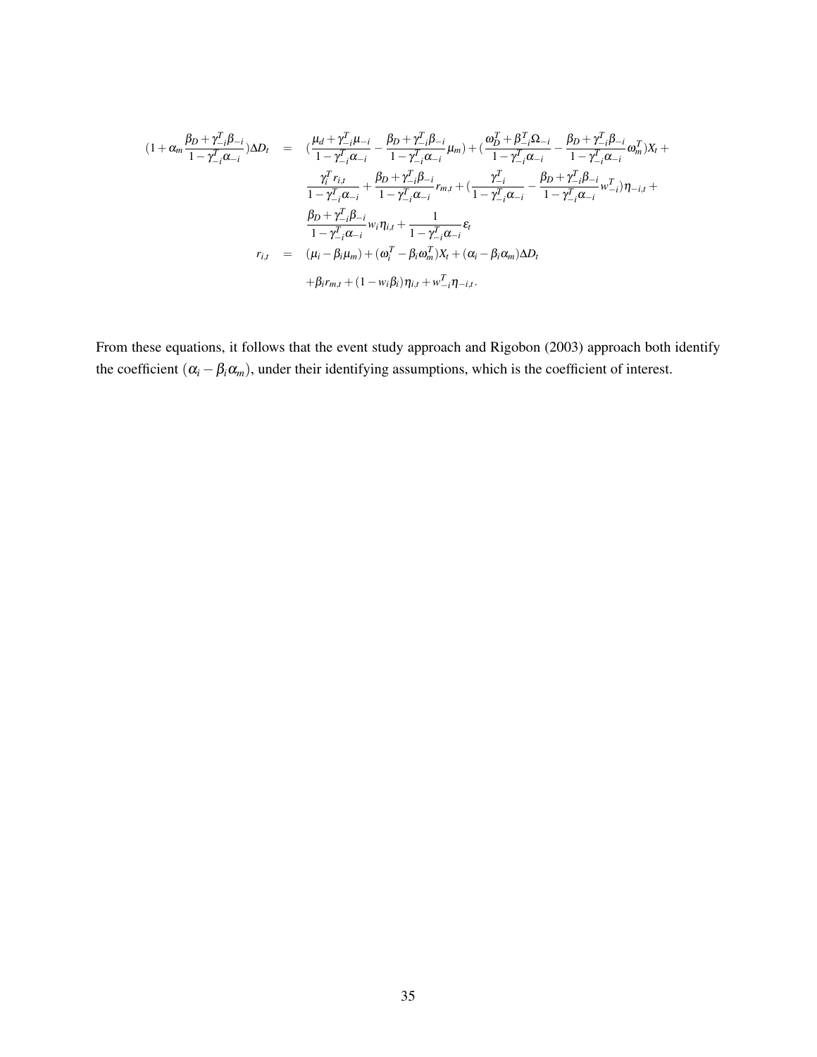$$
\begin{aligned}
(1+\alpha_m \frac{\beta_D+\gamma_{-i}^T \beta_{-i}}{1-\gamma_{-i}^T \alpha_{-i}})\Delta D_t &= (\frac{\mu_d+\gamma_{-i}^T \mu_{-i}}{1-\gamma_{-i}^T \alpha_{-i}} - \frac{\beta_D+\gamma_{-i}^T \beta_{-i}}{1-\gamma_{-i}^T \alpha_{-i}} \mu_m) + (\frac{\omega_D^T+\beta_{-i}^T \Omega_{-i}}{1-\gamma_{-i}^T \alpha_{-i}} - \frac{\beta_D+\gamma_{-i}^T \beta_{-i}}{1-\gamma_{-i}^T \alpha_{-i}} \omega_m^T) X_t + \\
&\quad \frac{\gamma_i^T r_{i,t}}{1-\gamma_{-i}^T \alpha_{-i}} + \frac{\beta_D+\gamma_{-i}^T \beta_{-i}}{1-\gamma_{-i}^T \alpha_{-i}} r_{m,t} + (\frac{\gamma_{-i}^T}{1-\gamma_{-i}^T \alpha_{-i}} - \frac{\beta_D+\gamma_{-i}^T \beta_{-i}}{1-\gamma_{-i}^T \alpha_{-i}} w_{-i}^T)\eta_{-i,t} + \\
&\quad \frac{\beta_D+\gamma_{-i}^T \beta_{-i}}{1-\gamma_{-i}^T \alpha_{-i}} w_i \eta_{i,t} + \frac{1}{1-\gamma_{-i}^T \alpha_{-i}} \varepsilon_t \\
r_{i,t} &= (\mu_i - \beta_i \mu_m) + (\omega_i^T - \beta_i \omega_m^T) X_t + (\alpha_i - \beta_i \alpha_m)\Delta D_t \\
&\quad + \beta_i r_{m,t} + (1 - w_i \beta_i)\eta_{i,t} + w_{-i}^T \eta_{-i,t}.
\end{aligned}
$$

From these equations, it follows that the event study approach and Rigobon (2003) approach both identify the coefficient $(\alpha_i - \beta_i \alpha_m)$, under their identifying assumptions, which is the coefficient of interest.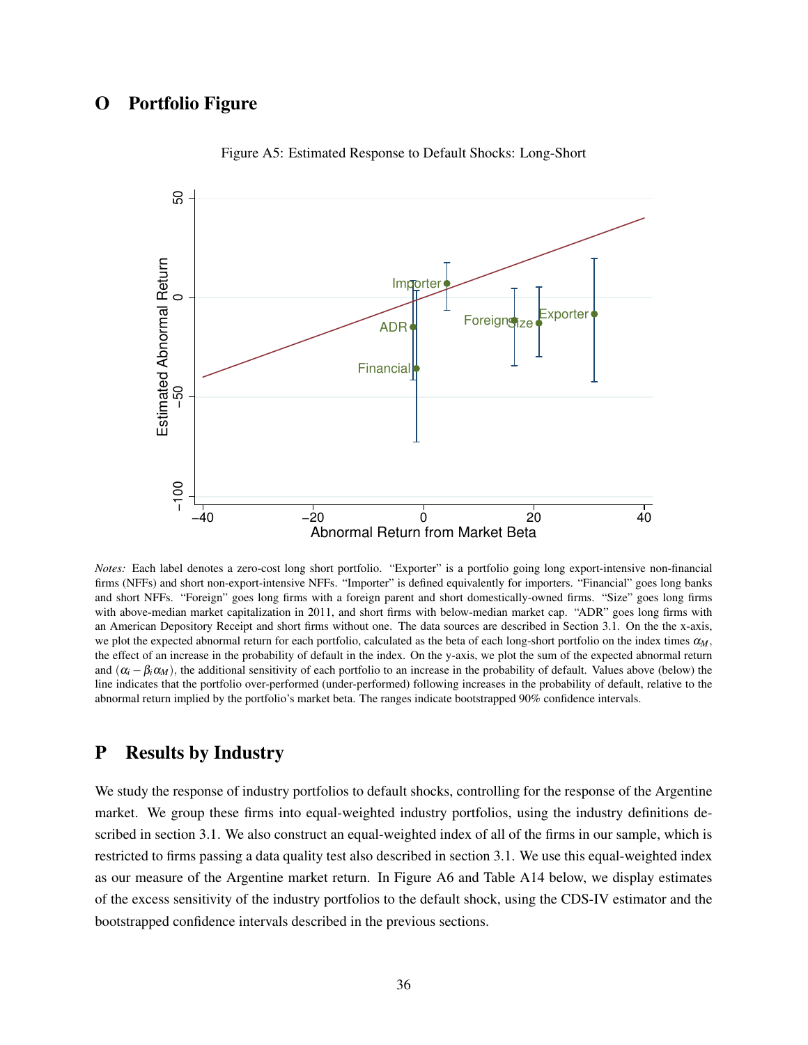## O Portfolio Figure

Figure A5: Estimated Response to Default Shocks: Long-Short

*Notes:* Each label denotes a zero-cost long short portfolio. “Exporter” is a portfolio going long export-intensive non-financial firms (NFFs) and short non-export-intensive NFFs. “Importer” is defined equivalently for importers. “Financial” goes long banks and short NFFs. “Foreign” goes long firms with a foreign parent and short domestically-owned firms. “Size” goes long firms with above-median market capitalization in 2011, and short firms with below-median market cap. “ADR” goes long firms with an American Depository Receipt and short firms without one. The data sources are described in Section 3.1. On the the x-axis, we plot the expected abnormal return for each portfolio, calculated as the beta of each long-short portfolio on the index times $\alpha_M$, the effect of an increase in the probability of default in the index. On the y-axis, we plot the sum of the expected abnormal return and $(\alpha_i - \beta_i \alpha_M)$, the additional sensitivity of each portfolio to an increase in the probability of default. Values above (below) the line indicates that the portfolio over-performed (under-performed) following increases in the probability of default, relative to the abnormal return implied by the portfolio’s market beta. The ranges indicate bootstrapped 90% confidence intervals.

## P Results by Industry

We study the response of industry portfolios to default shocks, controlling for the response of the Argentine market. We group these firms into equal-weighted industry portfolios, using the industry definitions described in section 3.1. We also construct an equal-weighted index of all of the firms in our sample, which is restricted to firms passing a data quality test also described in section 3.1. We use this equal-weighted index as our measure of the Argentine market return. In Figure A6 and Table A14 below, we display estimates of the excess sensitivity of the industry portfolios to the default shock, using the CDS-IV estimator and the bootstrapped confidence intervals described in the previous sections.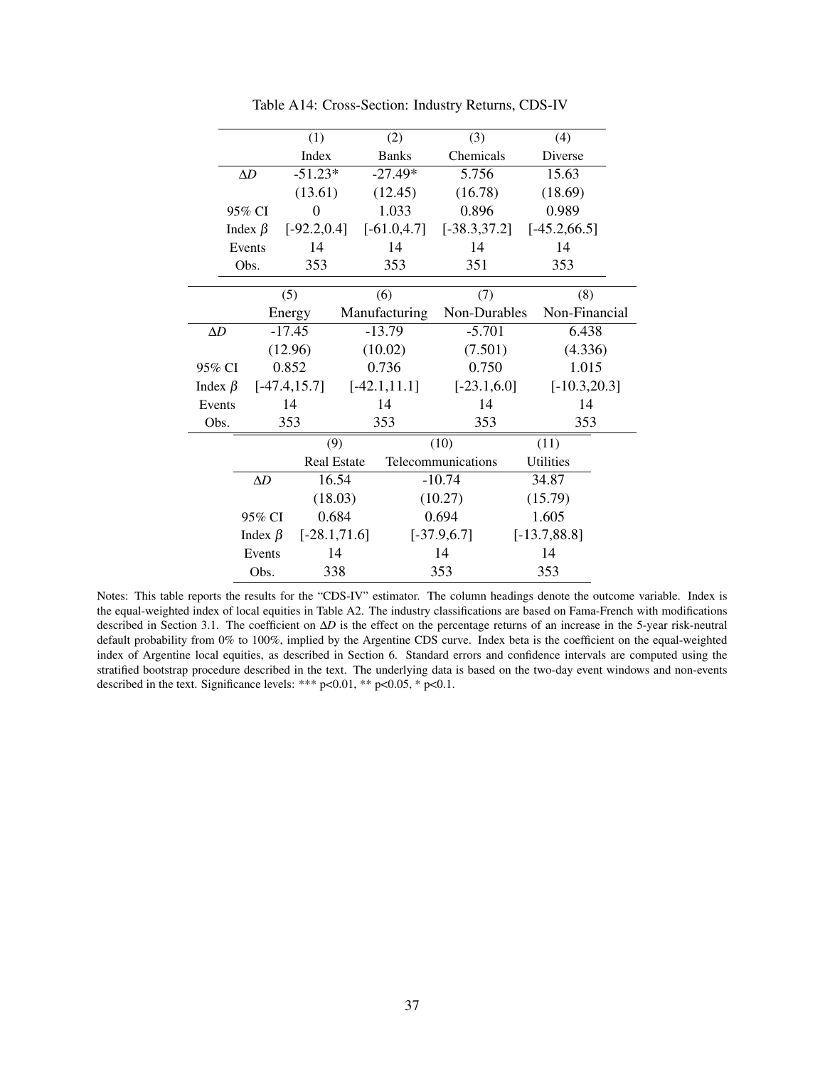Table A14: Cross-Section: Industry Returns, CDS-IV

| | (1) | (2) | (3) | (4) |
|---|---|---|---|---|
| | Index | Banks | Chemicals | Diverse |
| $\Delta D$ | -51.23* | -27.49* | 5.756 | 15.63 |
| | (13.61) | (12.45) | (16.78) | (18.69) |
| 95% CI | 0 | 1.033 | 0.896 | 0.989 |
| Index $\beta$ | [-92.2,0.4] | [-61.0,4.7] | [-38.3,37.2] | [-45.2,66.5] |
| Events | 14 | 14 | 14 | 14 |
| Obs. | 353 | 353 | 351 | 353 |

| | (5) | (6) | (7) | (8) |
|---|---|---|---|---|
| | Energy | Manufacturing | Non-Durables | Non-Financial |
| $\Delta D$ | -17.45 | -13.79 | -5.701 | 6.438 |
| | (12.96) | (10.02) | (7.501) | (4.336) |
| 95% CI | 0.852 | 0.736 | 0.750 | 1.015 |
| Index $\beta$ | [-47.4,15.7] | [-42.1,11.1] | [-23.1,6.0] | [-10.3,20.3] |
| Events | 14 | 14 | 14 | 14 |
| Obs. | 353 | 353 | 353 | 353 |

| | (9) | (10) | (11) |
|---|---|---|---|
| | Real Estate | Telecommunications | Utilities |
| $\Delta D$ | 16.54 | -10.74 | 34.87 |
| | (18.03) | (10.27) | (15.79) |
| 95% CI | 0.684 | 0.694 | 1.605 |
| Index $\beta$ | [-28.1,71.6] | [-37.9,6.7] | [-13.7,88.8] |
| Events | 14 | 14 | 14 |
| Obs. | 338 | 353 | 353 |

Notes: This table reports the results for the "CDS-IV" estimator. The column headings denote the outcome variable. Index is the equal-weighted index of local equities in Table A2. The industry classifications are based on Fama-French with modifications described in Section 3.1. The coefficient on $\Delta D$ is the effect on the percentage returns of an increase in the 5-year risk-neutral default probability from 0% to 100%, implied by the Argentine CDS curve. Index beta is the coefficient on the equal-weighted index of Argentine local equities, as described in Section 6. Standard errors and confidence intervals are computed using the stratified bootstrap procedure described in the text. The underlying data is based on the two-day event windows and non-events described in the text. Significance levels: *** p<0.01, ** p<0.05, * p<0.1.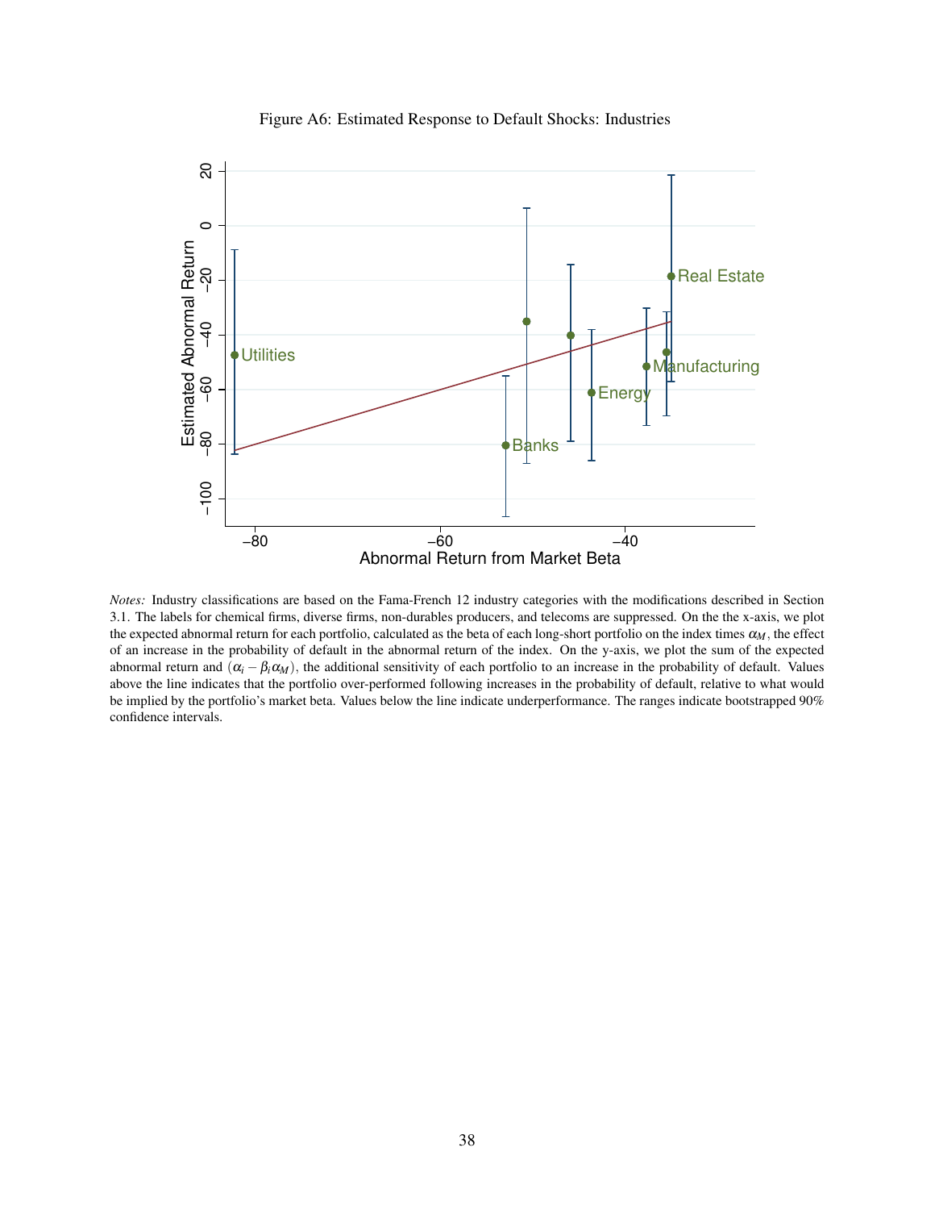Figure A6: Estimated Response to Default Shocks: Industries

*Notes:* Industry classifications are based on the Fama-French 12 industry categories with the modifications described in Section 3.1. The labels for chemical firms, diverse firms, non-durables producers, and telecoms are suppressed. On the the x-axis, we plot the expected abnormal return for each portfolio, calculated as the beta of each long-short portfolio on the index times $\alpha_M$, the effect of an increase in the probability of default in the abnormal return of the index. On the y-axis, we plot the sum of the expected abnormal return and $(\alpha_i - \beta_i \alpha_M)$, the additional sensitivity of each portfolio to an increase in the probability of default. Values above the line indicates that the portfolio over-performed following increases in the probability of default, relative to what would be implied by the portfolio's market beta. Values below the line indicate underperformance. The ranges indicate bootstrapped 90% confidence intervals.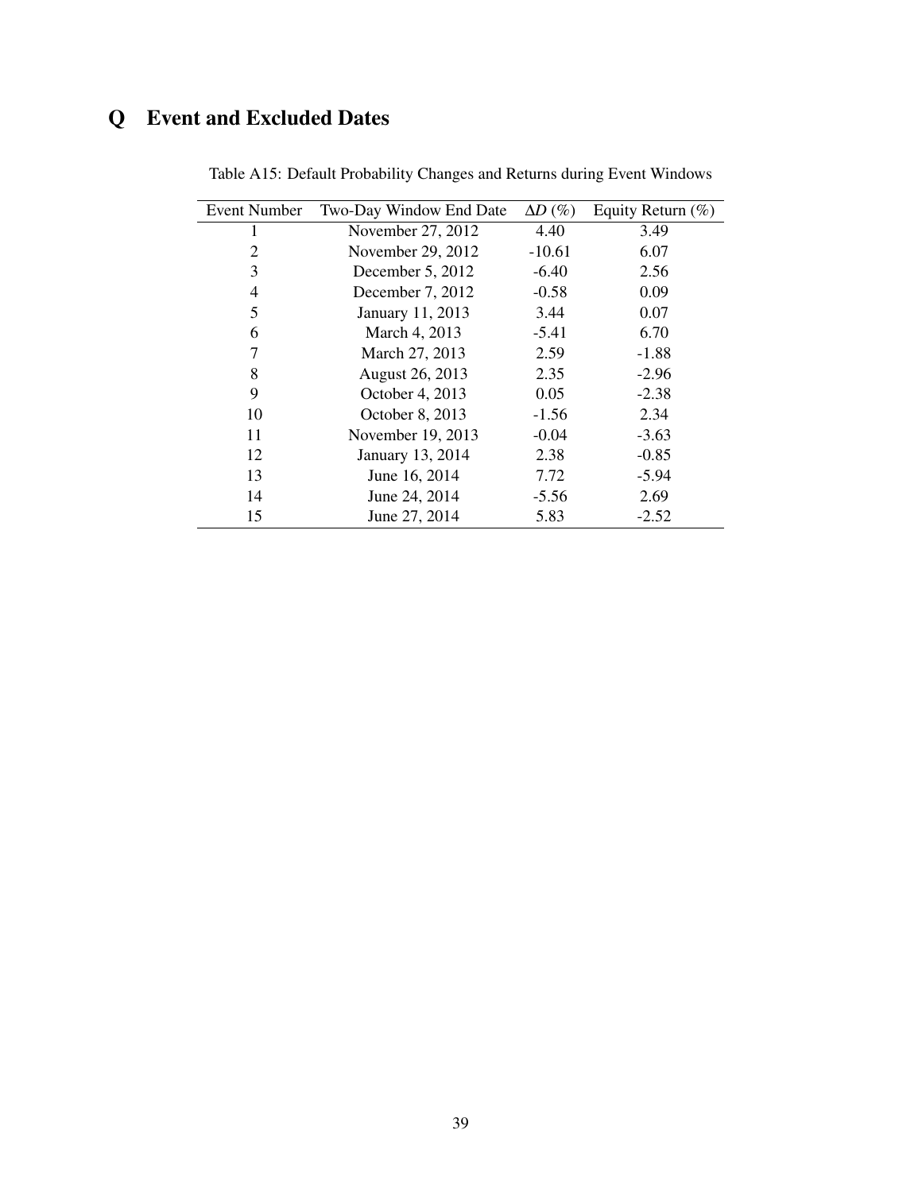# Q Event and Excluded Dates

Table A15: Default Probability Changes and Returns during Event Windows

| Event Number | Two-Day Window End Date | $\Delta D$ (%) | Equity Return (%) |
|---|---|---|---|
| 1 | November 27, 2012 | 4.40 | 3.49 |
| 2 | November 29, 2012 | -10.61 | 6.07 |
| 3 | December 5, 2012 | -6.40 | 2.56 |
| 4 | December 7, 2012 | -0.58 | 0.09 |
| 5 | January 11, 2013 | 3.44 | 0.07 |
| 6 | March 4, 2013 | -5.41 | 6.70 |
| 7 | March 27, 2013 | 2.59 | -1.88 |
| 8 | August 26, 2013 | 2.35 | -2.96 |
| 9 | October 4, 2013 | 0.05 | -2.38 |
| 10 | October 8, 2013 | -1.56 | 2.34 |
| 11 | November 19, 2013 | -0.04 | -3.63 |
| 12 | January 13, 2014 | 2.38 | -0.85 |
| 13 | June 16, 2014 | 7.72 | -5.94 |
| 14 | June 24, 2014 | -5.56 | 2.69 |
| 15 | June 27, 2014 | 5.83 | -2.52 |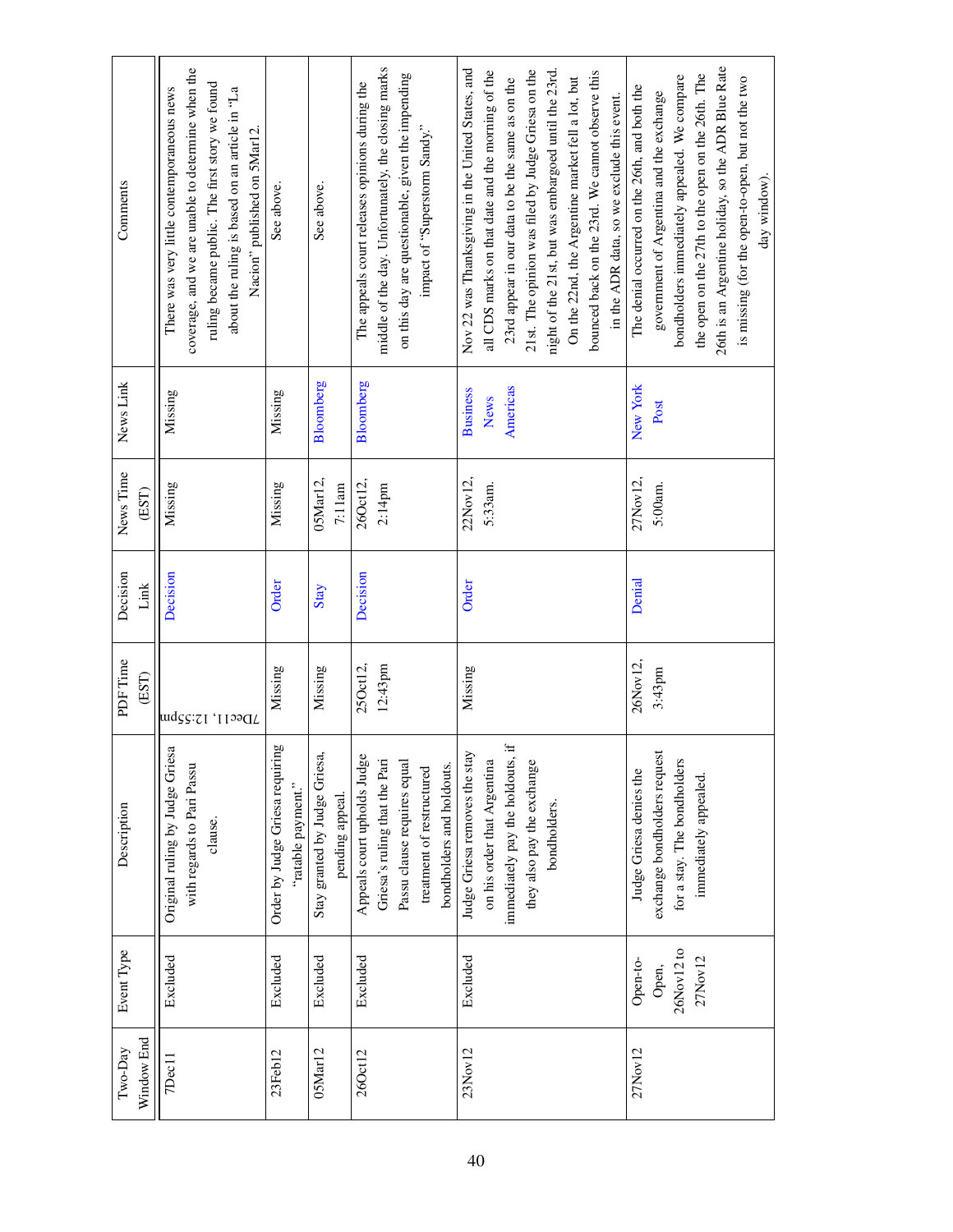| Two-Day Window End | Event Type | Description | PDF Time (EST) | Decision Link | News Time (EST) | News Link | Comments |
|---|---|---|---|---|---|---|---|
| 7Dec11 | Excluded | Original ruling by Judge Griesa with regards to Pari Passu clause. | 7Dec11, 12:55pm | Decision | Missing | Missing | There was very little contemporaneous news coverage, and we are unable to determine when the ruling became public. The first story we found about the ruling is based on an article in "La Nacion" published on 5Mar12. |
| 23Feb12 | Excluded | Order by Judge Griesa requiring "ratable payment." | Missing | Order | Missing | Missing | See above. |
| 05Mar12 | Excluded | Stay granted by Judge Griesa, pending appeal. | Missing | Stay | 05Mar12, 7:11am | Bloomberg | See above. |
| 26Oct12 | Excluded | Appeals court upholds Judge Griesa's ruling that the Pari Passu clause requires equal treatment of restructured bondholders and holdouts. | 25Oct12, 12:43pm | Decision | 26Oct12, 2:14pm | Bloomberg | The appeals court releases opinions during the middle of the day. Unfortunately, the closing marks on this day are questionable, given the impending impact of "Superstorm Sandy." |
| 23Nov12 | Excluded | Judge Griesa removes the stay on his order that Argentina immediately pay the holdouts, if they also pay the exchange bondholders. | Missing | Order | 22Nov12, 5:33am. | Business News Americas | Nov 22 was Thanksgiving in the United States, and all CDS marks on that date and the morning of the 23rd appear in our data to be the same as on the 21st. The opinion was filed by Judge Griesa on the night of the 21st, but was embargoed until the 23rd. On the 22nd, the Argentine market fell a lot, but bounced back on the 23rd. We cannot observe this in the ADR data, so we exclude this event. |
| 27Nov12 | Open-to-Open, 26Nov12 to 27Nov12 | Judge Griesa denies the exchange bondholders request for a stay. The bondholders immediately appealed. | 26Nov12, 3:43pm | Denial | 27Nov12, 5:00am. | New York Post | The denial occurred on the 26th, and both the government of Argentina and the exchange bondholders immediately appealed. We compare the open on the 27th to the open on the 26th. The 26th is an Argentine holiday, so the ADR Blue Rate is missing (for the open-to-open, but not the two day window). |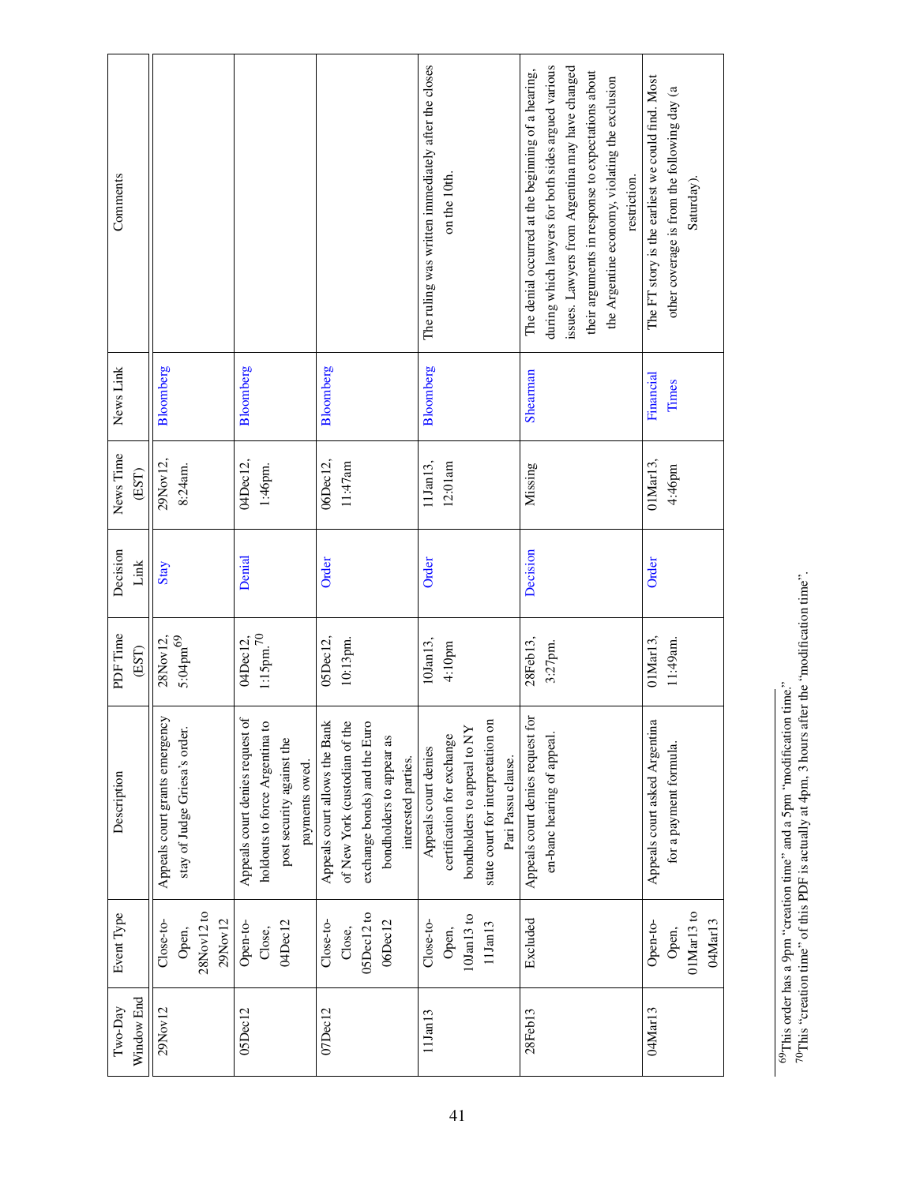| Two-Day Window End | Event Type | Description | PDF Time (EST) | Decision Link | News Time (EST) | News Link | Comments |
|---|---|---|---|---|---|---|---|
| 29Nov12 | Close-to-Open, 28Nov12 to 29Nov12 | Appeals court grants emergency stay of Judge Griesa's order. | 28Nov12, 5:04pm[69] | Stay | 29Nov12, 8:24am. | Bloomberg | |
| 05Dec12 | Open-to-Close, 04Dec12 | Appeals court denies request of holdouts to force Argentina to post security against the payments owed. | 04Dec12, 1:15pm.[70] | Denial | 04Dec12, 1:46pm. | Bloomberg | |
| 07Dec12 | Close-to-Close, 05Dec12 to 06Dec12 | Appeals court allows the Bank of New York (custodian of the exchange bonds) and the Euro bondholders to appear as interested parties. | 05Dec12, 10:13pm. | Order | 06Dec12, 11:47am | Bloomberg | |
| 11Jan13 | Close-to-Open, 10Jan13 to 11Jan13 | Appeals court denies certification for exchange bondholders to appeal to NY state court for interpretation on Pari Passu clause. | 10Jan13, 4:10pm | Order | 11Jan13, 12:01am | Bloomberg | The ruling was written immediately after the closes on the 10th. |
| 28Feb13 | Excluded | Appeals court denies request for en-banc hearing of appeal. | 28Feb13, 3:27pm. | Decision | Missing | Shearman | The denial occurred at the beginning of a hearing, during which lawyers for both sides argued various issues. Lawyers from Argentina may have changed their arguments in response to expectations about the Argentine economy, violating the exclusion restriction. |
| 04Mar13 | Open-to-Open, 01Mar13 to 04Mar13 | Appeals court asked Argentina for a payment formula. | 01Mar13, 11:49am. | Order | 01Mar13, 4:46pm | Financial Times | The FT story is the earliest we could find. Most other coverage is from the following day (a Saturday). |

[69]This order has a 9pm "creation time" and a 5pm "modification time."

[70]This "creation time" of this PDF is actually at 4pm, 3 hours after the "modification time".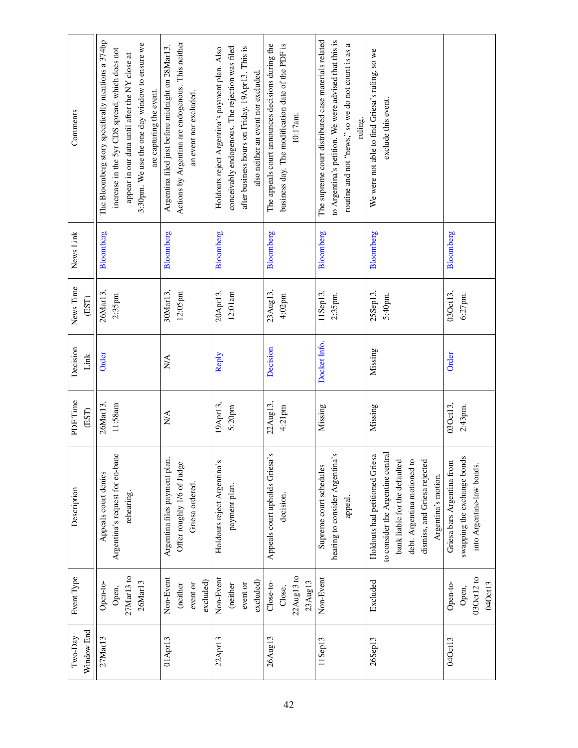| Two-Day Window End | Event Type | Description | PDF Time (EST) | Decision Link | News Time (EST) | News Link | Comments |
|---|---|---|---|---|---|---|---|
| 27Mar13 | Open-to-Open, 27Mar13 to 26Mar13 | Appeals court denies Argentina's request for en-banc rehearing. | 26Mar13, 11:58am | Order | 26Mar13, 2:35pm | Bloomberg | The Bloomberg story specifically mentions a 374bp increase in the 5yr CDS spread, which does not appear in our data until after the NY close at 3:30pm. We use the one day window to ensure we are capturing the event. |
| 01Apr13 | Non-Event (neither event or excluded) | Argentina files payment plan. Offer roughly 1/6 of Judge Griesa ordered. | N/A | N/A | 30Mar13, 12:05pm | Bloomberg | Argentina filed just before midnight on 28Mar13. Actions by Argentina are endogenous. This neither an event nor excluded. |
| 22Apr13 | Non-Event (neither event or excluded) | Holdouts reject Argentina's payment plan. | 19Apr13, 5:20pm | Reply | 20Apr13, 12:01am | Bloomberg | Holdouts reject Argentina's payment plan. Also conceivably endogenous. The rejection was filed after business hours on Friday, 19Apr13. This is also neither an event nor excluded. |
| 26Aug13 | Close-to-Close, 22Aug13 to 23Aug13 | Appeals court upholds Griesa's decision. | 22Aug13, 4:21pm | Decision | 23Aug13, 4:02pm | Bloomberg | The appeals court announces decisions during the business day. The modification date of the PDF is 10:17am. |
| 11Sep13 | Non-Event | Supreme court schedules hearing to consider Argentina's appeal. | Missing | Docket Info. | 11Sep13, 2:35pm. | Bloomberg | The supreme court distributed case materials related to Argentina's petition. We were advised that this is routine and not "news," so we do not count is as a ruling. |
| 26Sep13 | Excluded | Holdouts had petitioned Griesa to consider the Argentine central bank liable for the defaulted debt. Argentina motioned to dismiss, and Griesa rejected Argentina's motion. | Missing | Missing | 25Sep13, 5:40pm. | Bloomberg | We were not able to find Griesa's ruling, so we exclude this event. |
| 04Oct13 | Open-to-Open, 03Oct12 to 04Oct13 | Griesa bars Argentina from swapping the exchange bonds into Argentine-law bonds. | 03Oct13, 2:43pm. | Order | 03Oct13, 6:27pm. | Bloomberg | |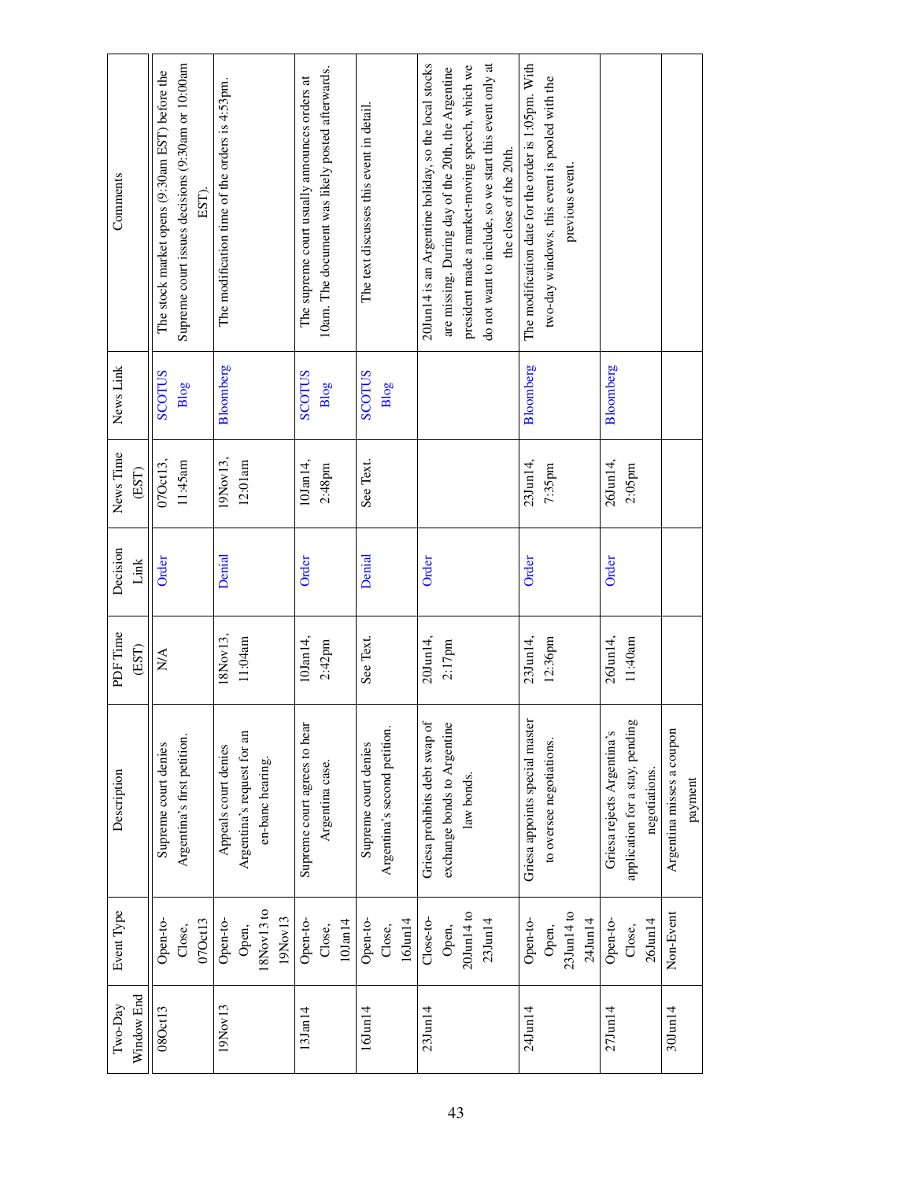| Two-Day Window End | Event Type | Description | PDF Time (EST) | Decision Link | News Time (EST) | News Link | Comments |
|---|---|---|---|---|---|---|---|
| 08Oct13 | Open-to-Close, 07Oct13 | Supreme court denies Argentina's first petition. | N/A | Order | 07Oct13, 11:45am | SCOTUS Blog | The stock market opens (9:30am EST) before the Supreme court issues decisions (9:30am or 10:00am EST). |
| 19Nov13 | Open-to-Open, 18Nov13 to 19Nov13 | Appeals court denies Argentina's request for an en-banc hearing. | 18Nov13, 11:04am | Denial | 19Nov13, 12:01am | Bloomberg | The modification time of the orders is 4:53pm. |
| 13Jan14 | Open-to-Close, 10Jan14 | Supreme court agrees to hear Argentina case. | 10Jan14, 2:42pm | Order | 10Jan14, 2:48pm | SCOTUS Blog | The supreme court usually announces orders at 10am. The document was likely posted afterwards. |
| 16Jun14 | Open-to-Close, 16Jun14 | Supreme court denies Argentina's second petition. | See Text. | Denial | See Text. | SCOTUS Blog | The text discusses this event in detail. |
| 23Jun14 | Close-to-Open, 20Jun14 to 23Jun14 | Griesa prohibits debt swap of exchange bonds to Argentine law bonds. | 20Jun14, 2:17pm | Order | | | 20Jun14 is an Argentine holiday, so the local stocks are missing. During day of the 20th, the Argentine president made a market-moving speech, which we do not want to include, so we start this event only at the close of the 20th. |
| 24Jun14 | Open-to-Open, 23Jun14 to 24Jun14 | Griesa appoints special master to oversee negotiations. | 23Jun14, 12:36pm | Order | 23Jun14, 7:35pm | Bloomberg | The modification date for the order is 1:05pm. With two-day windows, this event is pooled with the previous event. |
| 27Jun14 | Open-to-Close, 26Jun14 | Griesa rejects Argentina's application for a stay, pending negotiations. | 26Jun14, 11:40am | Order | 26Jun14, 2:05pm | Bloomberg | |
| 30Jun14 | Non-Event | Argentina misses a coupon payment | | | | | |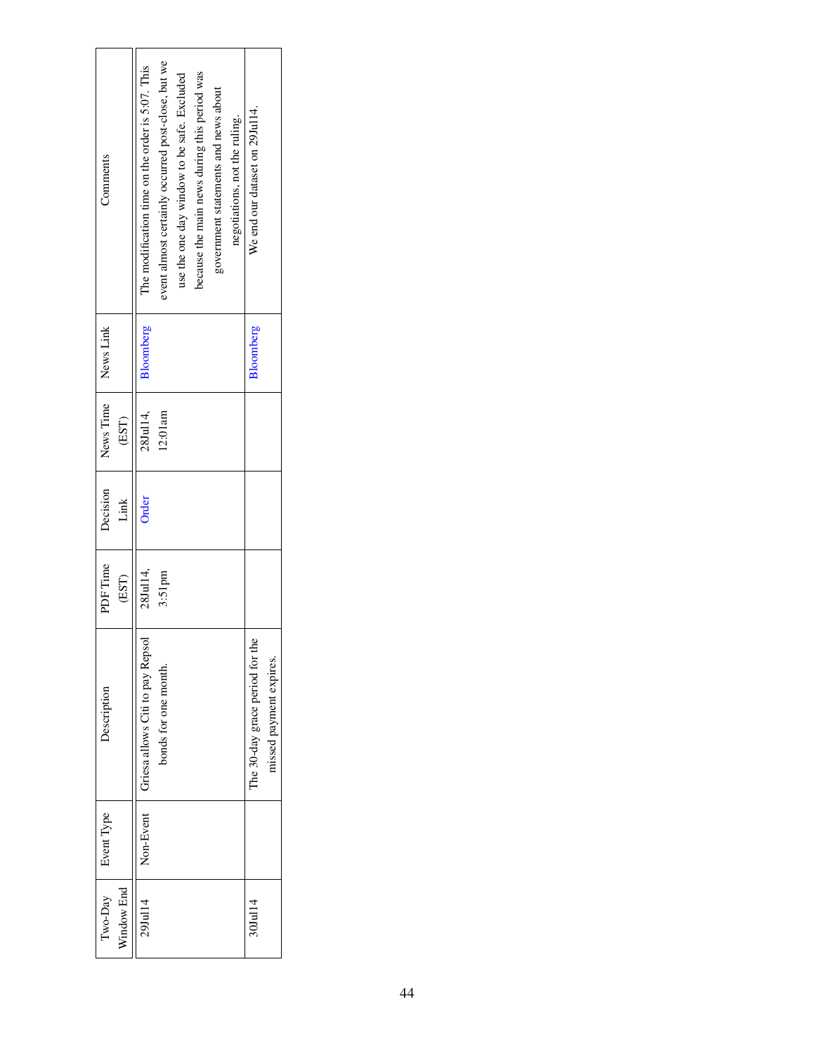| Two-Day Window End | Event Type | Description | PDF Time (EST) | Decision Link | News Time (EST) | News Link | Comments |
|---|---|---|---|---|---|---|---|
| 29Jul14 | Non-Event | Griesa allows Citi to pay Repsol bonds for one month. | 28Jul14, 3:51pm | Order | 28Jul14, 12:01am | Bloomberg | The modification time on the order is 5:07. This event almost certainly occurred post-close, but we use the one day window to be safe. Excluded because the main news during this period was government statements and news about negotiations, not the ruling. |
| 30Jul14 | | The 30-day grace period for the missed payment expires. | | | | Bloomberg | We end our dataset on 29Jul14. |